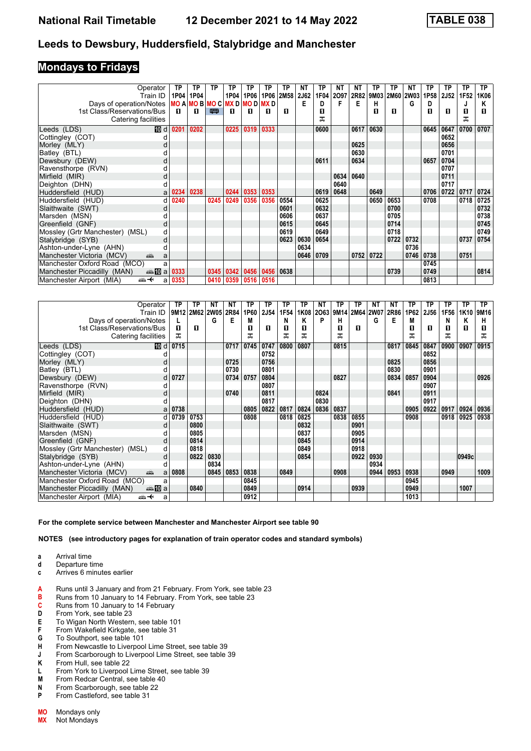# National Rail Timetable — 12 December 2021 to 14 May 2022 — TABLE 038

## Leeds to Dewsbury, Huddersfield, Stalybridge and Manchester

### Mondays to Fridays

| Operator | | TP | TP | TP | TP | TP | TP | TP | NT | TP | NT | NT | TP | TP | NT | TP | TP | TP | TP |
|---|---|---|---|---|---|---|---|---|---|---|---|---|---|---|---|---|---|---|---|
| Train ID | | 1P04 | 1P04 | | 1P04 | 1P06 | 1P06 | 2M58 | 2J62 | 1F04 | 2O97 | 2R82 | 9M03 | 2M60 | 2W03 | 1P58 | 2J52 | 1F52 | 1K06 |
| Days of operation/Notes | | MO A | MO B | MO C | MX D | MO D | MX D | | E | D | F | E | H | | G | D | | J | K |
| 1st Class/Reservations/Bus | | ■ | ■ | Bus | ■ | ■ | ■ | ■ | | ■ | | | ■ | ■ | | ■ | ■ | ■ | ■ |
| Catering facilities | | | | | | | | | | Trolley | | | | | | | | Trolley | |
| Leeds (LDS) | 10 d | 0201 | 0202 | | 0225 | 0319 | 0333 | | | 0600 | | 0617 | 0630 | | | 0645 | 0647 | 0700 | 0707 |
| Cottingley (COT) | d | | | | | | | | | | | | | | | | 0652 | | |
| Morley (MLY) | d | | | | | | | | | | | 0625 | | | | | 0656 | | |
| Batley (BTL) | d | | | | | | | | | | | 0630 | | | | | 0701 | | |
| Dewsbury (DEW) | d | | | | | | | | | 0611 | | 0634 | | | | 0657 | 0704 | | |
| Ravensthorpe (RVN) | d | | | | | | | | | | | | | | | | 0707 | | |
| Mirfield (MIR) | d | | | | | | | | | | 0634 | 0640 | | | | | 0711 | | |
| Deighton (DHN) | d | | | | | | | | | | 0640 | | | | | | 0717 | | |
| Huddersfield (HUD) | a | 0234 | 0238 | | 0244 | 0353 | 0353 | | | 0619 | 0648 | | 0649 | | | 0706 | 0722 | 0717 | 0724 |
| Huddersfield (HUD) | d | 0240 | | 0245 | 0249 | 0356 | 0356 | 0554 | | 0625 | | | 0650 | 0653 | | 0708 | | 0718 | 0725 |
| Slaithwaite (SWT) | d | | | | | | | 0601 | | 0632 | | | | 0700 | | | | | 0732 |
| Marsden (MSN) | d | | | | | | | 0606 | | 0637 | | | | 0705 | | | | | 0738 |
| Greenfield (GNF) | d | | | | | | | 0615 | | 0645 | | | | 0714 | | | | | 0745 |
| Mossley (Grtr Manchester) (MSL) | d | | | | | | | 0619 | | 0649 | | | | 0718 | | | | | 0749 |
| Stalybridge (SYB) | d | | | | | | | 0623 | 0630 | 0654 | | | | 0722 | 0732 | | | 0737 | 0754 |
| Ashton-under-Lyne (AHN) | d | | | | | | | | 0634 | | | | | | 0736 | | | | |
| Manchester Victoria (MCV) | a | | | | | | | | 0646 | 0709 | | 0752 | 0722 | | 0746 | 0738 | | 0751 | |
| Manchester Oxford Road (MCO) | a | | | | | | | | | | | | | | | 0745 | | | |
| Manchester Piccadilly (MAN) | 10 a | 0333 | | 0345 | 0342 | 0456 | 0456 | 0638 | | | | | | 0739 | | 0749 | | | 0814 |
| Manchester Airport (MIA) | a | 0353 | | 0410 | 0359 | 0516 | 0516 | | | | | | | | | 0813 | | | |

| Operator | | TP | TP | NT | NT | TP | TP | TP | TP | NT | TP | TP | NT | NT | TP | TP | TP | TP | TP |
|---|---|---|---|---|---|---|---|---|---|---|---|---|---|---|---|---|---|---|---|
| Train ID | | 9M12 | 2M62 | 2W05 | 2R84 | 1P60 | 2J54 | 1F54 | 1K08 | 2O63 | 9M14 | 2M64 | 2W07 | 2R86 | 1P62 | 2J56 | 1F56 | 1K10 | 9M16 |
| Days of operation/Notes | | L | | G | E | M | | N | K | P | H | | G | E | M | | N | K | H |
| 1st Class/Reservations/Bus | | ■ | ■ | | | ■ | ■ | ■ | ■ | | ■ | ■ | | | ■ | ■ | ■ | ■ | ■ |
| Catering facilities | | Trolley | | | | Trolley | | Trolley | Trolley | | Trolley | | | | Trolley | | Trolley | | Trolley |
| Leeds (LDS) | 10 d | 0715 | | | 0717 | 0745 | 0747 | 0800 | 0807 | | 0815 | | | 0817 | 0845 | 0847 | 0900 | 0907 | 0915 |
| Cottingley (COT) | d | | | | | | 0752 | | | | | | | | | 0852 | | | |
| Morley (MLY) | d | | | | 0725 | | 0756 | | | | | | | 0825 | | 0856 | | | |
| Batley (BTL) | d | | | | 0730 | | 0801 | | | | | | | 0830 | | 0901 | | | |
| Dewsbury (DEW) | d | 0727 | | | 0734 | 0757 | 0804 | | | | 0827 | | | 0834 | 0857 | 0904 | | | 0926 |
| Ravensthorpe (RVN) | d | | | | | | 0807 | | | | | | | | | 0907 | | | |
| Mirfield (MIR) | d | | | | 0740 | | 0811 | | | 0824 | | | | 0841 | | 0911 | | | |
| Deighton (DHN) | d | | | | | | 0817 | | | 0830 | | | | | | 0917 | | | |
| Huddersfield (HUD) | a | 0738 | | | | 0805 | 0822 | 0817 | 0824 | 0836 | 0837 | | | | 0905 | 0922 | 0917 | 0924 | 0936 |
| Huddersfield (HUD) | d | 0739 | 0753 | | | 0808 | | 0818 | 0825 | | 0838 | 0855 | | | 0908 | | 0918 | 0925 | 0938 |
| Slaithwaite (SWT) | d | | 0800 | | | | | | 0832 | | | 0901 | | | | | | | |
| Marsden (MSN) | d | | 0805 | | | | | | 0837 | | | 0905 | | | | | | | |
| Greenfield (GNF) | d | | 0814 | | | | | | 0845 | | | 0914 | | | | | | | |
| Mossley (Grtr Manchester) (MSL) | d | | 0818 | | | | | | 0849 | | | 0918 | | | | | | | |
| Stalybridge (SYB) | d | | 0822 | 0830 | | | | | 0854 | | | 0922 | 0930 | | | | | 0949c | |
| Ashton-under-Lyne (AHN) | d | | | 0834 | | | | | | | | | 0934 | | | | | | |
| Manchester Victoria (MCV) | a | 0808 | | 0845 | 0853 | 0838 | | 0849 | | | 0908 | | 0944 | 0953 | 0938 | | 0949 | | 1009 |
| Manchester Oxford Road (MCO) | a | | | | | 0845 | | | | | | | | | 0945 | | | | |
| Manchester Piccadilly (MAN) | 10 a | | 0840 | | | 0849 | | | 0914 | | | 0939 | | | 0949 | | | 1007 | |
| Manchester Airport (MIA) | a | | | | | 0912 | | | | | | | | | 1013 | | | | |

**For the complete service between Manchester and Manchester Airport see table 90**

**NOTES (see introductory pages for explanation of train operator codes and standard symbols)**

- **a** Arrival time
- **d** Departure time
- **c** Arrives 6 minutes earlier

- **A** Runs until 3 January and from 21 February. From York, see table 23
- **B** Runs from 10 January to 14 February. From York, see table 23
- **C** Runs from 10 January to 14 February
- **D** From York, see table 23
- **E** To Wigan North Western, see table 101
- **F** From Wakefield Kirkgate, see table 31
- **G** To Southport, see table 101
- **H** From Newcastle to Liverpool Lime Street, see table 39
- **J** From Scarborough to Liverpool Lime Street, see table 39
- **K** From Hull, see table 22
- **L** From York to Liverpool Lime Street, see table 39
- **M** From Redcar Central, see table 40
- **N** From Scarborough, see table 22
- **P** From Castleford, see table 31

- **MO** Mondays only
- **MX** Not Mondays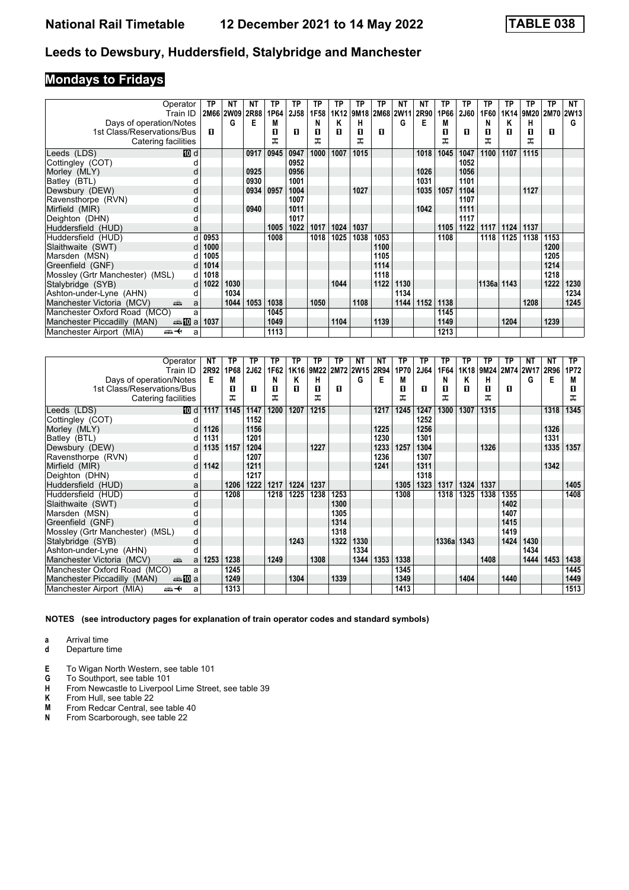## Leeds to Dewsbury, Huddersfield, Stalybridge and Manchester

### Mondays to Fridays

| Operator | | TP | NT | NT | TP | TP | TP | TP | TP | TP | NT | NT | TP | TP | TP | TP | TP | TP | NT |
|---|---|---|---|---|---|---|---|---|---|---|---|---|---|---|---|---|---|---|---|
| Train ID | | 2M66 | 2W09 | 2R88 | 1P64 | 2J58 | 1F58 | 1K12 | 9M18 | 2M68 | 2W11 | 2R90 | 1P66 | 2J60 | 1F60 | 1K14 | 9M20 | 2M70 | 2W13 |
| Days of operation/Notes | | | G | E | M | | N | K | H | | G | E | M | | N | K | H | | G |
| 1st Class/Reservations/Bus | | ■ | | | ■ | ■ | ■ | ■ | ■ | ■ | | | ■ | ■ | ■ | ■ | ■ | ■ | |
| Catering facilities | | | | | ⚒ | | ⚒ | | ⚒ | | | | ⚒ | | ⚒ | | ⚒ | | |
| Leeds (LDS) | 10 d | | | 0917 | 0945 | 0947 | 1000 | 1007 | 1015 | | | 1018 | 1045 | 1047 | 1100 | 1107 | 1115 | | |
| Cottingley (COT) | d | | | | | 0952 | | | | | | | | 1052 | | | | | |
| Morley (MLY) | d | | | 0925 | | 0956 | | | | | | 1026 | | 1056 | | | | | |
| Batley (BTL) | d | | | 0930 | | 1001 | | | | | | 1031 | | 1101 | | | | | |
| Dewsbury (DEW) | d | | | 0934 | 0957 | 1004 | | | 1027 | | | 1035 | 1057 | 1104 | | | 1127 | | |
| Ravensthorpe (RVN) | d | | | | | 1007 | | | | | | | | 1107 | | | | | |
| Mirfield (MIR) | d | | | 0940 | | 1011 | | | | | | 1042 | | 1111 | | | | | |
| Deighton (DHN) | d | | | | | 1017 | | | | | | | | 1117 | | | | | |
| Huddersfield (HUD) | a | | | | 1005 | 1022 | 1017 | 1024 | 1037 | | | | 1105 | 1122 | 1117 | 1124 | 1137 | | |
| Huddersfield (HUD) | d | 0953 | | | 1008 | | 1018 | 1025 | 1038 | 1053 | | | 1108 | | 1118 | 1125 | 1138 | 1153 | |
| Slaithwaite (SWT) | d | 1000 | | | | | | | | 1100 | | | | | | | | 1200 | |
| Marsden (MSN) | d | 1005 | | | | | | | | 1105 | | | | | | | | 1205 | |
| Greenfield (GNF) | d | 1014 | | | | | | | | 1114 | | | | | | | | 1214 | |
| Mossley (Grtr Manchester) (MSL) | d | 1018 | | | | | | | | 1118 | | | | | | | | 1218 | |
| Stalybridge (SYB) | d | 1022 | 1030 | | | | | 1044 | | 1122 | 1130 | | | | 1136a | 1143 | | 1222 | 1230 |
| Ashton-under-Lyne (AHN) | d | | 1034 | | | | | | | | 1134 | | | | | | | | 1234 |
| Manchester Victoria (MCV) | a | | 1044 | 1053 | 1038 | | 1050 | | 1108 | | 1144 | 1152 | 1138 | | | | 1208 | | 1245 |
| Manchester Oxford Road (MCO) | a | | | | 1045 | | | | | | | | 1145 | | | | | | |
| Manchester Piccadilly (MAN) | 10 a | 1037 | | | 1049 | | | 1104 | | 1139 | | | 1149 | | | 1204 | | 1239 | |
| Manchester Airport (MIA) | a | | | | 1113 | | | | | | | | 1213 | | | | | | |

| Operator | | NT | TP | TP | TP | TP | TP | TP | NT | NT | TP | TP | TP | TP | TP | TP | NT | NT | TP |
|---|---|---|---|---|---|---|---|---|---|---|---|---|---|---|---|---|---|---|---|
| Train ID | | 2R92 | 1P68 | 2J62 | 1F62 | 1K16 | 9M22 | 2M72 | 2W15 | 2R94 | 1P70 | 2J64 | 1F64 | 1K18 | 9M24 | 2M74 | 2W17 | 2R96 | 1P72 |
| Days of operation/Notes | | E | M | | N | K | H | | G | E | M | | N | K | H | | G | E | M |
| 1st Class/Reservations/Bus | | | ■ | ■ | ■ | ■ | ■ | ■ | | | ■ | ■ | ■ | ■ | ■ | ■ | | | ■ |
| Catering facilities | | | ⚒ | | ⚒ | | ⚒ | | | | ⚒ | | ⚒ | | ⚒ | | | | ⚒ |
| Leeds (LDS) | 10 d | 1117 | 1145 | 1147 | 1200 | 1207 | 1215 | | | 1217 | 1245 | 1247 | 1300 | 1307 | 1315 | | | 1318 | 1345 |
| Cottingley (COT) | d | | | 1152 | | | | | | | | 1252 | | | | | | | |
| Morley (MLY) | d | 1126 | | 1156 | | | | | | 1225 | | 1256 | | | | | | 1326 | |
| Batley (BTL) | d | 1131 | | 1201 | | | | | | 1230 | | 1301 | | | | | | 1331 | |
| Dewsbury (DEW) | d | 1135 | 1157 | 1204 | | | 1227 | | | 1233 | 1257 | 1304 | | | 1326 | | | 1335 | 1357 |
| Ravensthorpe (RVN) | d | | | 1207 | | | | | | 1236 | | 1307 | | | | | | | |
| Mirfield (MIR) | d | 1142 | | 1211 | | | | | | 1241 | | 1311 | | | | | | 1342 | |
| Deighton (DHN) | d | | | 1217 | | | | | | | | 1318 | | | | | | | |
| Huddersfield (HUD) | a | | 1206 | 1222 | 1217 | 1224 | 1237 | | | | 1305 | 1323 | 1317 | 1324 | 1337 | | | | 1405 |
| Huddersfield (HUD) | d | | 1208 | | 1218 | 1225 | 1238 | 1253 | | | 1308 | | 1318 | 1325 | 1338 | 1355 | | | 1408 |
| Slaithwaite (SWT) | d | | | | | | | 1300 | | | | | | | | 1402 | | | |
| Marsden (MSN) | d | | | | | | | 1305 | | | | | | | | 1407 | | | |
| Greenfield (GNF) | d | | | | | | | 1314 | | | | | | | | 1415 | | | |
| Mossley (Grtr Manchester) (MSL) | d | | | | | | | 1318 | | | | | | | | 1419 | | | |
| Stalybridge (SYB) | d | | | | | 1243 | | 1322 | 1330 | | | | 1336a | 1343 | | 1424 | 1430 | | |
| Ashton-under-Lyne (AHN) | d | | | | | | | | 1334 | | | | | | | | 1434 | | |
| Manchester Victoria (MCV) | a | 1253 | 1238 | | 1249 | | 1308 | | 1344 | 1353 | 1338 | | | | 1408 | | 1444 | 1453 | 1438 |
| Manchester Oxford Road (MCO) | a | | 1245 | | | | | | | | 1345 | | | | | | | | 1445 |
| Manchester Piccadilly (MAN) | 10 a | | 1249 | | | 1304 | | 1339 | | | 1349 | | | 1404 | | 1440 | | | 1449 |
| Manchester Airport (MIA) | a | | 1313 | | | | | | | | 1413 | | | | | | | | 1513 |

**NOTES (see introductory pages for explanation of train operator codes and standard symbols)**

- **a** Arrival time
- **d** Departure time

- **E** To Wigan North Western, see table 101
- **G** To Southport, see table 101
- **H** From Newcastle to Liverpool Lime Street, see table 39
- **K** From Hull, see table 22
- **M** From Redcar Central, see table 40
- **N** From Scarborough, see table 22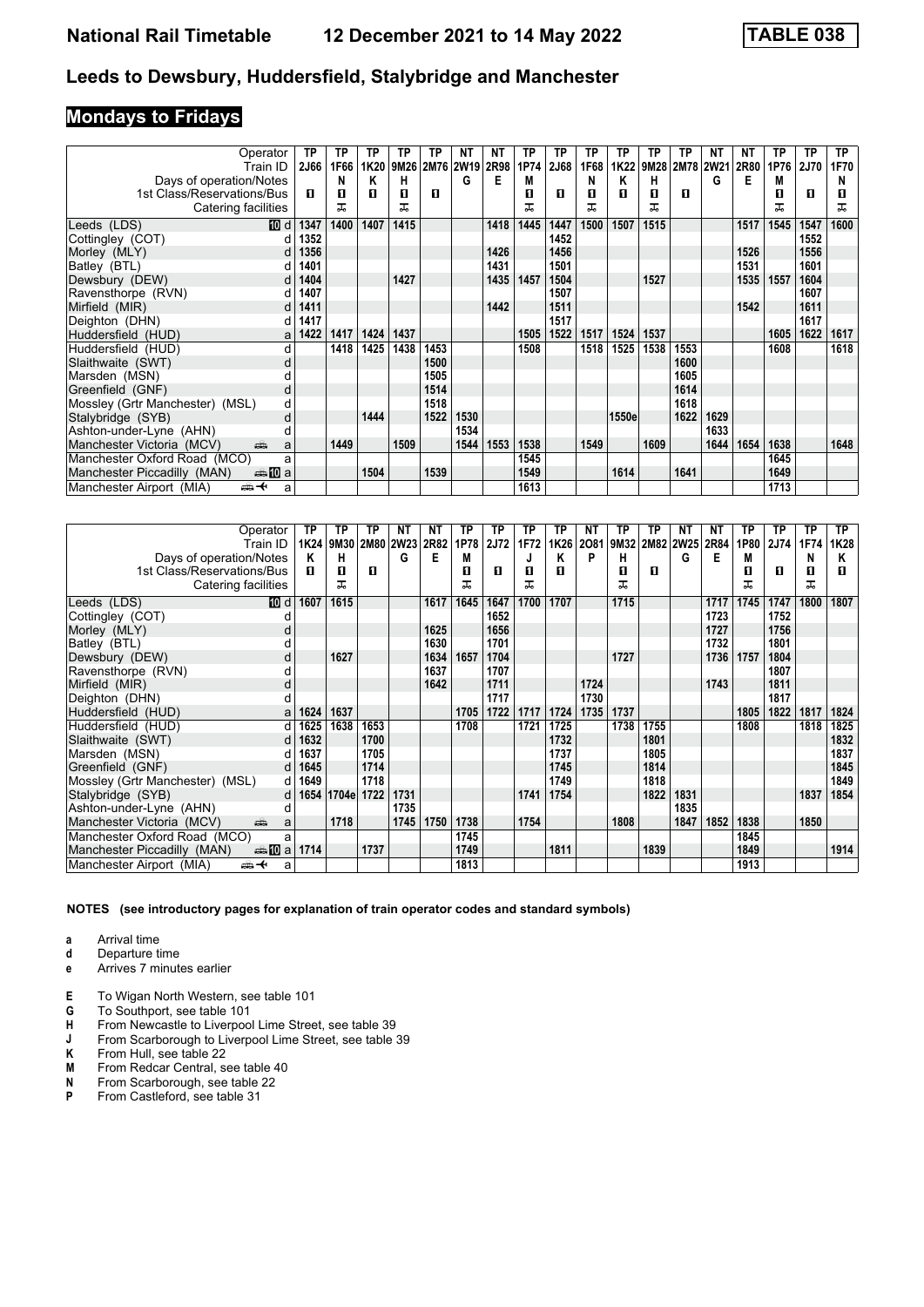# National Rail Timetable 12 December 2021 to 14 May 2022 TABLE 038

## Leeds to Dewsbury, Huddersfield, Stalybridge and Manchester

### Mondays to Fridays

| Operator | | TP | TP | TP | TP | TP | NT | NT | TP | TP | TP | TP | TP | TP | NT | NT | TP | TP | TP |
|---|---|---|---|---|---|---|---|---|---|---|---|---|---|---|---|---|---|---|---|
| Train ID | | 2J66 | 1F66 | 1K20 | 9M26 | 2M76 | 2W19 | 2R98 | 1P74 | 2J68 | 1F68 | 1K22 | 9M28 | 2M78 | 2W21 | 2R80 | 1P76 | 2J70 | 1F70 |
| Days of operation/Notes | | | N | K | H | | G | E | M | | N | K | H | | G | E | M | | N |
| 1st Class/Reservations/Bus | | 1 | 1 | 1 | 1 | 1 | | | 1 | 1 | 1 | 1 | 1 | 1 | | | 1 | 1 | 1 |
| Catering facilities | | | ⊼ | | ⊼ | | | | ⊼ | | ⊼ | | ⊼ | | | | ⊼ | | ⊼ |
| Leeds (LDS) | 10 d | 1347 | 1400 | 1407 | 1415 | | | 1418 | 1445 | 1447 | 1500 | 1507 | 1515 | | | 1517 | 1545 | 1547 | 1600 |
| Cottingley (COT) | d | 1352 | | | | | | | | 1452 | | | | | | | | 1552 | |
| Morley (MLY) | d | 1356 | | | | | | 1426 | | 1456 | | | | | | 1526 | | 1556 | |
| Batley (BTL) | d | 1401 | | | | | | 1431 | | 1501 | | | | | | 1531 | | 1601 | |
| Dewsbury (DEW) | d | 1404 | | | 1427 | | | 1435 | 1457 | 1504 | | | 1527 | | | 1535 | 1557 | 1604 | |
| Ravensthorpe (RVN) | d | 1407 | | | | | | | | 1507 | | | | | | | | 1607 | |
| Mirfield (MIR) | d | 1411 | | | | | | 1442 | | 1511 | | | | | | 1542 | | 1611 | |
| Deighton (DHN) | d | 1417 | | | | | | | | 1517 | | | | | | | | 1617 | |
| Huddersfield (HUD) | a | 1422 | 1417 | 1424 | 1437 | | | | 1505 | 1522 | 1517 | 1524 | 1537 | | | | 1605 | 1622 | 1617 |
| Huddersfield (HUD) | d | | 1418 | 1425 | 1438 | 1453 | | | 1508 | | 1518 | 1525 | 1538 | 1553 | | | 1608 | | 1618 |
| Slaithwaite (SWT) | d | | | | | 1500 | | | | | | | | 1600 | | | | | |
| Marsden (MSN) | d | | | | | 1505 | | | | | | | | 1605 | | | | | |
| Greenfield (GNF) | d | | | | | 1514 | | | | | | | | 1614 | | | | | |
| Mossley (Grtr Manchester) (MSL) | d | | | | | 1518 | | | | | | | | 1618 | | | | | |
| Stalybridge (SYB) | d | | | 1444 | | 1522 | 1530 | | | | | 1550e | | 1622 | 1629 | | | | |
| Ashton-under-Lyne (AHN) | d | | | | | | 1534 | | | | | | | | 1633 | | | | |
| Manchester Victoria (MCV) | a | | 1449 | | 1509 | | 1544 | 1553 | 1538 | | 1549 | | 1609 | | 1644 | 1654 | 1638 | | 1648 |
| Manchester Oxford Road (MCO) | a | | | | | | | | 1545 | | | | | | | | 1645 | | |
| Manchester Piccadilly (MAN) | 10 a | | | 1504 | | 1539 | | | 1549 | | | 1614 | | 1641 | | | 1649 | | |
| Manchester Airport (MIA) | a | | | | | | | | 1613 | | | | | | | | 1713 | | |

| Operator | | TP | TP | TP | NT | NT | TP | TP | TP | TP | NT | TP | TP | NT | NT | TP | TP | TP | TP |
|---|---|---|---|---|---|---|---|---|---|---|---|---|---|---|---|---|---|---|---|
| Train ID | | 1K24 | 9M30 | 2M80 | 2W23 | 2R82 | 1P78 | 2J72 | 1F72 | 1K26 | 2O81 | 9M32 | 2M82 | 2W25 | 2R84 | 1P80 | 2J74 | 1F74 | 1K28 |
| Days of operation/Notes | | K | H | | G | E | M | | J | K | P | H | | G | E | M | | N | K |
| 1st Class/Reservations/Bus | | 1 | 1 | 1 | | | 1 | 1 | 1 | 1 | | 1 | 1 | | | 1 | 1 | 1 | 1 |
| Catering facilities | | | ⊼ | | | | ⊼ | | ⊼ | | | ⊼ | | | | ⊼ | | ⊼ | |
| Leeds (LDS) | 10 d | 1607 | 1615 | | | 1617 | 1645 | 1647 | 1700 | 1707 | | 1715 | | | 1717 | 1745 | 1747 | 1800 | 1807 |
| Cottingley (COT) | d | | | | | | | 1652 | | | | | | | 1723 | | 1752 | | |
| Morley (MLY) | d | | | | | 1625 | | 1656 | | | | | | | 1727 | | 1756 | | |
| Batley (BTL) | d | | | | | 1630 | | 1701 | | | | | | | 1732 | | 1801 | | |
| Dewsbury (DEW) | d | | 1627 | | | 1634 | 1657 | 1704 | | | | 1727 | | | 1736 | 1757 | 1804 | | |
| Ravensthorpe (RVN) | d | | | | | 1637 | | 1707 | | | | | | | | | 1807 | | |
| Mirfield (MIR) | d | | | | | 1642 | | 1711 | | | 1724 | | | | 1743 | | 1811 | | |
| Deighton (DHN) | d | | | | | | | 1717 | | | 1730 | | | | | | 1817 | | |
| Huddersfield (HUD) | a | 1624 | 1637 | | | | 1705 | 1722 | 1717 | 1724 | 1735 | 1737 | | | | 1805 | 1822 | 1817 | 1824 |
| Huddersfield (HUD) | d | 1625 | 1638 | 1653 | | | 1708 | | 1721 | 1725 | | 1738 | 1755 | | | 1808 | | 1818 | 1825 |
| Slaithwaite (SWT) | d | 1632 | | 1700 | | | | | | 1732 | | | 1801 | | | | | | 1832 |
| Marsden (MSN) | d | 1637 | | 1705 | | | | | | 1737 | | | 1805 | | | | | | 1837 |
| Greenfield (GNF) | d | 1645 | | 1714 | | | | | | 1745 | | | 1814 | | | | | | 1845 |
| Mossley (Grtr Manchester) (MSL) | d | 1649 | | 1718 | | | | | | 1749 | | | 1818 | | | | | | 1849 |
| Stalybridge (SYB) | d | 1654 | 1704e | 1722 | 1731 | | | | 1741 | 1754 | | | 1822 | 1831 | | | | 1837 | 1854 |
| Ashton-under-Lyne (AHN) | d | | | | 1735 | | | | | | | | | 1835 | | | | | |
| Manchester Victoria (MCV) | a | | 1718 | | 1745 | 1750 | 1738 | | 1754 | | | 1808 | | 1847 | 1852 | 1838 | | 1850 | |
| Manchester Oxford Road (MCO) | a | | | | | | 1745 | | | | | | | | | 1845 | | | |
| Manchester Piccadilly (MAN) | 10 a | 1714 | | 1737 | | | 1749 | | | 1811 | | | 1839 | | | 1849 | | | 1914 |
| Manchester Airport (MIA) | a | | | | | | 1813 | | | | | | | | | 1913 | | | |

**NOTES (see introductory pages for explanation of train operator codes and standard symbols)**

- **a** Arrival time
- **d** Departure time
- **e** Arrives 7 minutes earlier

- **E** To Wigan North Western, see table 101
- **G** To Southport, see table 101
- **H** From Newcastle to Liverpool Lime Street, see table 39
- **J** From Scarborough to Liverpool Lime Street, see table 39
- **K** From Hull, see table 22
- **M** From Redcar Central, see table 40
- **N** From Scarborough, see table 22
- **P** From Castleford, see table 31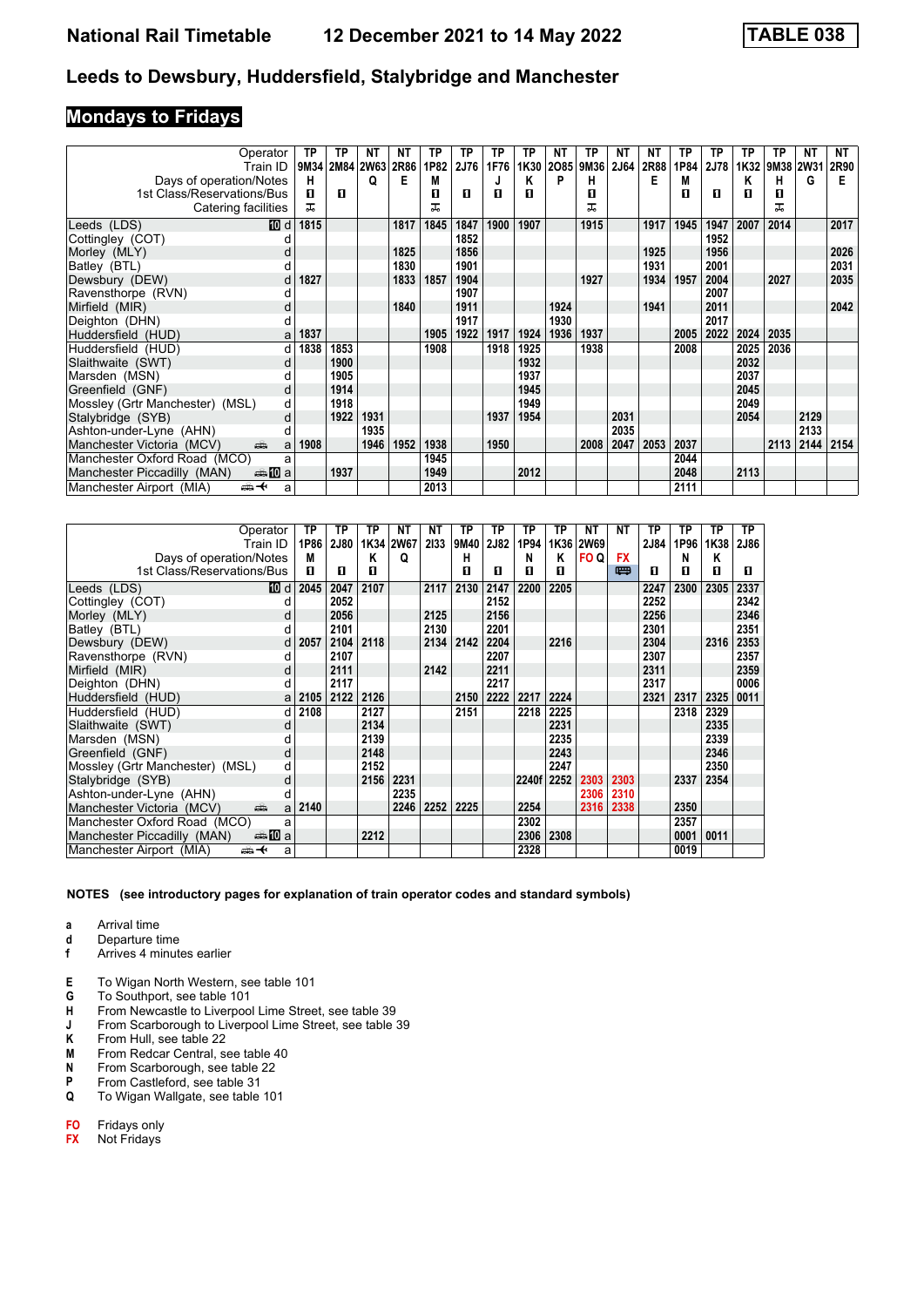# National Rail Timetable 12 December 2021 to 14 May 2022

**TABLE 038**

## Leeds to Dewsbury, Huddersfield, Stalybridge and Manchester

### Mondays to Fridays

| Operator | | TP | TP | NT | NT | TP | TP | TP | TP | NT | TP | NT | NT | TP | TP | TP | TP | NT | NT |
|---|---|---|---|---|---|---|---|---|---|---|---|---|---|---|---|---|---|---|---|
| Train ID | | 9M34 | 2M84 | 2W63 | 2R86 | 1P82 | 2J76 | 1F76 | 1K30 | 2O85 | 9M36 | 2J64 | 2R88 | 1P84 | 2J78 | 1K32 | 9M38 | 2W31 | 2R90 |
| Days of operation/Notes | | H | | Q | E | M | | J | K | P | H | | E | M | | K | H | G | E |
| 1st Class/Reservations/Bus | | ■ | ■ | | | ■ | ■ | ■ | ■ | | ■ | | | ■ | ■ | ■ | ■ | | |
| Catering facilities | | ⊼ | | | | ⊼ | | | | | ⊼ | | | | | | ⊼ | | |
| Leeds (LDS) 10 | d | 1815 | | | 1817 | 1845 | 1847 | 1900 | 1907 | | 1915 | | 1917 | 1945 | 1947 | 2007 | 2014 | | 2017 |
| Cottingley (COT) | d | | | | | | 1852 | | | | | | | | 1952 | | | | |
| Morley (MLY) | d | | | | 1825 | | 1856 | | | | | | 1925 | | 1956 | | | | 2026 |
| Batley (BTL) | d | | | | 1830 | | 1901 | | | | | | 1931 | | 2001 | | | | 2031 |
| Dewsbury (DEW) | d | 1827 | | | 1833 | 1857 | 1904 | | | | 1927 | | 1934 | 1957 | 2004 | | 2027 | | 2035 |
| Ravensthorpe (RVN) | d | | | | | | 1907 | | | | | | | | 2007 | | | | |
| Mirfield (MIR) | d | | | | 1840 | | 1911 | | | 1924 | | | 1941 | | 2011 | | | | 2042 |
| Deighton (DHN) | d | | | | | | 1917 | | | 1930 | | | | | 2017 | | | | |
| Huddersfield (HUD) | a | 1837 | | | | 1905 | 1922 | 1917 | 1924 | 1936 | 1937 | | | 2005 | 2022 | 2024 | 2035 | | |
| Huddersfield (HUD) | d | 1838 | 1853 | | | 1908 | | 1918 | 1925 | | 1938 | | | 2008 | | 2025 | 2036 | | |
| Slaithwaite (SWT) | d | | 1900 | | | | | | 1932 | | | | | | | 2032 | | | |
| Marsden (MSN) | d | | 1905 | | | | | | 1937 | | | | | | | 2037 | | | |
| Greenfield (GNF) | d | | 1914 | | | | | | 1945 | | | | | | | 2045 | | | |
| Mossley (Grtr Manchester) (MSL) | d | | 1918 | | | | | | 1949 | | | | | | | 2049 | | | |
| Stalybridge (SYB) | d | | 1922 | 1931 | | | | 1937 | 1954 | | | 2031 | | | | 2054 | | 2129 | |
| Ashton-under-Lyne (AHN) | d | | | 1935 | | | | | | | | 2035 | | | | | | 2133 | |
| Manchester Victoria (MCV) | a | 1908 | | 1946 | 1952 | 1938 | | 1950 | | | 2008 | 2047 | 2053 | 2037 | | | 2113 | 2144 | 2154 |
| Manchester Oxford Road (MCO) | a | | | | | 1945 | | | | | | | | 2044 | | | | | |
| Manchester Piccadilly (MAN) 10 | a | | 1937 | | | 1949 | | | 2012 | | | | | 2048 | | 2113 | | | |
| Manchester Airport (MIA) | a | | | | | 2013 | | | | | | | | 2111 | | | | | |

| Operator | | TP | TP | TP | NT | NT | TP | TP | TP | TP | NT | NT | TP | TP | TP | TP |
|---|---|---|---|---|---|---|---|---|---|---|---|---|---|---|---|---|
| Train ID | | 1P86 | 2J80 | 1K34 | 2W67 | 2I33 | 9M40 | 2J82 | 1P94 | 1K36 | 2W69 | | 2J84 | 1P96 | 1K38 | 2J86 |
| Days of operation/Notes | | M | | K | Q | | H | | N | K | FO Q | FX | | N | K | |
| 1st Class/Reservations/Bus | | ■ | ■ | ■ | | | ■ | ■ | ■ | ■ | | Bus | ■ | ■ | ■ | ■ |
| Leeds (LDS) 10 | d | 2045 | 2047 | 2107 | | 2117 | 2130 | 2147 | 2200 | 2205 | | | 2247 | 2300 | 2305 | 2337 |
| Cottingley (COT) | d | | 2052 | | | | | 2152 | | | | | 2252 | | | 2342 |
| Morley (MLY) | d | | 2056 | | | 2125 | | 2156 | | | | | 2256 | | | 2346 |
| Batley (BTL) | d | | 2101 | | | 2130 | | 2201 | | | | | 2301 | | | 2351 |
| Dewsbury (DEW) | d | 2057 | 2104 | 2118 | | 2134 | 2142 | 2204 | | 2216 | | | 2304 | | 2316 | 2353 |
| Ravensthorpe (RVN) | d | | 2107 | | | | | 2207 | | | | | 2307 | | | 2357 |
| Mirfield (MIR) | d | | 2111 | | | 2142 | | 2211 | | | | | 2311 | | | 2359 |
| Deighton (DHN) | d | | 2117 | | | | | 2217 | | | | | 2317 | | | 0006 |
| Huddersfield (HUD) | a | 2105 | 2122 | 2126 | | | 2150 | 2222 | 2217 | 2224 | | | 2321 | 2317 | 2325 | 0011 |
| Huddersfield (HUD) | d | 2108 | | 2127 | | | 2151 | | 2218 | 2225 | | | | 2318 | 2329 | |
| Slaithwaite (SWT) | d | | | 2134 | | | | | | 2231 | | | | | 2335 | |
| Marsden (MSN) | d | | | 2139 | | | | | | 2235 | | | | | 2339 | |
| Greenfield (GNF) | d | | | 2148 | | | | | | 2243 | | | | | 2346 | |
| Mossley (Grtr Manchester) (MSL) | d | | | 2152 | | | | | | 2247 | | | | | 2350 | |
| Stalybridge (SYB) | d | | | 2156 | 2231 | | | | 2240f | 2252 | 2303 | 2303 | | 2337 | 2354 | |
| Ashton-under-Lyne (AHN) | d | | | | 2235 | | | | | | 2306 | 2310 | | | | |
| Manchester Victoria (MCV) | a | 2140 | | | 2246 | 2252 | 2225 | | 2254 | | 2316 | 2338 | | 2350 | | |
| Manchester Oxford Road (MCO) | a | | | | | | | | 2302 | | | | | 2357 | | |
| Manchester Piccadilly (MAN) 10 | a | | | 2212 | | | | | 2306 | 2308 | | | | 0001 | 0011 | |
| Manchester Airport (MIA) | a | | | | | | | | 2328 | | | | | 0019 | | |

**NOTES (see introductory pages for explanation of train operator codes and standard symbols)**

- **a** Arrival time
- **d** Departure time
- **f** Arrives 4 minutes earlier

- **E** To Wigan North Western, see table 101
- **G** To Southport, see table 101
- **H** From Newcastle to Liverpool Lime Street, see table 39
- **J** From Scarborough to Liverpool Lime Street, see table 39
- **K** From Hull, see table 22
- **M** From Redcar Central, see table 40
- **N** From Scarborough, see table 22
- **P** From Castleford, see table 31
- **Q** To Wigan Wallgate, see table 101

- **FO** Fridays only
- **FX** Not Fridays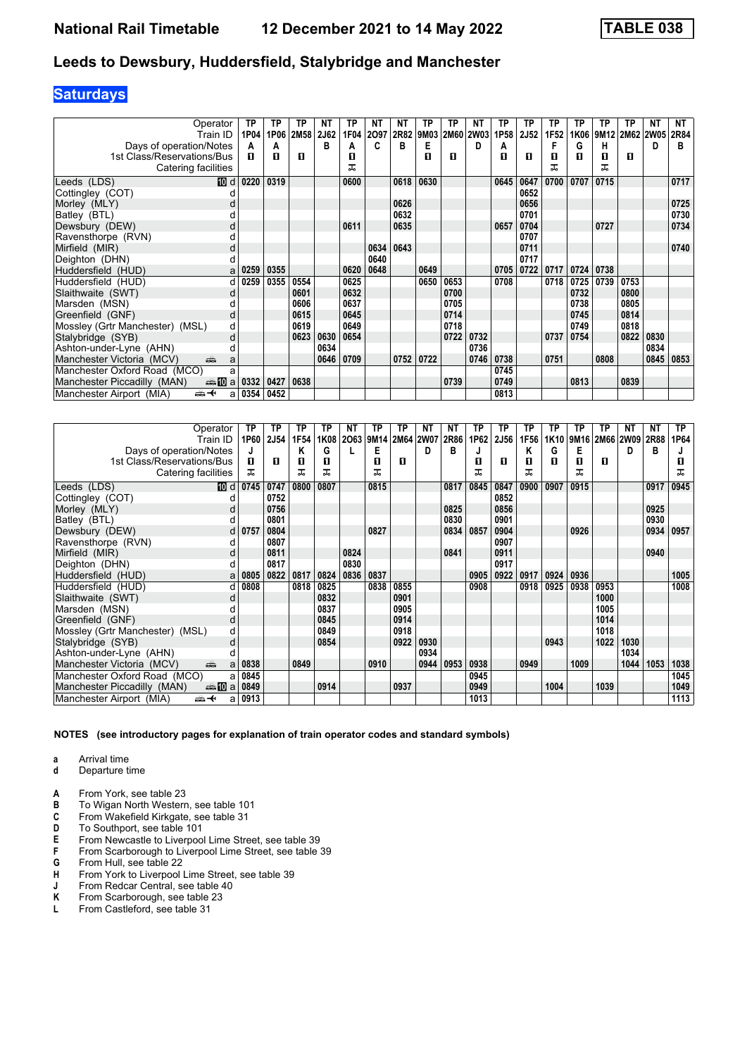# National Rail Timetable 12 December 2021 to 14 May 2022 — TABLE 038

## Leeds to Dewsbury, Huddersfield, Stalybridge and Manchester

### Saturdays

| Operator | | TP | TP | TP | NT | TP | NT | NT | TP | TP | NT | TP | TP | TP | TP | TP | TP | NT | NT |
|---|---|---|---|---|---|---|---|---|---|---|---|---|---|---|---|---|---|---|---|
| Train ID | | 1P04 | 1P06 | 2M58 | 2J62 | 1F04 | 2O97 | 2R82 | 9M03 | 2M60 | 2W03 | 1P58 | 2J52 | 1F52 | 1K06 | 9M12 | 2M62 | 2W05 | 2R84 |
| Days of operation/Notes | | A | A | | B | A | C | B | E | | D | A | | F | G | H | | D | B |
| 1st Class/Reservations/Bus | | ■ | ■ | ■ | | ■ | | | ■ | ■ | | ■ | ■ | ■ | ■ | ■ | ■ | | |
| Catering facilities | | | | | | 🍴 | | | | | | | | 🍴 | | 🍴 | | | |
| Leeds (LDS) 10 | d | 0220 | 0319 | | | 0600 | | 0618 | 0630 | | | 0645 | 0647 | 0700 | 0707 | 0715 | | | 0717 |
| Cottingley (COT) | d | | | | | | | | | | | | 0652 | | | | | | |
| Morley (MLY) | d | | | | | | | 0626 | | | | | 0656 | | | | | | 0725 |
| Batley (BTL) | d | | | | | | | 0632 | | | | | 0701 | | | | | | 0730 |
| Dewsbury (DEW) | d | | | | | 0611 | | 0635 | | | | 0657 | 0704 | | | 0727 | | | 0734 |
| Ravensthorpe (RVN) | d | | | | | | | | | | | | 0707 | | | | | | |
| Mirfield (MIR) | d | | | | | | 0634 | 0643 | | | | | 0711 | | | | | | 0740 |
| Deighton (DHN) | d | | | | | | 0640 | | | | | | 0717 | | | | | | |
| Huddersfield (HUD) | a | 0259 | 0355 | | | 0620 | 0648 | | 0649 | | | 0705 | 0722 | 0717 | 0724 | 0738 | | | |
| Huddersfield (HUD) | d | 0259 | 0355 | 0554 | | 0625 | | | 0650 | 0653 | | 0708 | | 0718 | 0725 | 0739 | 0753 | | |
| Slaithwaite (SWT) | d | | | 0601 | | 0632 | | | | 0700 | | | | | 0732 | | 0800 | | |
| Marsden (MSN) | d | | | 0606 | | 0637 | | | | 0705 | | | | | 0738 | | 0805 | | |
| Greenfield (GNF) | d | | | 0615 | | 0645 | | | | 0714 | | | | | 0745 | | 0814 | | |
| Mossley (Grtr Manchester) (MSL) | d | | | 0619 | | 0649 | | | | 0718 | | | | | 0749 | | 0818 | | |
| Stalybridge (SYB) | d | | | 0623 | 0630 | 0654 | | | | 0722 | 0732 | | | 0737 | 0754 | | 0822 | 0830 | |
| Ashton-under-Lyne (AHN) | d | | | | 0634 | | | | | | 0736 | | | | | | | 0834 | |
| Manchester Victoria (MCV) | a | | | | 0646 | 0709 | | 0752 | 0722 | | 0746 | 0738 | | 0751 | | 0808 | | 0845 | 0853 |
| Manchester Oxford Road (MCO) | a | | | | | | | | | | | 0745 | | | | | | | |
| Manchester Piccadilly (MAN) 10 | a | 0332 | 0427 | 0638 | | | | | | 0739 | | 0749 | | | 0813 | | 0839 | | |
| Manchester Airport (MIA) ✈ | a | 0354 | 0452 | | | | | | | | | 0813 | | | | | | | |

| Operator | | TP | TP | TP | TP | NT | TP | TP | NT | NT | TP | TP | TP | TP | TP | TP | NT | NT | TP |
|---|---|---|---|---|---|---|---|---|---|---|---|---|---|---|---|---|---|---|---|
| Train ID | | 1P60 | 2J54 | 1F54 | 1K08 | 2O63 | 9M14 | 2M64 | 2W07 | 2R86 | 1P62 | 2J56 | 1F56 | 1K10 | 9M16 | 2M66 | 2W09 | 2R88 | 1P64 |
| Days of operation/Notes | | J | | K | G | L | E | | D | B | J | | K | G | E | | D | B | J |
| 1st Class/Reservations/Bus | | ■ | ■ | ■ | ■ | | ■ | ■ | | | ■ | ■ | ■ | ■ | ■ | ■ | | | ■ |
| Catering facilities | | 🍴 | | 🍴 | 🍴 | | 🍴 | | | | 🍴 | | 🍴 | | 🍴 | | | | 🍴 |
| Leeds (LDS) 10 | d | 0745 | 0747 | 0800 | 0807 | | 0815 | | | 0817 | 0845 | 0847 | 0900 | 0907 | 0915 | | | 0917 | 0945 |
| Cottingley (COT) | d | | 0752 | | | | | | | | | 0852 | | | | | | | |
| Morley (MLY) | d | | 0756 | | | | | | | 0825 | | 0856 | | | | | | 0925 | |
| Batley (BTL) | d | | 0801 | | | | | | | 0830 | | 0901 | | | | | | 0930 | |
| Dewsbury (DEW) | d | 0757 | 0804 | | | | 0827 | | | 0834 | 0857 | 0904 | | | 0926 | | | 0934 | 0957 |
| Ravensthorpe (RVN) | d | | 0807 | | | | | | | | | 0907 | | | | | | | |
| Mirfield (MIR) | d | | 0811 | | | 0824 | | | | 0841 | | 0911 | | | | | | 0940 | |
| Deighton (DHN) | d | | 0817 | | | 0830 | | | | | | 0917 | | | | | | | |
| Huddersfield (HUD) | a | 0805 | 0822 | 0817 | 0824 | 0836 | 0837 | | | | 0905 | 0922 | 0917 | 0924 | 0936 | | | | 1005 |
| Huddersfield (HUD) | d | 0808 | | 0818 | 0825 | | 0838 | 0855 | | | 0908 | | 0918 | 0925 | 0938 | 0953 | | | 1008 |
| Slaithwaite (SWT) | d | | | | 0832 | | | 0901 | | | | | | | | 1000 | | | |
| Marsden (MSN) | d | | | | 0837 | | | 0905 | | | | | | | | 1005 | | | |
| Greenfield (GNF) | d | | | | 0845 | | | 0914 | | | | | | | | 1014 | | | |
| Mossley (Grtr Manchester) (MSL) | d | | | | 0849 | | | 0918 | | | | | | | | 1018 | | | |
| Stalybridge (SYB) | d | | | | 0854 | | | 0922 | 0930 | | | | | 0943 | | 1022 | 1030 | | |
| Ashton-under-Lyne (AHN) | d | | | | | | | | 0934 | | | | | | | | 1034 | | |
| Manchester Victoria (MCV) | a | 0838 | | 0849 | | | 0910 | | 0944 | 0953 | 0938 | | 0949 | | 1009 | | 1044 | 1053 | 1038 |
| Manchester Oxford Road (MCO) | a | 0845 | | | | | | | | | 0945 | | | | | | | | 1045 |
| Manchester Piccadilly (MAN) 10 | a | 0849 | | | 0914 | | | 0937 | | | 0949 | | | 1004 | | 1039 | | | 1049 |
| Manchester Airport (MIA) ✈ | a | 0913 | | | | | | | | | 1013 | | | | | | | | 1113 |

**NOTES (see introductory pages for explanation of train operator codes and standard symbols)**

- **a** Arrival time
- **d** Departure time

- **A** From York, see table 23
- **B** To Wigan North Western, see table 101
- **C** From Wakefield Kirkgate, see table 31
- **D** To Southport, see table 101
- **E** From Newcastle to Liverpool Lime Street, see table 39
- **F** From Scarborough to Liverpool Lime Street, see table 39
- **G** From Hull, see table 22
- **H** From York to Liverpool Lime Street, see table 39
- **J** From Redcar Central, see table 40
- **K** From Scarborough, see table 23
- **L** From Castleford, see table 31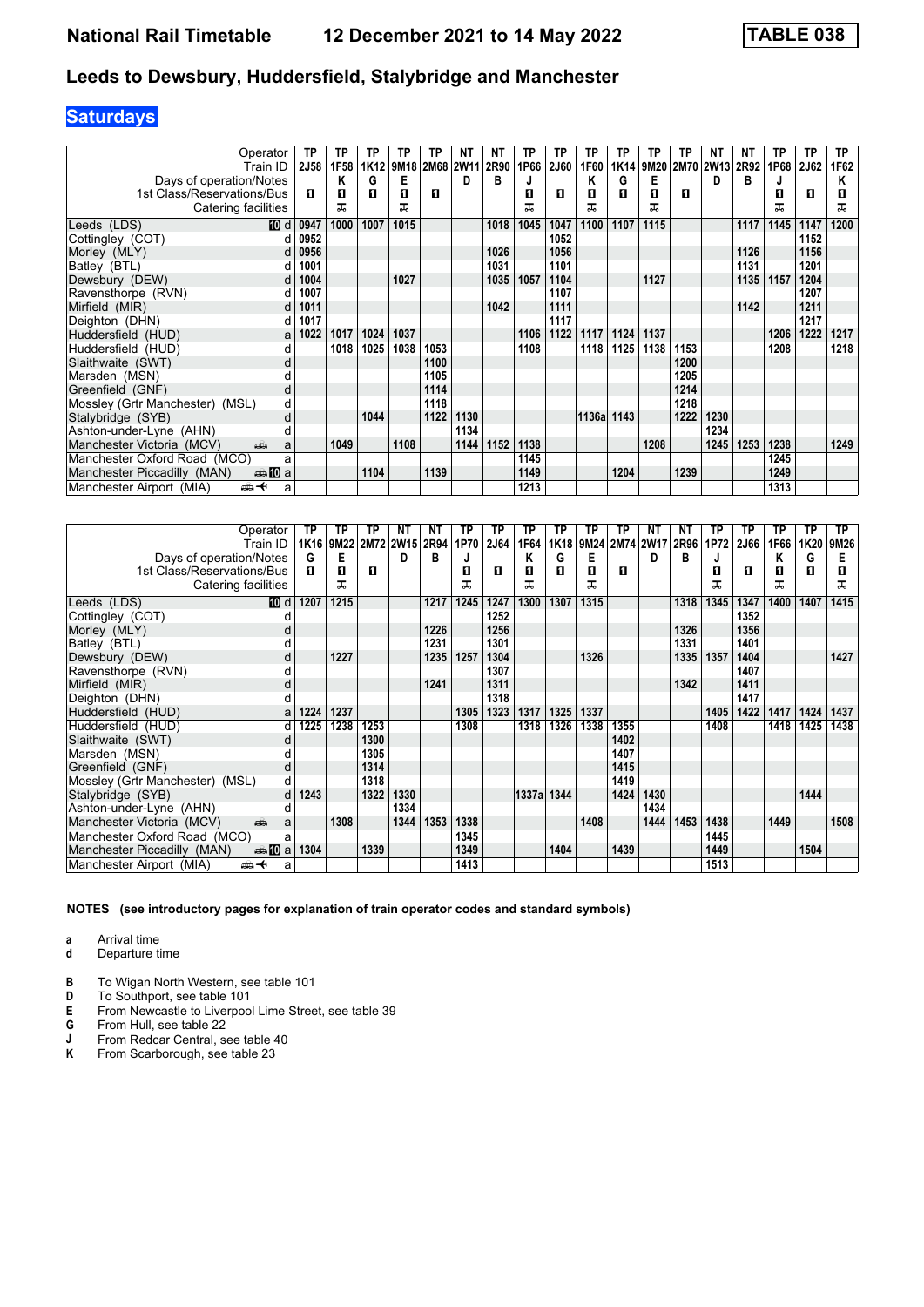# National Rail Timetable 12 December 2021 to 14 May 2022 — TABLE 038

## Leeds to Dewsbury, Huddersfield, Stalybridge and Manchester

### Saturdays

| Operator | | TP | TP | TP | TP | TP | NT | NT | TP | TP | TP | TP | TP | TP | NT | NT | TP | TP | TP |
|---|---|---|---|---|---|---|---|---|---|---|---|---|---|---|---|---|---|---|---|
| Train ID | | 2J58 | 1F58 | 1K12 | 9M18 | 2M68 | 2W11 | 2R90 | 1P66 | 2J60 | 1F60 | 1K14 | 9M20 | 2M70 | 2W13 | 2R92 | 1P68 | 2J62 | 1F62 |
| Days of operation/Notes | | | K | G | E | | D | B | J | | K | G | E | | D | B | J | | K |
| 1st Class/Reservations/Bus | | ■ | ■ | ■ | ■ | ■ | | | ■ | ■ | ■ | ■ | ■ | ■ | | | ■ | ■ | ■ |
| Catering facilities | | | ✠ | | ✠ | | | | ✠ | | ✠ | | ✠ | | | | ✠ | | ✠ |
| Leeds (LDS) | 10 d | 0947 | 1000 | 1007 | 1015 | | | 1018 | 1045 | 1047 | 1100 | 1107 | 1115 | | | 1117 | 1145 | 1147 | 1200 |
| Cottingley (COT) | d | 0952 | | | | | | | | 1052 | | | | | | | | 1152 | |
| Morley (MLY) | d | 0956 | | | | | | 1026 | | 1056 | | | | | | 1126 | | 1156 | |
| Batley (BTL) | d | 1001 | | | | | | 1031 | | 1101 | | | | | | 1131 | | 1201 | |
| Dewsbury (DEW) | d | 1004 | | | 1027 | | | 1035 | 1057 | 1104 | | | 1127 | | | 1135 | 1157 | 1204 | |
| Ravensthorpe (RVN) | d | 1007 | | | | | | | | 1107 | | | | | | | | 1207 | |
| Mirfield (MIR) | d | 1011 | | | | | | 1042 | | 1111 | | | | | | 1142 | | 1211 | |
| Deighton (DHN) | d | 1017 | | | | | | | | 1117 | | | | | | | | 1217 | |
| Huddersfield (HUD) | a | 1022 | 1017 | 1024 | 1037 | | | | 1106 | 1122 | 1117 | 1124 | 1137 | | | | 1206 | 1222 | 1217 |
| Huddersfield (HUD) | d | | 1018 | 1025 | 1038 | 1053 | | | 1108 | | 1118 | 1125 | 1138 | 1153 | | | 1208 | | 1218 |
| Slaithwaite (SWT) | d | | | | | 1100 | | | | | | | | 1200 | | | | | |
| Marsden (MSN) | d | | | | | 1105 | | | | | | | | 1205 | | | | | |
| Greenfield (GNF) | d | | | | | 1114 | | | | | | | | 1214 | | | | | |
| Mossley (Grtr Manchester) (MSL) | d | | | | | 1118 | | | | | | | | 1218 | | | | | |
| Stalybridge (SYB) | d | | | 1044 | | 1122 | 1130 | | | | 1136a | 1143 | | 1222 | 1230 | | | | |
| Ashton-under-Lyne (AHN) | d | | | | | | 1134 | | | | | | | | 1234 | | | | |
| Manchester Victoria (MCV) | a | | 1049 | | 1108 | | 1144 | 1152 | 1138 | | | | 1208 | | 1245 | 1253 | 1238 | | 1249 |
| Manchester Oxford Road (MCO) | a | | | | | | | | 1145 | | | | | | | | 1245 | | |
| Manchester Piccadilly (MAN) | 10 a | | | 1104 | | 1139 | | | 1149 | | | 1204 | | 1239 | | | 1249 | | |
| Manchester Airport (MIA) | a | | | | | | | | 1213 | | | | | | | | 1313 | | |

| Operator | | TP | TP | TP | NT | NT | TP | TP | TP | TP | TP | TP | NT | NT | TP | TP | TP | TP | TP |
|---|---|---|---|---|---|---|---|---|---|---|---|---|---|---|---|---|---|---|---|
| Train ID | | 1K16 | 9M22 | 2M72 | 2W15 | 2R94 | 1P70 | 2J64 | 1F64 | 1K18 | 9M24 | 2M74 | 2W17 | 2R96 | 1P72 | 2J66 | 1F66 | 1K20 | 9M26 |
| Days of operation/Notes | | G | E | | D | B | J | | K | G | E | | D | B | J | | K | G | E |
| 1st Class/Reservations/Bus | | ■ | ■ | ■ | | | ■ | ■ | ■ | ■ | ■ | ■ | | | ■ | ■ | ■ | ■ | ■ |
| Catering facilities | | | ✠ | | | | ✠ | | ✠ | | ✠ | | | | ✠ | | ✠ | | ✠ |
| Leeds (LDS) | 10 d | 1207 | 1215 | | | 1217 | 1245 | 1247 | 1300 | 1307 | 1315 | | | 1318 | 1345 | 1347 | 1400 | 1407 | 1415 |
| Cottingley (COT) | d | | | | | | | 1252 | | | | | | | | 1352 | | | |
| Morley (MLY) | d | | | | | 1226 | | 1256 | | | | | | 1326 | | 1356 | | | |
| Batley (BTL) | d | | | | | 1231 | | 1301 | | | | | | 1331 | | 1401 | | | |
| Dewsbury (DEW) | d | | 1227 | | | 1235 | 1257 | 1304 | | | 1326 | | | 1335 | 1357 | 1404 | | | 1427 |
| Ravensthorpe (RVN) | d | | | | | | | 1307 | | | | | | | | 1407 | | | |
| Mirfield (MIR) | d | | | | | 1241 | | 1311 | | | | | | 1342 | | 1411 | | | |
| Deighton (DHN) | d | | | | | | | 1318 | | | | | | | | 1417 | | | |
| Huddersfield (HUD) | a | 1224 | 1237 | | | | 1305 | 1323 | 1317 | 1325 | 1337 | | | | 1405 | 1422 | 1417 | 1424 | 1437 |
| Huddersfield (HUD) | d | 1225 | 1238 | 1253 | | | 1308 | | 1318 | 1326 | 1338 | 1355 | | | 1408 | | 1418 | 1425 | 1438 |
| Slaithwaite (SWT) | d | | | 1300 | | | | | | | | 1402 | | | | | | | |
| Marsden (MSN) | d | | | 1305 | | | | | | | | 1407 | | | | | | | |
| Greenfield (GNF) | d | | | 1314 | | | | | | | | 1415 | | | | | | | |
| Mossley (Grtr Manchester) (MSL) | d | | | 1318 | | | | | | | | 1419 | | | | | | | |
| Stalybridge (SYB) | d | 1243 | | 1322 | 1330 | | | | 1337a | 1344 | | 1424 | 1430 | | | | | 1444 | |
| Ashton-under-Lyne (AHN) | d | | | | 1334 | | | | | | | | 1434 | | | | | | |
| Manchester Victoria (MCV) | a | | 1308 | | 1344 | 1353 | 1338 | | | | 1408 | | 1444 | 1453 | 1438 | | 1449 | | 1508 |
| Manchester Oxford Road (MCO) | a | | | | | | 1345 | | | | | | | | 1445 | | | | |
| Manchester Piccadilly (MAN) | 10 a | 1304 | | 1339 | | | 1349 | | | 1404 | | 1439 | | | 1449 | | | 1504 | |
| Manchester Airport (MIA) | a | | | | | | 1413 | | | | | | | | 1513 | | | | |

**NOTES (see introductory pages for explanation of train operator codes and standard symbols)**

- **a** Arrival time
- **d** Departure time

- **B** To Wigan North Western, see table 101
- **D** To Southport, see table 101
- **E** From Newcastle to Liverpool Lime Street, see table 39
- **G** From Hull, see table 22
- **J** From Redcar Central, see table 40
- **K** From Scarborough, see table 23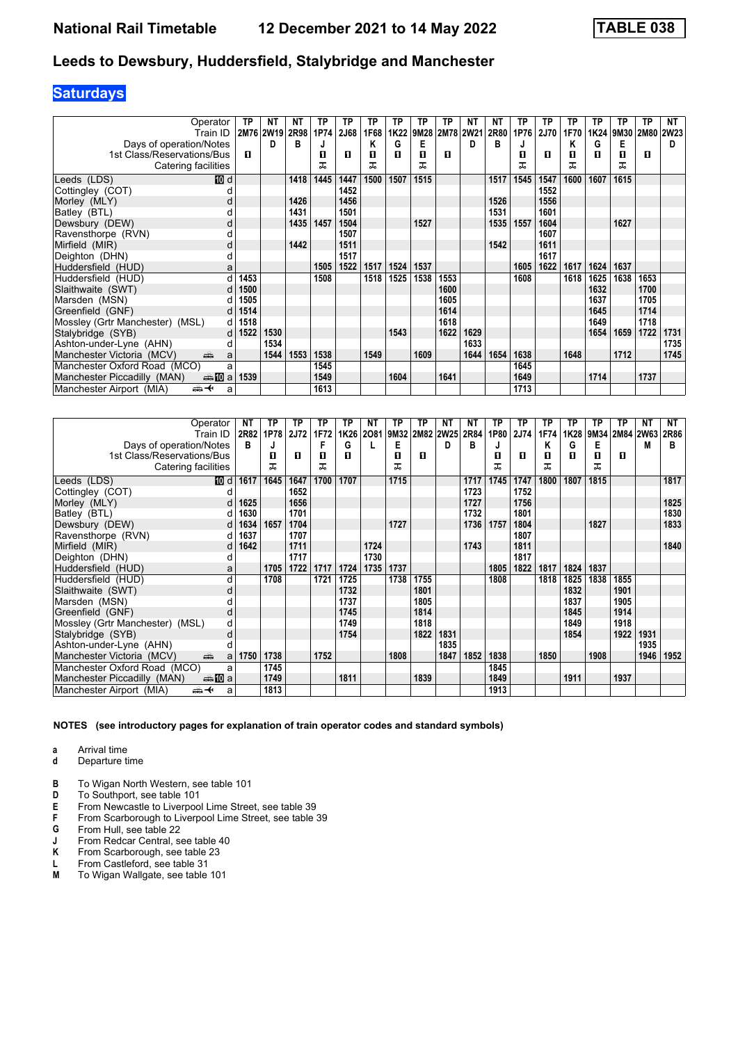# National Rail Timetable 12 December 2021 to 14 May 2022 TABLE 038

## Leeds to Dewsbury, Huddersfield, Stalybridge and Manchester

### Saturdays

| Operator | | TP | NT | NT | TP | TP | TP | TP | TP | TP | NT | NT | TP | TP | TP | TP | TP | TP | NT |
|---|---|---|---|---|---|---|---|---|---|---|---|---|---|---|---|---|---|---|---|
| Train ID | | 2M76 | 2W19 | 2R98 | 1P74 | 2J68 | 1F68 | 1K22 | 9M28 | 2M78 | 2W21 | 2R80 | 1P76 | 2J70 | 1F70 | 1K24 | 9M30 | 2M80 | 2W23 |
| Days of operation/Notes | | | D | B | J | | K | G | E | | D | B | J | | K | G | E | | D |
| 1st Class/Reservations/Bus | | ■ | | | ■ | ■ | ■ | ■ | ■ | ■ | | | ■ | ■ | ■ | ■ | ■ | ■ | |
| Catering facilities | | | | | ⚖ | | ⚖ | | ⚖ | | | | ⚖ | | ⚖ | | ⚖ | | |
| Leeds (LDS) | 10 d | | | 1418 | 1445 | 1447 | 1500 | 1507 | 1515 | | | 1517 | 1545 | 1547 | 1600 | 1607 | 1615 | | |
| Cottingley (COT) | d | | | | | 1452 | | | | | | | | 1552 | | | | | |
| Morley (MLY) | d | | | 1426 | | 1456 | | | | | | 1526 | | 1556 | | | | | |
| Batley (BTL) | d | | | 1431 | | 1501 | | | | | | 1531 | | 1601 | | | | | |
| Dewsbury (DEW) | d | | | 1435 | 1457 | 1504 | | | 1527 | | | 1535 | 1557 | 1604 | | | 1627 | | |
| Ravensthorpe (RVN) | d | | | | | 1507 | | | | | | | | 1607 | | | | | |
| Mirfield (MIR) | d | | | 1442 | | 1511 | | | | | | 1542 | | 1611 | | | | | |
| Deighton (DHN) | d | | | | | 1517 | | | | | | | | 1617 | | | | | |
| Huddersfield (HUD) | a | | | | 1505 | 1522 | 1517 | 1524 | 1537 | | | | 1605 | 1622 | 1617 | 1624 | 1637 | | |
| Huddersfield (HUD) | d | 1453 | | | 1508 | | 1518 | 1525 | 1538 | 1553 | | | 1608 | | 1618 | 1625 | 1638 | 1653 | |
| Slaithwaite (SWT) | d | 1500 | | | | | | | | 1600 | | | | | | 1632 | | 1700 | |
| Marsden (MSN) | d | 1505 | | | | | | | | 1605 | | | | | | 1637 | | 1705 | |
| Greenfield (GNF) | d | 1514 | | | | | | | | 1614 | | | | | | 1645 | | 1714 | |
| Mossley (Grtr Manchester) (MSL) | d | 1518 | | | | | | | | 1618 | | | | | | 1649 | | 1718 | |
| Stalybridge (SYB) | d | 1522 | 1530 | | | | | 1543 | | 1622 | 1629 | | | | | 1654 | 1659 | 1722 | 1731 |
| Ashton-under-Lyne (AHN) | d | | 1534 | | | | | | | | 1633 | | | | | | | | 1735 |
| Manchester Victoria (MCV) | a | | 1544 | 1553 | 1538 | | 1549 | | 1609 | | 1644 | 1654 | 1638 | | 1648 | | 1712 | | 1745 |
| Manchester Oxford Road (MCO) | a | | | | 1545 | | | | | | | | 1645 | | | | | | |
| Manchester Piccadilly (MAN) | 10 a | 1539 | | | 1549 | | | 1604 | | 1641 | | | 1649 | | | 1714 | | 1737 | |
| Manchester Airport (MIA) | a | | | | 1613 | | | | | | | | 1713 | | | | | | |

| Operator | | NT | TP | TP | TP | TP | NT | TP | TP | NT | NT | TP | TP | TP | TP | TP | TP | NT | NT |
|---|---|---|---|---|---|---|---|---|---|---|---|---|---|---|---|---|---|---|---|
| Train ID | | 2R82 | 1P78 | 2J72 | 1F72 | 1K26 | 2O81 | 9M32 | 2M82 | 2W25 | 2R84 | 1P80 | 2J74 | 1F74 | 1K28 | 9M34 | 2M84 | 2W63 | 2R86 |
| Days of operation/Notes | | B | J | | F | G | L | E | | D | B | J | | K | G | E | | M | B |
| 1st Class/Reservations/Bus | | | ■ | ■ | ■ | ■ | | ■ | ■ | | | ■ | ■ | ■ | ■ | ■ | ■ | | |
| Catering facilities | | | ⚖ | | ⚖ | | | ⚖ | | | | ⚖ | | ⚖ | | ⚖ | | | |
| Leeds (LDS) | 10 d | 1617 | 1645 | 1647 | 1700 | 1707 | | 1715 | | | 1717 | 1745 | 1747 | 1800 | 1807 | 1815 | | | 1817 |
| Cottingley (COT) | d | | | 1652 | | | | | | | 1723 | | 1752 | | | | | | |
| Morley (MLY) | d | 1625 | | 1656 | | | | | | | 1727 | | 1756 | | | | | | 1825 |
| Batley (BTL) | d | 1630 | | 1701 | | | | | | | 1732 | | 1801 | | | | | | 1830 |
| Dewsbury (DEW) | d | 1634 | 1657 | 1704 | | | | 1727 | | | 1736 | 1757 | 1804 | | | 1827 | | | 1833 |
| Ravensthorpe (RVN) | d | 1637 | | 1707 | | | | | | | | | 1807 | | | | | | |
| Mirfield (MIR) | d | 1642 | | 1711 | | | 1724 | | | | 1743 | | 1811 | | | | | | 1840 |
| Deighton (DHN) | d | | | 1717 | | | 1730 | | | | | | 1817 | | | | | | |
| Huddersfield (HUD) | a | | 1705 | 1722 | 1717 | 1724 | 1735 | 1737 | | | | 1805 | 1822 | 1817 | 1824 | 1837 | | | |
| Huddersfield (HUD) | d | | 1708 | | 1721 | 1725 | | 1738 | 1755 | | | 1808 | | 1818 | 1825 | 1838 | 1855 | | |
| Slaithwaite (SWT) | d | | | | | 1732 | | | 1801 | | | | | | 1832 | | 1901 | | |
| Marsden (MSN) | d | | | | | 1737 | | | 1805 | | | | | | 1837 | | 1905 | | |
| Greenfield (GNF) | d | | | | | 1745 | | | 1814 | | | | | | 1845 | | 1914 | | |
| Mossley (Grtr Manchester) (MSL) | d | | | | | 1749 | | | 1818 | | | | | | 1849 | | 1918 | | |
| Stalybridge (SYB) | d | | | | | 1754 | | | 1822 | 1831 | | | | | 1854 | | 1922 | 1931 | |
| Ashton-under-Lyne (AHN) | d | | | | | | | | | 1835 | | | | | | | | 1935 | |
| Manchester Victoria (MCV) | a | 1750 | 1738 | | 1752 | | | 1808 | | 1847 | 1852 | 1838 | | 1850 | | 1908 | | 1946 | 1952 |
| Manchester Oxford Road (MCO) | a | | 1745 | | | | | | | | | 1845 | | | | | | | |
| Manchester Piccadilly (MAN) | 10 a | | 1749 | | | 1811 | | | 1839 | | | 1849 | | | 1911 | | 1937 | | |
| Manchester Airport (MIA) | a | | 1813 | | | | | | | | | 1913 | | | | | | | |

**NOTES (see introductory pages for explanation of train operator codes and standard symbols)**

- **a** Arrival time
- **d** Departure time

- **B** To Wigan North Western, see table 101
- **D** To Southport, see table 101
- **E** From Newcastle to Liverpool Lime Street, see table 39
- **F** From Scarborough to Liverpool Lime Street, see table 39
- **G** From Hull, see table 22
- **J** From Redcar Central, see table 40
- **K** From Scarborough, see table 23
- **L** From Castleford, see table 31
- **M** To Wigan Wallgate, see table 101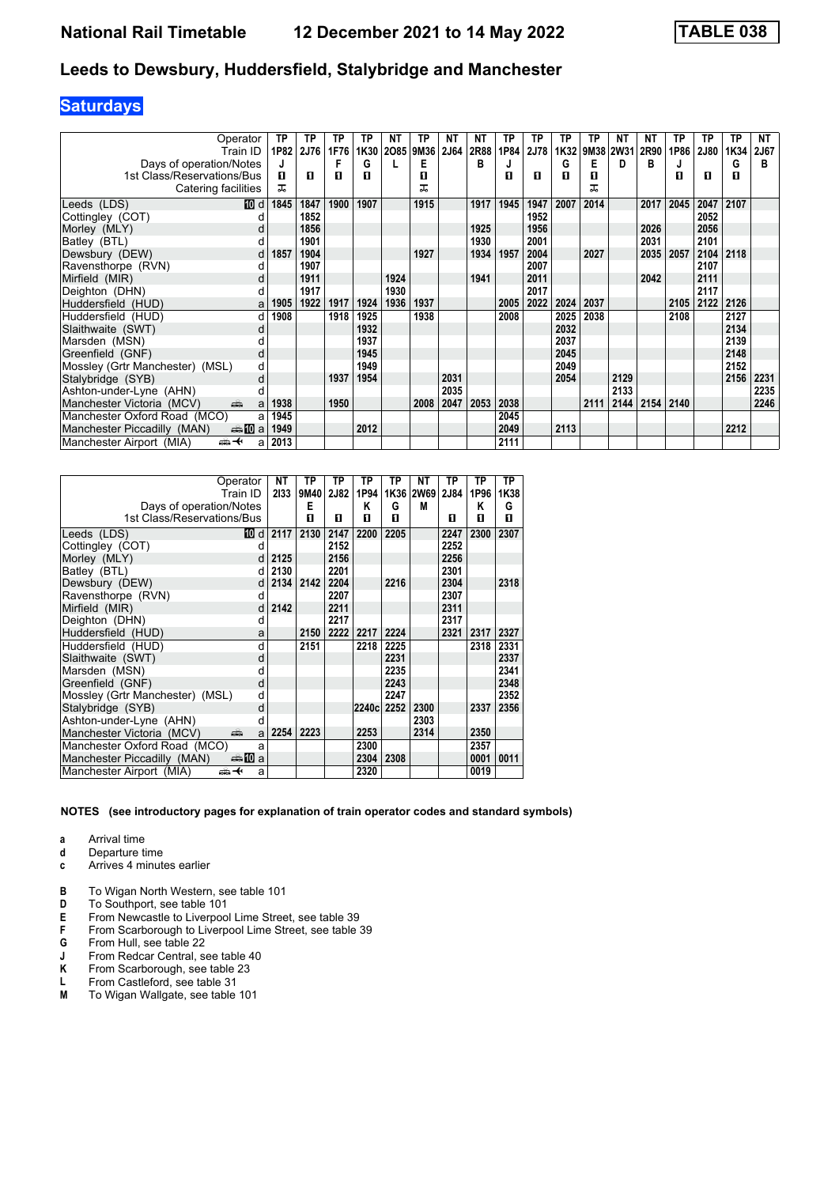# National Rail Timetable — 12 December 2021 to 14 May 2022 — TABLE 038

## Leeds to Dewsbury, Huddersfield, Stalybridge and Manchester

### Saturdays

| Operator | | TP | TP | TP | TP | NT | TP | NT | NT | TP | TP | TP | TP | NT | NT | TP | TP | TP | NT |
|---|---|---|---|---|---|---|---|---|---|---|---|---|---|---|---|---|---|---|---|
| Train ID | | 1P82 | 2J76 | 1F76 | 1K30 | 2O85 | 9M36 | 2J64 | 2R88 | 1P84 | 2J78 | 1K32 | 9M38 | 2W31 | 2R90 | 1P86 | 2J80 | 1K34 | 2J67 |
| Days of operation/Notes | | J | | F | G | L | E | | B | J | | G | E | D | B | J | | G | B |
| 1st Class/Reservations/Bus | | ■ | ■ | ■ | ■ | | ■ | | | ■ | ■ | ■ | ■ | | | ■ | ■ | ■ | |
| Catering facilities | | ⚹ | | | | | ⚹ | | | | | | ⚹ | | | | | | |
| Leeds (LDS) 10 | d | 1845 | 1847 | 1900 | 1907 | | 1915 | | 1917 | 1945 | 1947 | 2007 | 2014 | | 2017 | 2045 | 2047 | 2107 | |
| Cottingley (COT) | d | | 1852 | | | | | | | | 1952 | | | | | | 2052 | | |
| Morley (MLY) | d | | 1856 | | | | | | 1925 | | 1956 | | | | 2026 | | 2056 | | |
| Batley (BTL) | d | | 1901 | | | | | | 1930 | | 2001 | | | | 2031 | | 2101 | | |
| Dewsbury (DEW) | d | 1857 | 1904 | | | | 1927 | | 1934 | 1957 | 2004 | | 2027 | | 2035 | 2057 | 2104 | 2118 | |
| Ravensthorpe (RVN) | d | | 1907 | | | | | | | | 2007 | | | | | | 2107 | | |
| Mirfield (MIR) | d | | 1911 | | | 1924 | | | 1941 | | 2011 | | | | 2042 | | 2111 | | |
| Deighton (DHN) | d | | 1917 | | | 1930 | | | | | 2017 | | | | | | 2117 | | |
| Huddersfield (HUD) | a | 1905 | 1922 | 1917 | 1924 | 1936 | 1937 | | | 2005 | 2022 | 2024 | 2037 | | | 2105 | 2122 | 2126 | |
| Huddersfield (HUD) | d | 1908 | | 1918 | 1925 | | 1938 | | | 2008 | | 2025 | 2038 | | | 2108 | | 2127 | |
| Slaithwaite (SWT) | d | | | | 1932 | | | | | | | 2032 | | | | | | 2134 | |
| Marsden (MSN) | d | | | | 1937 | | | | | | | 2037 | | | | | | 2139 | |
| Greenfield (GNF) | d | | | | 1945 | | | | | | | 2045 | | | | | | 2148 | |
| Mossley (Grtr Manchester) (MSL) | d | | | | 1949 | | | | | | | 2049 | | | | | | 2152 | |
| Stalybridge (SYB) | d | | | 1937 | 1954 | | | 2031 | | | | 2054 | | 2129 | | | | 2156 | 2231 |
| Ashton-under-Lyne (AHN) | d | | | | | | | 2035 | | | | | | 2133 | | | | | 2235 |
| Manchester Victoria (MCV) 🚋 | a | 1938 | | 1950 | | | 2008 | 2047 | 2053 | 2038 | | | 2111 | 2144 | 2154 | 2140 | | | 2246 |
| Manchester Oxford Road (MCO) | a | 1945 | | | | | | | | 2045 | | | | | | | | | |
| Manchester Piccadilly (MAN) 🚋 10 | a | 1949 | | | 2012 | | | | | 2049 | | 2113 | | | | | | 2212 | |
| Manchester Airport (MIA) 🚋✈ | a | 2013 | | | | | | | | 2111 | | | | | | | | | |

| Operator | | NT | TP | TP | TP | TP | NT | TP | TP | TP |
|---|---|---|---|---|---|---|---|---|---|---|
| Train ID | | 2I33 | 9M40 | 2J82 | 1P94 | 1K36 | 2W69 | 2J84 | 1P96 | 1K38 |
| Days of operation/Notes | | | E | | K | G | M | | K | G |
| 1st Class/Reservations/Bus | | | ■ | ■ | ■ | ■ | | ■ | ■ | ■ |
| Leeds (LDS) 10 | d | 2117 | 2130 | 2147 | 2200 | 2205 | | 2247 | 2300 | 2307 |
| Cottingley (COT) | d | | | 2152 | | | | 2252 | | |
| Morley (MLY) | d | 2125 | | 2156 | | | | 2256 | | |
| Batley (BTL) | d | 2130 | | 2201 | | | | 2301 | | |
| Dewsbury (DEW) | d | 2134 | 2142 | 2204 | | 2216 | | 2304 | | 2318 |
| Ravensthorpe (RVN) | d | | | 2207 | | | | 2307 | | |
| Mirfield (MIR) | d | 2142 | | 2211 | | | | 2311 | | |
| Deighton (DHN) | d | | | 2217 | | | | 2317 | | |
| Huddersfield (HUD) | a | | 2150 | 2222 | 2217 | 2224 | | 2321 | 2317 | 2327 |
| Huddersfield (HUD) | d | | 2151 | | 2218 | 2225 | | | 2318 | 2331 |
| Slaithwaite (SWT) | d | | | | | 2231 | | | | 2337 |
| Marsden (MSN) | d | | | | | 2235 | | | | 2341 |
| Greenfield (GNF) | d | | | | | 2243 | | | | 2348 |
| Mossley (Grtr Manchester) (MSL) | d | | | | | 2247 | | | | 2352 |
| Stalybridge (SYB) | d | | | | 2240c | 2252 | 2300 | | 2337 | 2356 |
| Ashton-under-Lyne (AHN) | d | | | | | | 2303 | | | |
| Manchester Victoria (MCV) 🚋 | a | 2254 | 2223 | | 2253 | | 2314 | | 2350 | |
| Manchester Oxford Road (MCO) | a | | | | 2300 | | | | 2357 | |
| Manchester Piccadilly (MAN) 🚋 10 | a | | | | 2304 | 2308 | | | 0001 | 0011 |
| Manchester Airport (MIA) 🚋✈ | a | | | | 2320 | | | | 0019 | |

**NOTES (see introductory pages for explanation of train operator codes and standard symbols)**

- **a** Arrival time
- **d** Departure time
- **c** Arrives 4 minutes earlier

- **B** To Wigan North Western, see table 101
- **D** To Southport, see table 101
- **E** From Newcastle to Liverpool Lime Street, see table 39
- **F** From Scarborough to Liverpool Lime Street, see table 39
- **G** From Hull, see table 22
- **J** From Redcar Central, see table 40
- **K** From Scarborough, see table 23
- **L** From Castleford, see table 31
- **M** To Wigan Wallgate, see table 101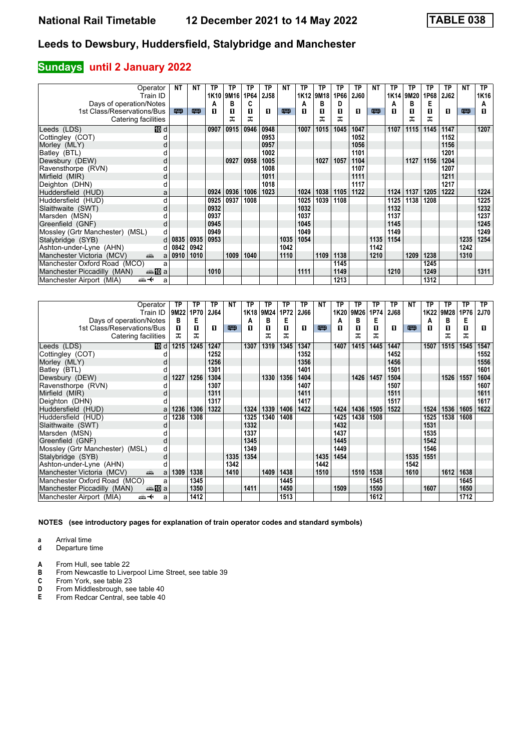# National Rail Timetable — 12 December 2021 to 14 May 2022 — TABLE 038

## Leeds to Dewsbury, Huddersfield, Stalybridge and Manchester

### Sundays until 2 January 2022

| Operator | | NT | NT | TP | TP | TP | TP | NT | TP | TP | TP | TP | NT | TP | TP | TP | TP | NT | TP |
|---|---|---|---|---|---|---|---|---|---|---|---|---|---|---|---|---|---|---|---|
| Train ID | | | | 1K10 | 9M16 | 1P64 | 2J58 | | 1K12 | 9M18 | 1P66 | 2J60 | | 1K14 | 9M20 | 1P68 | 2J62 | | 1K16 |
| Days of operation/Notes | | | | A | B | C | | | A | B | D | | | A | B | E | | | A |
| 1st Class/Reservations/Bus | | 🚌 | 🚌 | 1 | 1 | 1 | 1 | 🚌 | 1 | 1 | 1 | 1 | 🚌 | 1 | 1 | 1 | 1 | 🚌 | 1 |
| Catering facilities | | | | | ✕ | ✕ | | | | ✕ | ✕ | | | | ✕ | ✕ | | | |
| Leeds (LDS) 10 | d | | | 0907 | 0915 | 0946 | 0948 | | 1007 | 1015 | 1045 | 1047 | | 1107 | 1115 | 1145 | 1147 | | 1207 |
| Cottingley (COT) | d | | | | | | 0953 | | | | | 1052 | | | | | 1152 | | |
| Morley (MLY) | d | | | | | | 0957 | | | | | 1056 | | | | | 1156 | | |
| Batley (BTL) | d | | | | | | 1002 | | | | | 1101 | | | | | 1201 | | |
| Dewsbury (DEW) | d | | | | 0927 | 0958 | 1005 | | | 1027 | 1057 | 1104 | | | 1127 | 1156 | 1204 | | |
| Ravensthorpe (RVN) | d | | | | | | 1008 | | | | | 1107 | | | | | 1207 | | |
| Mirfield (MIR) | d | | | | | | 1011 | | | | | 1111 | | | | | 1211 | | |
| Deighton (DHN) | d | | | | | | 1018 | | | | | 1117 | | | | | 1217 | | |
| Huddersfield (HUD) | a | | | 0924 | 0936 | 1006 | 1023 | | 1024 | 1038 | 1105 | 1122 | | 1124 | 1137 | 1205 | 1222 | | 1224 |
| Huddersfield (HUD) | d | | | 0925 | 0937 | 1008 | | | 1025 | 1039 | 1108 | | | 1125 | 1138 | 1208 | | | 1225 |
| Slaithwaite (SWT) | d | | | 0932 | | | | | 1032 | | | | | 1132 | | | | | 1232 |
| Marsden (MSN) | d | | | 0937 | | | | | 1037 | | | | | 1137 | | | | | 1237 |
| Greenfield (GNF) | d | | | 0945 | | | | | 1045 | | | | | 1145 | | | | | 1245 |
| Mossley (Grtr Manchester) (MSL) | d | | | 0949 | | | | | 1049 | | | | | 1149 | | | | | 1249 |
| Stalybridge (SYB) | d | 0835 | 0935 | 0953 | | | | 1035 | 1054 | | | | 1135 | 1154 | | | | 1235 | 1254 |
| Ashton-under-Lyne (AHN) | d | 0842 | 0942 | | | | | 1042 | | | | | 1142 | | | | | 1242 | |
| Manchester Victoria (MCV) 🚊 | a | 0910 | 1010 | | 1009 | 1040 | | 1110 | | 1109 | 1138 | | 1210 | | 1209 | 1238 | | 1310 | |
| Manchester Oxford Road (MCO) | a | | | | | | | | | | 1145 | | | | | 1245 | | | |
| Manchester Piccadilly (MAN) 🚊 10 | a | | | 1010 | | | | | 1111 | | 1149 | | | 1210 | | 1249 | | | 1311 |
| Manchester Airport (MIA) 🚊✈ | a | | | | | | | | | | 1213 | | | | | 1312 | | | |

| Operator | | TP | TP | TP | NT | TP | TP | TP | TP | NT | TP | TP | TP | TP | NT | TP | TP | TP | TP |
|---|---|---|---|---|---|---|---|---|---|---|---|---|---|---|---|---|---|---|---|
| Train ID | | 9M22 | 1P70 | 2J64 | | 1K18 | 9M24 | 1P72 | 2J66 | | 1K20 | 9M26 | 1P74 | 2J68 | | 1K22 | 9M28 | 1P76 | 2J70 |
| Days of operation/Notes | | B | E | | | A | B | E | | | A | B | E | | | A | B | E | |
| 1st Class/Reservations/Bus | | 1 | 1 | 1 | 🚌 | 1 | 1 | 1 | 1 | 🚌 | 1 | 1 | 1 | 1 | 🚌 | 1 | 1 | 1 | 1 |
| Catering facilities | | ✕ | ✕ | | | | ✕ | ✕ | | | | ✕ | ✕ | | | | ✕ | ✕ | |
| Leeds (LDS) 10 | d | 1215 | 1245 | 1247 | | 1307 | 1319 | 1345 | 1347 | | 1407 | 1415 | 1445 | 1447 | | 1507 | 1515 | 1545 | 1547 |
| Cottingley (COT) | d | | | 1252 | | | | | 1352 | | | | | 1452 | | | | | 1552 |
| Morley (MLY) | d | | | 1256 | | | | | 1356 | | | | | 1456 | | | | | 1556 |
| Batley (BTL) | d | | | 1301 | | | | | 1401 | | | | | 1501 | | | | | 1601 |
| Dewsbury (DEW) | d | 1227 | 1256 | 1304 | | | 1330 | 1356 | 1404 | | | 1426 | 1457 | 1504 | | | 1526 | 1557 | 1604 |
| Ravensthorpe (RVN) | d | | | 1307 | | | | | 1407 | | | | | 1507 | | | | | 1607 |
| Mirfield (MIR) | d | | | 1311 | | | | | 1411 | | | | | 1511 | | | | | 1611 |
| Deighton (DHN) | d | | | 1317 | | | | | 1417 | | | | | 1517 | | | | | 1617 |
| Huddersfield (HUD) | a | 1236 | 1306 | 1322 | | 1324 | 1339 | 1406 | 1422 | | 1424 | 1436 | 1505 | 1522 | | 1524 | 1536 | 1605 | 1622 |
| Huddersfield (HUD) | d | 1238 | 1308 | | | 1325 | 1340 | 1408 | | | 1425 | 1438 | 1508 | | | 1525 | 1538 | 1608 | |
| Slaithwaite (SWT) | d | | | | | 1332 | | | | | 1432 | | | | | 1531 | | | |
| Marsden (MSN) | d | | | | | 1337 | | | | | 1437 | | | | | 1535 | | | |
| Greenfield (GNF) | d | | | | | 1345 | | | | | 1445 | | | | | 1542 | | | |
| Mossley (Grtr Manchester) (MSL) | d | | | | | 1349 | | | | | 1449 | | | | | 1546 | | | |
| Stalybridge (SYB) | d | | | | 1335 | 1354 | | | | 1435 | 1454 | | | | 1535 | 1551 | | | |
| Ashton-under-Lyne (AHN) | d | | | | 1342 | | | | | 1442 | | | | | 1542 | | | | |
| Manchester Victoria (MCV) 🚊 | a | 1309 | 1338 | | 1410 | | 1409 | 1438 | | 1510 | | 1510 | 1538 | | 1610 | | 1612 | 1638 | |
| Manchester Oxford Road (MCO) | a | | 1345 | | | | | 1445 | | | | | 1545 | | | | | 1645 | |
| Manchester Piccadilly (MAN) 🚊 10 | a | | 1350 | | | 1411 | | 1450 | | | 1509 | | 1550 | | | 1607 | | 1650 | |
| Manchester Airport (MIA) 🚊✈ | a | | 1412 | | | | | 1513 | | | | | 1612 | | | | | 1712 | |

**NOTES (see introductory pages for explanation of train operator codes and standard symbols)**

- **a** Arrival time
- **d** Departure time

- **A** From Hull, see table 22
- **B** From Newcastle to Liverpool Lime Street, see table 39
- **C** From York, see table 23
- **D** From Middlesbrough, see table 40
- **E** From Redcar Central, see table 40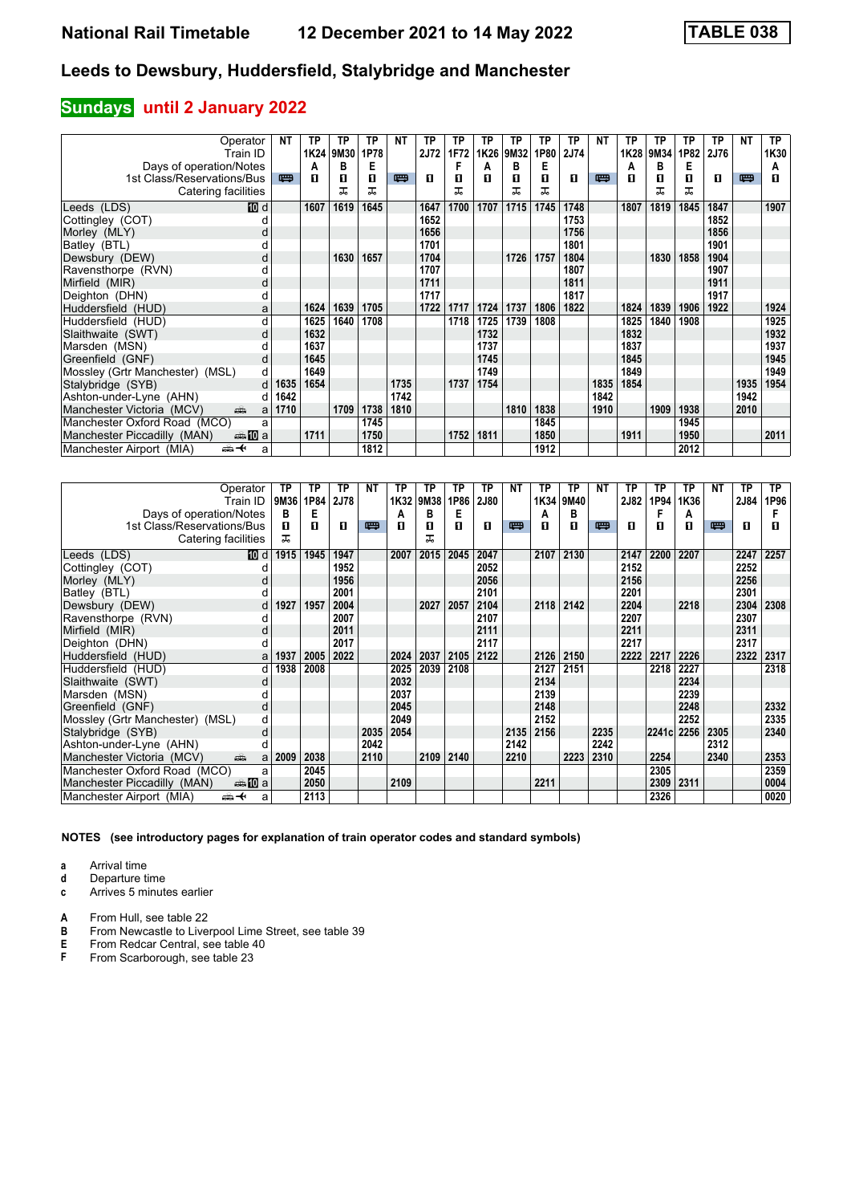# Leeds to Dewsbury, Huddersfield, Stalybridge and Manchester

## Sundays until 2 January 2022

| Operator | NT | TP | TP | TP | NT | TP | TP | TP | TP | TP | TP | NT | TP | TP | TP | TP | NT | TP |
|---|---|---|---|---|---|---|---|---|---|---|---|---|---|---|---|---|---|---|
| Train ID | | 1K24 | 9M30 | 1P78 | | 2J72 | 1F72 | 1K26 | 9M32 | 1P80 | 2J74 | | 1K28 | 9M34 | 1P82 | 2J76 | | 1K30 |
| Days of operation/Notes | | A | B | E | | | F | A | B | E | | | A | B | E | | | A |
| 1st Class/Reservations/Bus | 🚌 | 1 | 1 | 1 | 🚌 | 1 | 1 | 1 | 1 | 1 | 1 | 🚌 | 1 | 1 | 1 | 1 | 🚌 | 1 |
| Catering facilities | | | 🍴 | 🍴 | | | 🍴 | | 🍴 | 🍴 | | | | 🍴 | 🍴 | | | |
| Leeds (LDS) 10 d | | 1607 | 1619 | 1645 | | 1647 | 1700 | 1707 | 1715 | 1745 | 1748 | | 1807 | 1819 | 1845 | 1847 | | 1907 |
| Cottingley (COT) d | | | | | | 1652 | | | | | 1753 | | | | | 1852 | | |
| Morley (MLY) d | | | | | | 1656 | | | | | 1756 | | | | | 1856 | | |
| Batley (BTL) d | | | | | | 1701 | | | | | 1801 | | | | | 1901 | | |
| Dewsbury (DEW) d | | | 1630 | 1657 | | 1704 | | | 1726 | 1757 | 1804 | | | 1830 | 1858 | 1904 | | |
| Ravensthorpe (RVN) d | | | | | | 1707 | | | | | 1807 | | | | | 1907 | | |
| Mirfield (MIR) d | | | | | | 1711 | | | | | 1811 | | | | | 1911 | | |
| Deighton (DHN) d | | | | | | 1717 | | | | | 1817 | | | | | 1917 | | |
| Huddersfield (HUD) a | | 1624 | 1639 | 1705 | | 1722 | 1717 | 1724 | 1737 | 1806 | 1822 | | 1824 | 1839 | 1906 | 1922 | | 1924 |
| Huddersfield (HUD) d | | 1625 | 1640 | 1708 | | | 1718 | 1725 | 1739 | 1808 | | | 1825 | 1840 | 1908 | | | 1925 |
| Slaithwaite (SWT) d | | 1632 | | | | | | 1732 | | | | | 1832 | | | | | 1932 |
| Marsden (MSN) d | | 1637 | | | | | | 1737 | | | | | 1837 | | | | | 1937 |
| Greenfield (GNF) d | | 1645 | | | | | | 1745 | | | | | 1845 | | | | | 1945 |
| Mossley (Grtr Manchester) (MSL) d | | 1649 | | | | | | 1749 | | | | | 1849 | | | | | 1949 |
| Stalybridge (SYB) d | 1635 | 1654 | | | 1735 | | 1737 | 1754 | | | | 1835 | 1854 | | | | 1935 | 1954 |
| Ashton-under-Lyne (AHN) d | 1642 | | | | 1742 | | | | | | | 1842 | | | | | 1942 | |
| Manchester Victoria (MCV) 🚊 a | 1710 | | 1709 | 1738 | 1810 | | | | 1810 | 1838 | | 1910 | | 1909 | 1938 | | 2010 | |
| Manchester Oxford Road (MCO) a | | | | 1745 | | | | | | 1845 | | | | | 1945 | | | |
| Manchester Piccadilly (MAN) 🚊 10 a | | 1711 | | 1750 | | | 1752 | 1811 | | 1850 | | | 1911 | | 1950 | | | 2011 |
| Manchester Airport (MIA) 🚊✈ a | | | | 1812 | | | | | | 1912 | | | | | 2012 | | | |

| Operator | TP | TP | TP | NT | TP | TP | TP | TP | NT | TP | TP | NT | TP | TP | TP | NT | TP | TP |
|---|---|---|---|---|---|---|---|---|---|---|---|---|---|---|---|---|---|---|
| Train ID | 9M36 | 1P84 | 2J78 | | 1K32 | 9M38 | 1P86 | 2J80 | | 1K34 | 9M40 | | 2J82 | 1P94 | 1K36 | | 2J84 | 1P96 |
| Days of operation/Notes | B | E | | | A | B | E | | | A | B | | | F | A | | | F |
| 1st Class/Reservations/Bus | 1 | 1 | 1 | 🚌 | 1 | 1 | 1 | 1 | 🚌 | 1 | 1 | 🚌 | 1 | 1 | 1 | 🚌 | 1 | 1 |
| Catering facilities | 🍴 | | | | | 🍴 | | | | | | | | | | | | |
| Leeds (LDS) 10 d | 1915 | 1945 | 1947 | | 2007 | 2015 | 2045 | 2047 | | 2107 | 2130 | | 2147 | 2200 | 2207 | | 2247 | 2257 |
| Cottingley (COT) d | | | 1952 | | | | | 2052 | | | | | 2152 | | | | 2252 | |
| Morley (MLY) d | | | 1956 | | | | | 2056 | | | | | 2156 | | | | 2256 | |
| Batley (BTL) d | | | 2001 | | | | | 2101 | | | | | 2201 | | | | 2301 | |
| Dewsbury (DEW) d | 1927 | 1957 | 2004 | | | 2027 | 2057 | 2104 | | 2118 | 2142 | | 2204 | | 2218 | | 2304 | 2308 |
| Ravensthorpe (RVN) d | | | 2007 | | | | | 2107 | | | | | 2207 | | | | 2307 | |
| Mirfield (MIR) d | | | 2011 | | | | | 2111 | | | | | 2211 | | | | 2311 | |
| Deighton (DHN) d | | | 2017 | | | | | 2117 | | | | | 2217 | | | | 2317 | |
| Huddersfield (HUD) a | 1937 | 2005 | 2022 | | 2024 | 2037 | 2105 | 2122 | | 2126 | 2150 | | 2222 | 2217 | 2226 | | 2322 | 2317 |
| Huddersfield (HUD) d | 1938 | 2008 | | | 2025 | 2039 | 2108 | | | 2127 | 2151 | | | 2218 | 2227 | | | 2318 |
| Slaithwaite (SWT) d | | | | | 2032 | | | | | 2134 | | | | | 2234 | | | |
| Marsden (MSN) d | | | | | 2037 | | | | | 2139 | | | | | 2239 | | | |
| Greenfield (GNF) d | | | | | 2045 | | | | | 2148 | | | | | 2248 | | | 2332 |
| Mossley (Grtr Manchester) (MSL) d | | | | | 2049 | | | | | 2152 | | | | | 2252 | | | 2335 |
| Stalybridge (SYB) d | | | | 2035 | 2054 | | | | 2135 | 2156 | | 2235 | | 2241c | 2256 | 2305 | | 2340 |
| Ashton-under-Lyne (AHN) d | | | | 2042 | | | | | 2142 | | | 2242 | | | | 2312 | | |
| Manchester Victoria (MCV) 🚊 a | 2009 | 2038 | | 2110 | | 2109 | 2140 | | 2210 | | 2223 | 2310 | | 2254 | | 2340 | | 2353 |
| Manchester Oxford Road (MCO) a | | 2045 | | | | | | | | | | | | 2305 | | | | 2359 |
| Manchester Piccadilly (MAN) 🚊 10 a | | 2050 | | | 2109 | | | | | 2211 | | | | 2309 | 2311 | | | 0004 |
| Manchester Airport (MIA) 🚊✈ a | | 2113 | | | | | | | | | | | | 2326 | | | | 0020 |

**NOTES (see introductory pages for explanation of train operator codes and standard symbols)**

- **a** Arrival time
- **d** Departure time
- **c** Arrives 5 minutes earlier

- **A** From Hull, see table 22
- **B** From Newcastle to Liverpool Lime Street, see table 39
- **E** From Redcar Central, see table 40
- **F** From Scarborough, see table 23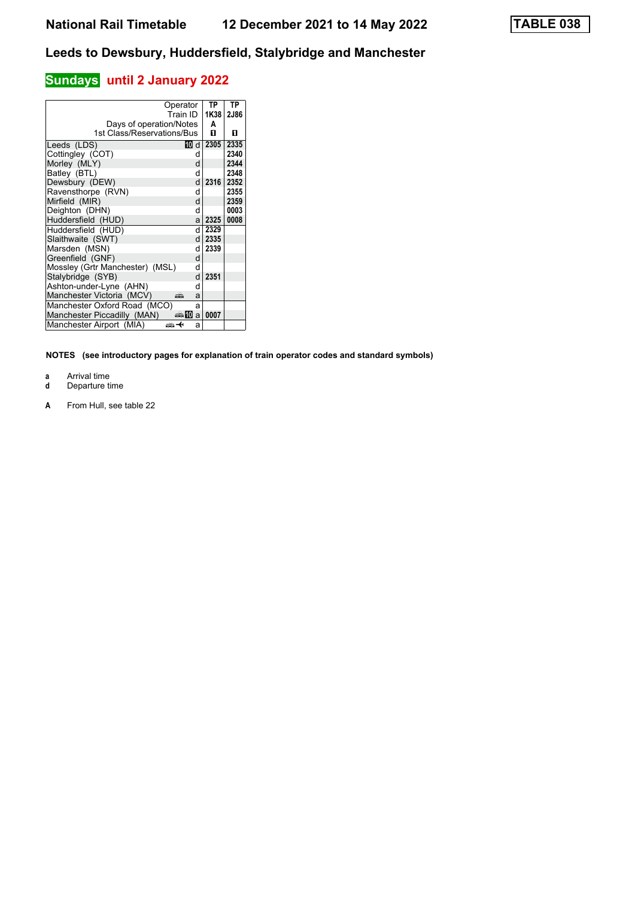# National Rail Timetable 12 December 2021 to 14 May 2022

**TABLE 038**

## Leeds to Dewsbury, Huddersfield, Stalybridge and Manchester

### Sundays until 2 January 2022

| Operator | | TP | TP |
|---|---|---|---|
| Train ID | | 1K38 | 2J86 |
| Days of operation/Notes | | A | |
| 1st Class/Reservations/Bus | | 1 | 1 |
| Leeds (LDS) | 10 d | 2305 | 2335 |
| Cottingley (COT) | d | | 2340 |
| Morley (MLY) | d | | 2344 |
| Batley (BTL) | d | | 2348 |
| Dewsbury (DEW) | d | 2316 | 2352 |
| Ravensthorpe (RVN) | d | | 2355 |
| Mirfield (MIR) | d | | 2359 |
| Deighton (DHN) | d | | 0003 |
| Huddersfield (HUD) | a | 2325 | 0008 |
| Huddersfield (HUD) | d | 2329 | |
| Slaithwaite (SWT) | d | 2335 | |
| Marsden (MSN) | d | 2339 | |
| Greenfield (GNF) | d | | |
| Mossley (Grtr Manchester) (MSL) | d | | |
| Stalybridge (SYB) | d | 2351 | |
| Ashton-under-Lyne (AHN) | d | | |
| Manchester Victoria (MCV) | a | | |
| Manchester Oxford Road (MCO) | a | | |
| Manchester Piccadilly (MAN) | 10 a | 0007 | |
| Manchester Airport (MIA) | a | | |

**NOTES (see introductory pages for explanation of train operator codes and standard symbols)**

**a** Arrival time
**d** Departure time

**A** From Hull, see table 22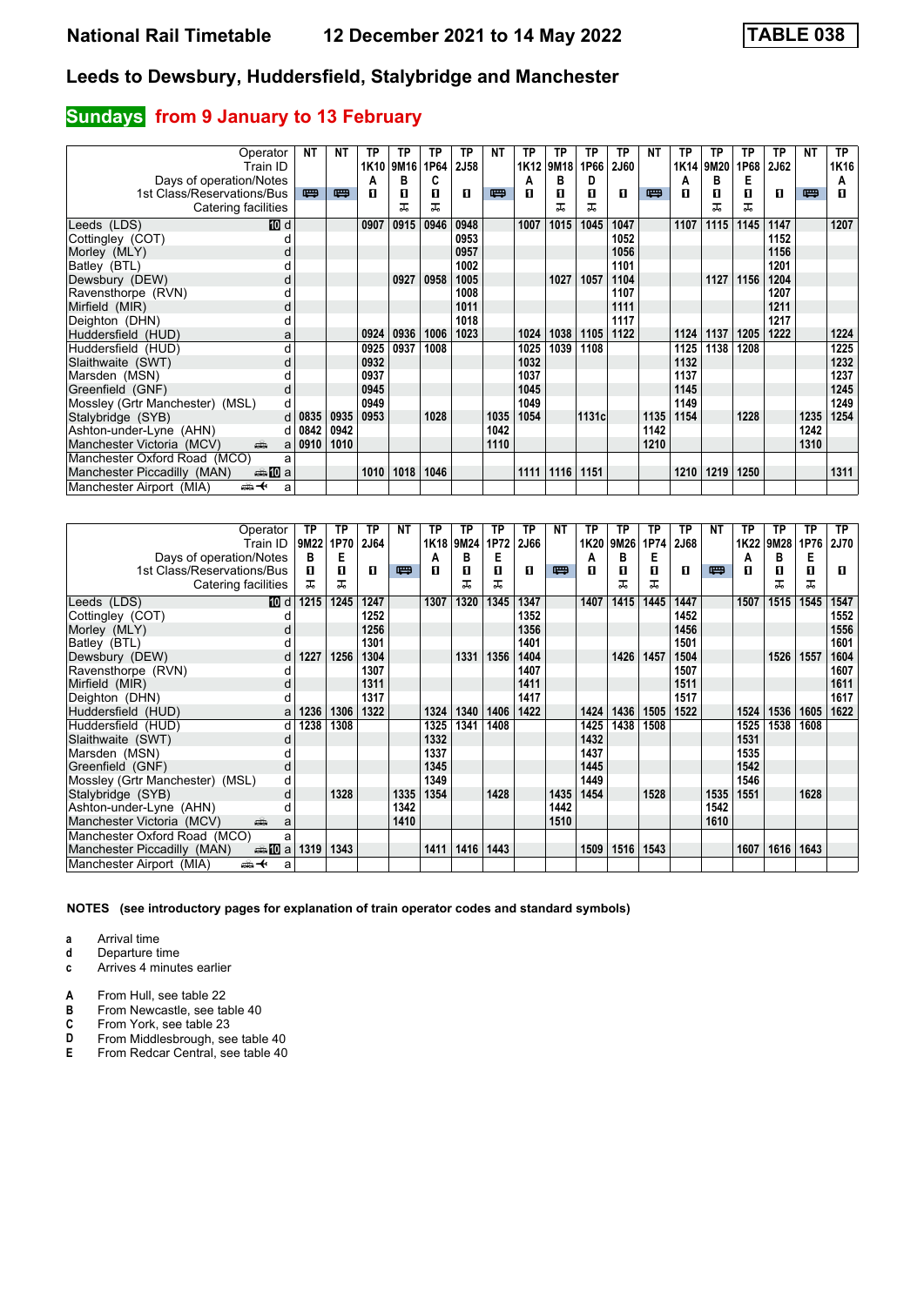# National Rail Timetable    12 December 2021 to 14 May 2022    TABLE 038

## Leeds to Dewsbury, Huddersfield, Stalybridge and Manchester

### Sundays from 9 January to 13 February

| Operator | | NT | NT | TP | TP | TP | TP | NT | TP | TP | TP | TP | NT | TP | TP | TP | TP | NT | TP |
|---|---|---|---|---|---|---|---|---|---|---|---|---|---|---|---|---|---|---|---|
| Train ID | | | | 1K10 | 9M16 | 1P64 | 2J58 | | 1K12 | 9M18 | 1P66 | 2J60 | | 1K14 | 9M20 | 1P68 | 2J62 | | 1K16 |
| Days of operation/Notes | | | | A | B | C | | | A | B | D | | | A | B | E | | | A |
| 1st Class/Reservations/Bus | | 🚌 | 🚌 | ◼ | ◼ | ◼ | ◼ | 🚌 | ◼ | ◼ | ◼ | ◼ | 🚌 | ◼ | ◼ | ◼ | ◼ | 🚌 | ◼ |
| Catering facilities | | | | | ⚌ | ⚌ | | | | ⚌ | ⚌ | | | | ⚌ | ⚌ | | | |
| Leeds (LDS) | 10 d | | | 0907 | 0915 | 0946 | 0948 | | 1007 | 1015 | 1045 | 1047 | | 1107 | 1115 | 1145 | 1147 | | 1207 |
| Cottingley (COT) | d | | | | | | 0953 | | | | | 1052 | | | | | 1152 | | |
| Morley (MLY) | d | | | | | | 0957 | | | | | 1056 | | | | | 1156 | | |
| Batley (BTL) | d | | | | | | 1002 | | | | | 1101 | | | | | 1201 | | |
| Dewsbury (DEW) | d | | | | 0927 | 0958 | 1005 | | | 1027 | 1057 | 1104 | | | 1127 | 1156 | 1204 | | |
| Ravensthorpe (RVN) | d | | | | | | 1008 | | | | | 1107 | | | | | 1207 | | |
| Mirfield (MIR) | d | | | | | | 1011 | | | | | 1111 | | | | | 1211 | | |
| Deighton (DHN) | d | | | | | | 1018 | | | | | 1117 | | | | | 1217 | | |
| Huddersfield (HUD) | a | | | 0924 | 0936 | 1006 | 1023 | | 1024 | 1038 | 1105 | 1122 | | 1124 | 1137 | 1205 | 1222 | | 1224 |
| Huddersfield (HUD) | d | | | 0925 | 0937 | 1008 | | | 1025 | 1039 | 1108 | | | 1125 | 1138 | 1208 | | | 1225 |
| Slaithwaite (SWT) | d | | | 0932 | | | | | 1032 | | | | | 1132 | | | | | 1232 |
| Marsden (MSN) | d | | | 0937 | | | | | 1037 | | | | | 1137 | | | | | 1237 |
| Greenfield (GNF) | d | | | 0945 | | | | | 1045 | | | | | 1145 | | | | | 1245 |
| Mossley (Grtr Manchester) (MSL) | d | | | 0949 | | | | | 1049 | | | | | 1149 | | | | | 1249 |
| Stalybridge (SYB) | d | 0835 | 0935 | 0953 | | 1028 | | 1035 | 1054 | | 1131c | | 1135 | 1154 | | 1228 | | 1235 | 1254 |
| Ashton-under-Lyne (AHN) | d | 0842 | 0942 | | | | | 1042 | | | | | 1142 | | | | | 1242 | |
| Manchester Victoria (MCV) 🚌 | a | 0910 | 1010 | | | | | 1110 | | | | | 1210 | | | | | 1310 | |
| Manchester Oxford Road (MCO) | a | | | | | | | | | | | | | | | | | | |
| Manchester Piccadilly (MAN) 🚌 10 | a | | | 1010 | 1018 | 1046 | | | 1111 | 1116 | 1151 | | | 1210 | 1219 | 1250 | | | 1311 |
| Manchester Airport (MIA) 🚌✈ | a | | | | | | | | | | | | | | | | | | |

| Operator | | TP | TP | TP | NT | TP | TP | TP | TP | NT | TP | TP | TP | TP | NT | TP | TP | TP | TP |
|---|---|---|---|---|---|---|---|---|---|---|---|---|---|---|---|---|---|---|---|
| Train ID | | 9M22 | 1P70 | 2J64 | | 1K18 | 9M24 | 1P72 | 2J66 | | 1K20 | 9M26 | 1P74 | 2J68 | | 1K22 | 9M28 | 1P76 | 2J70 |
| Days of operation/Notes | | B | E | | | A | B | E | | | A | B | E | | | A | B | E | |
| 1st Class/Reservations/Bus | | ◼ | ◼ | ◼ | 🚌 | ◼ | ◼ | ◼ | ◼ | 🚌 | ◼ | ◼ | ◼ | ◼ | 🚌 | ◼ | ◼ | ◼ | ◼ |
| Catering facilities | | ⚌ | ⚌ | | | | ⚌ | ⚌ | | | | ⚌ | ⚌ | | | | ⚌ | ⚌ | |
| Leeds (LDS) | 10 d | 1215 | 1245 | 1247 | | 1307 | 1320 | 1345 | 1347 | | 1407 | 1415 | 1445 | 1447 | | 1507 | 1515 | 1545 | 1547 |
| Cottingley (COT) | d | | | 1252 | | | | | 1352 | | | | | 1452 | | | | | 1552 |
| Morley (MLY) | d | | | 1256 | | | | | 1356 | | | | | 1456 | | | | | 1556 |
| Batley (BTL) | d | | | 1301 | | | | | 1401 | | | | | 1501 | | | | | 1601 |
| Dewsbury (DEW) | d | 1227 | 1256 | 1304 | | | 1331 | 1356 | 1404 | | | 1426 | 1457 | 1504 | | | 1526 | 1557 | 1604 |
| Ravensthorpe (RVN) | d | | | 1307 | | | | | 1407 | | | | | 1507 | | | | | 1607 |
| Mirfield (MIR) | d | | | 1311 | | | | | 1411 | | | | | 1511 | | | | | 1611 |
| Deighton (DHN) | d | | | 1317 | | | | | 1417 | | | | | 1517 | | | | | 1617 |
| Huddersfield (HUD) | a | 1236 | 1306 | 1322 | | 1324 | 1340 | 1406 | 1422 | | 1424 | 1436 | 1505 | 1522 | | 1524 | 1536 | 1605 | 1622 |
| Huddersfield (HUD) | d | 1238 | 1308 | | | 1325 | 1341 | 1408 | | | 1425 | 1438 | 1508 | | | 1525 | 1538 | 1608 | |
| Slaithwaite (SWT) | d | | | | | 1332 | | | | | 1432 | | | | | 1531 | | | |
| Marsden (MSN) | d | | | | | 1337 | | | | | 1437 | | | | | 1535 | | | |
| Greenfield (GNF) | d | | | | | 1345 | | | | | 1445 | | | | | 1542 | | | |
| Mossley (Grtr Manchester) (MSL) | d | | | | | 1349 | | | | | 1449 | | | | | 1546 | | | |
| Stalybridge (SYB) | d | | 1328 | | 1335 | 1354 | | 1428 | | 1435 | 1454 | | 1528 | | 1535 | 1551 | | 1628 | |
| Ashton-under-Lyne (AHN) | d | | | | 1342 | | | | | 1442 | | | | | 1542 | | | | |
| Manchester Victoria (MCV) 🚌 | a | | | | 1410 | | | | | 1510 | | | | | 1610 | | | | |
| Manchester Oxford Road (MCO) | a | | | | | | | | | | | | | | | | | | |
| Manchester Piccadilly (MAN) 🚌 10 | a | 1319 | 1343 | | | 1411 | 1416 | 1443 | | | 1509 | 1516 | 1543 | | | 1607 | 1616 | 1643 | |
| Manchester Airport (MIA) 🚌✈ | a | | | | | | | | | | | | | | | | | | |

**NOTES (see introductory pages for explanation of train operator codes and standard symbols)**

- **a** Arrival time
- **d** Departure time
- **c** Arrives 4 minutes earlier

- **A** From Hull, see table 22
- **B** From Newcastle, see table 40
- **C** From York, see table 23
- **D** From Middlesbrough, see table 40
- **E** From Redcar Central, see table 40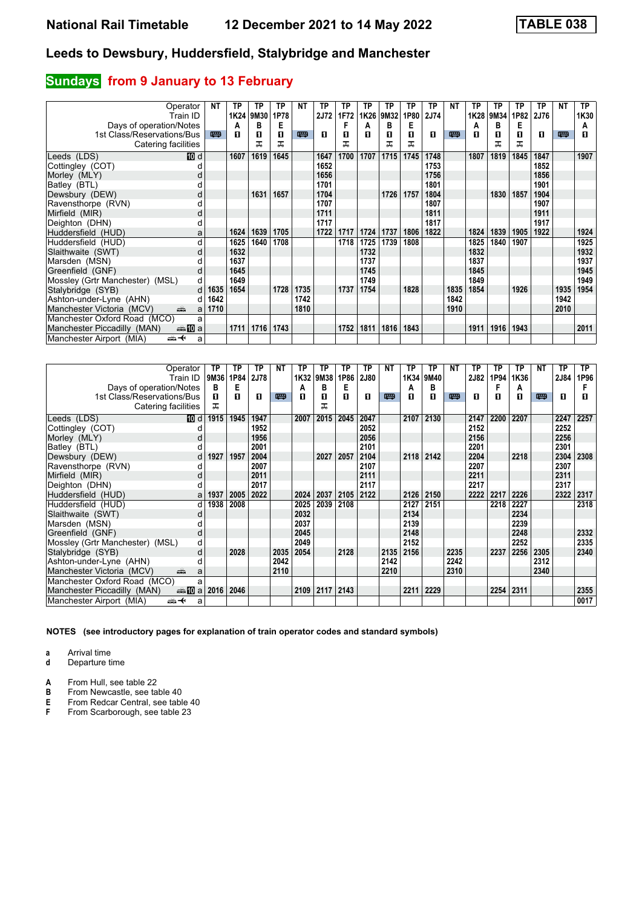# National Rail Timetable 12 December 2021 to 14 May 2022

**TABLE 038**

## Leeds to Dewsbury, Huddersfield, Stalybridge and Manchester

### Sundays from 9 January to 13 February

| Operator | NT | TP | TP | TP | NT | TP | TP | TP | TP | TP | TP | NT | TP | TP | TP | TP | NT | TP |
|---|---|---|---|---|---|---|---|---|---|---|---|---|---|---|---|---|---|---|
| Train ID | | 1K24 | 9M30 | 1P78 | | 2J72 | 1F72 | 1K26 | 9M32 | 1P80 | 2J74 | | 1K28 | 9M34 | 1P82 | 2J76 | | 1K30 |
| Days of operation/Notes | | A | B | E | | | F | A | B | E | | | A | B | E | | | A |
| 1st Class/Reservations/Bus | 🚌 | ■ | ■ | ■ | 🚌 | ■ | ■ | ■ | ■ | ■ | ■ | 🚌 | ■ | ■ | ■ | ■ | 🚌 | ■ |
| Catering facilities | | | 🍴 | 🍴 | | | 🍴 | | 🍴 | 🍴 | | | | 🍴 | 🍴 | | | |
| Leeds (LDS) 10 d | | 1607 | 1619 | 1645 | | 1647 | 1700 | 1707 | 1715 | 1745 | 1748 | | 1807 | 1819 | 1845 | 1847 | | 1907 |
| Cottingley (COT) d | | | | | | 1652 | | | | | 1753 | | | | | 1852 | | |
| Morley (MLY) d | | | | | | 1656 | | | | | 1756 | | | | | 1856 | | |
| Batley (BTL) d | | | | | | 1701 | | | | | 1801 | | | | | 1901 | | |
| Dewsbury (DEW) d | | | 1631 | 1657 | | 1704 | | | 1726 | 1757 | 1804 | | | 1830 | 1857 | 1904 | | |
| Ravensthorpe (RVN) d | | | | | | 1707 | | | | | 1807 | | | | | 1907 | | |
| Mirfield (MIR) d | | | | | | 1711 | | | | | 1811 | | | | | 1911 | | |
| Deighton (DHN) d | | | | | | 1717 | | | | | 1817 | | | | | 1917 | | |
| Huddersfield (HUD) a | | 1624 | 1639 | 1705 | | 1722 | 1717 | 1724 | 1737 | 1806 | 1822 | | 1824 | 1839 | 1905 | 1922 | | 1924 |
| Huddersfield (HUD) d | | 1625 | 1640 | 1708 | | | 1718 | 1725 | 1739 | 1808 | | | 1825 | 1840 | 1907 | | | 1925 |
| Slaithwaite (SWT) d | | 1632 | | | | | | 1732 | | | | | 1832 | | | | | 1932 |
| Marsden (MSN) d | | 1637 | | | | | | 1737 | | | | | 1837 | | | | | 1937 |
| Greenfield (GNF) d | | 1645 | | | | | | 1745 | | | | | 1845 | | | | | 1945 |
| Mossley (Grtr Manchester) (MSL) d | | 1649 | | | | | | 1749 | | | | | 1849 | | | | | 1949 |
| Stalybridge (SYB) d | 1635 | 1654 | | 1728 | 1735 | | 1737 | 1754 | | 1828 | | 1835 | 1854 | | 1926 | | 1935 | 1954 |
| Ashton-under-Lyne (AHN) d | 1642 | | | | 1742 | | | | | | | 1842 | | | | | 1942 | |
| Manchester Victoria (MCV) a | 1710 | | | | 1810 | | | | | | | 1910 | | | | | 2010 | |
| Manchester Oxford Road (MCO) a | | | | | | | | | | | | | | | | | | |
| Manchester Piccadilly (MAN) 10 a | | 1711 | 1716 | 1743 | | | 1752 | 1811 | 1816 | 1843 | | | 1911 | 1916 | 1943 | | | 2011 |
| Manchester Airport (MIA) a | | | | | | | | | | | | | | | | | | |

| Operator | TP | TP | TP | NT | TP | TP | TP | TP | NT | TP | TP | NT | TP | TP | TP | NT | TP | TP |
|---|---|---|---|---|---|---|---|---|---|---|---|---|---|---|---|---|---|---|
| Train ID | 9M36 | 1P84 | 2J78 | | 1K32 | 9M38 | 1P86 | 2J80 | | 1K34 | 9M40 | | 2J82 | 1P94 | 1K36 | | 2J84 | 1P96 |
| Days of operation/Notes | B | E | | | A | B | E | | | A | B | | | F | A | | | F |
| 1st Class/Reservations/Bus | ■ | ■ | ■ | 🚌 | ■ | ■ | ■ | ■ | 🚌 | ■ | ■ | 🚌 | ■ | ■ | ■ | 🚌 | ■ | ■ |
| Catering facilities | 🍴 | | | | | 🍴 | | | | | | | | | | | | |
| Leeds (LDS) 10 d | 1915 | 1945 | 1947 | | 2007 | 2015 | 2045 | 2047 | | 2107 | 2130 | | 2147 | 2200 | 2207 | | 2247 | 2257 |
| Cottingley (COT) d | | | 1952 | | | | | 2052 | | | | | 2152 | | | | 2252 | |
| Morley (MLY) d | | | 1956 | | | | | 2056 | | | | | 2156 | | | | 2256 | |
| Batley (BTL) d | | | 2001 | | | | | 2101 | | | | | 2201 | | | | 2301 | |
| Dewsbury (DEW) d | 1927 | 1957 | 2004 | | | 2027 | 2057 | 2104 | | 2118 | 2142 | | 2204 | | 2218 | | 2304 | 2308 |
| Ravensthorpe (RVN) d | | | 2007 | | | | | 2107 | | | | | 2207 | | | | 2307 | |
| Mirfield (MIR) d | | | 2011 | | | | | 2111 | | | | | 2211 | | | | 2311 | |
| Deighton (DHN) d | | | 2017 | | | | | 2117 | | | | | 2217 | | | | 2317 | |
| Huddersfield (HUD) a | 1937 | 2005 | 2022 | | 2024 | 2037 | 2105 | 2122 | | 2126 | 2150 | | 2222 | 2217 | 2226 | | 2322 | 2317 |
| Huddersfield (HUD) d | 1938 | 2008 | | | 2025 | 2039 | 2108 | | | 2127 | 2151 | | | 2218 | 2227 | | | 2318 |
| Slaithwaite (SWT) d | | | | | 2032 | | | | | 2134 | | | | | 2234 | | | |
| Marsden (MSN) d | | | | | 2037 | | | | | 2139 | | | | | 2239 | | | |
| Greenfield (GNF) d | | | | | 2045 | | | | | 2148 | | | | | 2248 | | | 2332 |
| Mossley (Grtr Manchester) (MSL) d | | | | | 2049 | | | | | 2152 | | | | | 2252 | | | 2335 |
| Stalybridge (SYB) d | | 2028 | | 2035 | 2054 | | 2128 | | 2135 | 2156 | | 2235 | | 2237 | 2256 | 2305 | | 2340 |
| Ashton-under-Lyne (AHN) d | | | | 2042 | | | | | 2142 | | | 2242 | | | | 2312 | | |
| Manchester Victoria (MCV) a | | | | 2110 | | | | | 2210 | | | 2310 | | | | 2340 | | |
| Manchester Oxford Road (MCO) a | | | | | | | | | | | | | | | | | | |
| Manchester Piccadilly (MAN) 10 a | 2016 | 2046 | | | 2109 | 2117 | 2143 | | | 2211 | 2229 | | | 2254 | 2311 | | | 2355 |
| Manchester Airport (MIA) a | | | | | | | | | | | | | | | | | | 0017 |

**NOTES (see introductory pages for explanation of train operator codes and standard symbols)**

- **a** Arrival time
- **d** Departure time

- **A** From Hull, see table 22
- **B** From Newcastle, see table 40
- **E** From Redcar Central, see table 40
- **F** From Scarborough, see table 23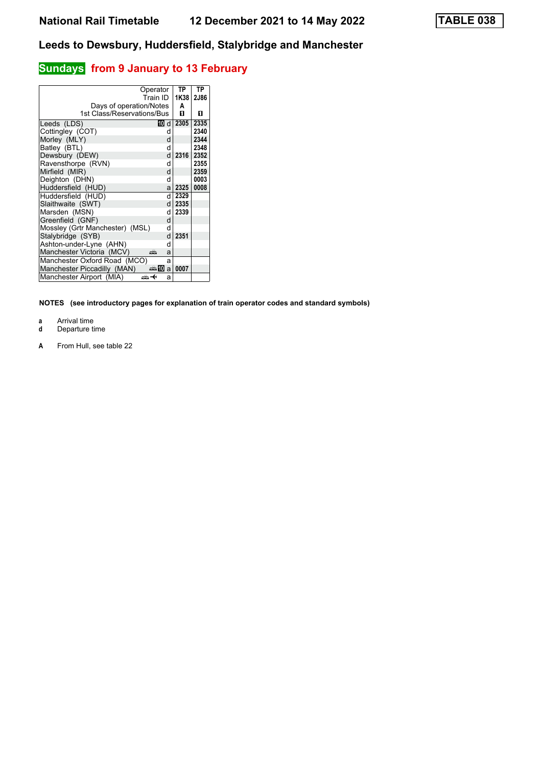# National Rail Timetable    12 December 2021 to 14 May 2022    TABLE 038

## Leeds to Dewsbury, Huddersfield, Stalybridge and Manchester

### Sundays from 9 January to 13 February

| Operator | | TP | TP |
|---|---|---|---|
| Train ID | | 1K38 | 2J86 |
| Days of operation/Notes | | A | |
| 1st Class/Reservations/Bus | | 1 | 1 |
| Leeds (LDS) | 10 d | 2305 | 2335 |
| Cottingley (COT) | d | | 2340 |
| Morley (MLY) | d | | 2344 |
| Batley (BTL) | d | | 2348 |
| Dewsbury (DEW) | d | 2316 | 2352 |
| Ravensthorpe (RVN) | d | | 2355 |
| Mirfield (MIR) | d | | 2359 |
| Deighton (DHN) | d | | 0003 |
| Huddersfield (HUD) | a | 2325 | 0008 |
| Huddersfield (HUD) | d | 2329 | |
| Slaithwaite (SWT) | d | 2335 | |
| Marsden (MSN) | d | 2339 | |
| Greenfield (GNF) | d | | |
| Mossley (Grtr Manchester) (MSL) | d | | |
| Stalybridge (SYB) | d | 2351 | |
| Ashton-under-Lyne (AHN) | d | | |
| Manchester Victoria (MCV) | a | | |
| Manchester Oxford Road (MCO) | a | | |
| Manchester Piccadilly (MAN) | 10 a | 0007 | |
| Manchester Airport (MIA) | a | | |

**NOTES (see introductory pages for explanation of train operator codes and standard symbols)**

**a** Arrival time
**d** Departure time

**A** From Hull, see table 22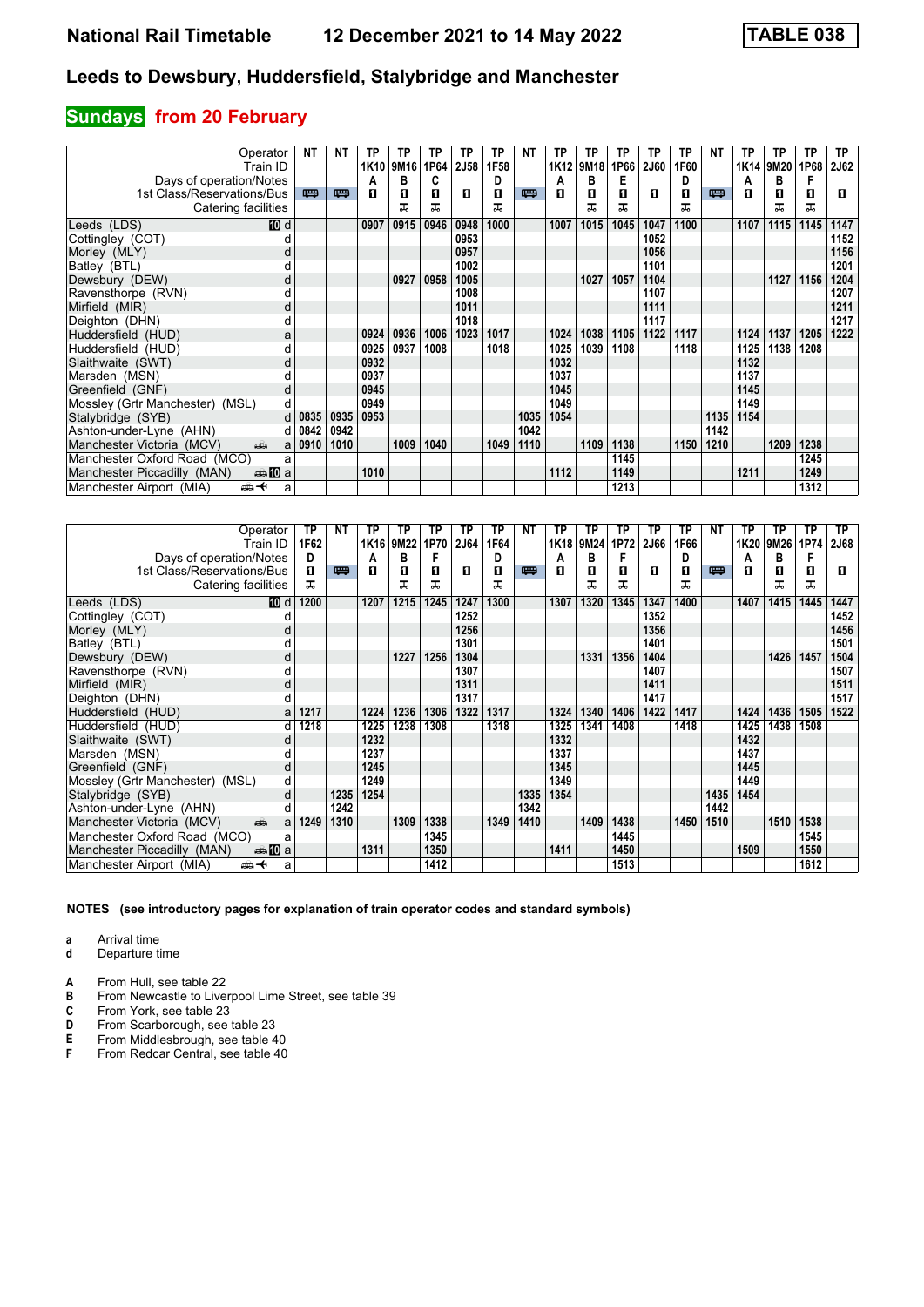# National Rail Timetable 12 December 2021 to 14 May 2022 TABLE 038

## Leeds to Dewsbury, Huddersfield, Stalybridge and Manchester

### Sundays from 20 February

| Operator | | NT | NT | TP | TP | TP | TP | TP | NT | TP | TP | TP | TP | TP | NT | TP | TP | TP | TP |
|---|---|---|---|---|---|---|---|---|---|---|---|---|---|---|---|---|---|---|---|
| Train ID | | | | 1K10 | 9M16 | 1P64 | 2J58 | 1F58 | | 1K12 | 9M18 | 1P66 | 2J60 | 1F60 | | 1K14 | 9M20 | 1P68 | 2J62 |
| Days of operation/Notes | | | | A | B | C | | D | | A | B | E | | D | | A | B | F | |
| 1st Class/Reservations/Bus | | 🚌 | 🚌 | ■ | ■ | ■ | ■ | ■ | 🚌 | ■ | ■ | ■ | ■ | ■ | 🚌 | ■ | ■ | ■ | ■ |
| Catering facilities | | | | | ☕ | ☕ | | ☕ | | | ☕ | ☕ | | ☕ | | | ☕ | ☕ | |
| Leeds (LDS) | 10 d | | | 0907 | 0915 | 0946 | 0948 | 1000 | | 1007 | 1015 | 1045 | 1047 | 1100 | | 1107 | 1115 | 1145 | 1147 |
| Cottingley (COT) | d | | | | | | 0953 | | | | | | 1052 | | | | | | 1152 |
| Morley (MLY) | d | | | | | | 0957 | | | | | | 1056 | | | | | | 1156 |
| Batley (BTL) | d | | | | | | 1002 | | | | | | 1101 | | | | | | 1201 |
| Dewsbury (DEW) | d | | | | 0927 | 0958 | 1005 | | | | 1027 | 1057 | 1104 | | | | 1127 | 1156 | 1204 |
| Ravensthorpe (RVN) | d | | | | | | 1008 | | | | | | 1107 | | | | | | 1207 |
| Mirfield (MIR) | d | | | | | | 1011 | | | | | | 1111 | | | | | | 1211 |
| Deighton (DHN) | d | | | | | | 1018 | | | | | | 1117 | | | | | | 1217 |
| Huddersfield (HUD) | a | | | 0924 | 0936 | 1006 | 1023 | 1017 | | 1024 | 1038 | 1105 | 1122 | 1117 | | 1124 | 1137 | 1205 | 1222 |
| Huddersfield (HUD) | d | | | 0925 | 0937 | 1008 | | 1018 | | 1025 | 1039 | 1108 | | 1118 | | 1125 | 1138 | 1208 | |
| Slaithwaite (SWT) | d | | | 0932 | | | | | | 1032 | | | | | | 1132 | | | |
| Marsden (MSN) | d | | | 0937 | | | | | | 1037 | | | | | | 1137 | | | |
| Greenfield (GNF) | d | | | 0945 | | | | | | 1045 | | | | | | 1145 | | | |
| Mossley (Grtr Manchester) (MSL) | d | | | 0949 | | | | | | 1049 | | | | | | 1149 | | | |
| Stalybridge (SYB) | d | 0835 | 0935 | 0953 | | | | | 1035 | 1054 | | | | | 1135 | 1154 | | | |
| Ashton-under-Lyne (AHN) | d | 0842 | 0942 | | | | | | 1042 | | | | | | 1142 | | | | |
| Manchester Victoria (MCV) | a | 0910 | 1010 | | 1009 | 1040 | | 1049 | 1110 | | 1109 | 1138 | | 1150 | 1210 | | 1209 | 1238 | |
| Manchester Oxford Road (MCO) | a | | | | | | | | | | | 1145 | | | | | | 1245 | |
| Manchester Piccadilly (MAN) | 10 a | | | 1010 | | | | | | 1112 | | 1149 | | | | 1211 | | 1249 | |
| Manchester Airport (MIA) | a | | | | | | | | | | | 1213 | | | | | | 1312 | |

| Operator | | TP | NT | TP | TP | TP | TP | TP | NT | TP | TP | TP | TP | TP | NT | TP | TP | TP | TP |
|---|---|---|---|---|---|---|---|---|---|---|---|---|---|---|---|---|---|---|---|
| Train ID | | 1F62 | | 1K16 | 9M22 | 1P70 | 2J64 | 1F64 | | 1K18 | 9M24 | 1P72 | 2J66 | 1F66 | | 1K20 | 9M26 | 1P74 | 2J68 |
| Days of operation/Notes | | D | | A | B | F | | D | | A | B | F | | D | | A | B | F | |
| 1st Class/Reservations/Bus | | ■ | 🚌 | ■ | ■ | ■ | ■ | ■ | 🚌 | ■ | ■ | ■ | ■ | ■ | 🚌 | ■ | ■ | ■ | ■ |
| Catering facilities | | ☕ | | | ☕ | ☕ | | ☕ | | | ☕ | ☕ | | ☕ | | | ☕ | ☕ | |
| Leeds (LDS) | 10 d | 1200 | | 1207 | 1215 | 1245 | 1247 | 1300 | | 1307 | 1320 | 1345 | 1347 | 1400 | | 1407 | 1415 | 1445 | 1447 |
| Cottingley (COT) | d | | | | | | 1252 | | | | | | 1352 | | | | | | 1452 |
| Morley (MLY) | d | | | | | | 1256 | | | | | | 1356 | | | | | | 1456 |
| Batley (BTL) | d | | | | | | 1301 | | | | | | 1401 | | | | | | 1501 |
| Dewsbury (DEW) | d | | | | 1227 | 1256 | 1304 | | | | 1331 | 1356 | 1404 | | | | 1426 | 1457 | 1504 |
| Ravensthorpe (RVN) | d | | | | | | 1307 | | | | | | 1407 | | | | | | 1507 |
| Mirfield (MIR) | d | | | | | | 1311 | | | | | | 1411 | | | | | | 1511 |
| Deighton (DHN) | d | | | | | | 1317 | | | | | | 1417 | | | | | | 1517 |
| Huddersfield (HUD) | a | 1217 | | 1224 | 1236 | 1306 | 1322 | 1317 | | 1324 | 1340 | 1406 | 1422 | 1417 | | 1424 | 1436 | 1505 | 1522 |
| Huddersfield (HUD) | d | 1218 | | 1225 | 1238 | 1308 | | 1318 | | 1325 | 1341 | 1408 | | 1418 | | 1425 | 1438 | 1508 | |
| Slaithwaite (SWT) | d | | | 1232 | | | | | | 1332 | | | | | | 1432 | | | |
| Marsden (MSN) | d | | | 1237 | | | | | | 1337 | | | | | | 1437 | | | |
| Greenfield (GNF) | d | | | 1245 | | | | | | 1345 | | | | | | 1445 | | | |
| Mossley (Grtr Manchester) (MSL) | d | | | 1249 | | | | | | 1349 | | | | | | 1449 | | | |
| Stalybridge (SYB) | d | | 1235 | 1254 | | | | | 1335 | 1354 | | | | | 1435 | 1454 | | | |
| Ashton-under-Lyne (AHN) | d | | 1242 | | | | | | 1342 | | | | | | 1442 | | | | |
| Manchester Victoria (MCV) | a | 1249 | 1310 | | 1309 | 1338 | | 1349 | 1410 | | 1409 | 1438 | | 1450 | 1510 | | 1510 | 1538 | |
| Manchester Oxford Road (MCO) | a | | | | | 1345 | | | | | | 1445 | | | | | | 1545 | |
| Manchester Piccadilly (MAN) | 10 a | | | 1311 | | 1350 | | | | 1411 | | 1450 | | | | 1509 | | 1550 | |
| Manchester Airport (MIA) | a | | | | | 1412 | | | | | | 1513 | | | | | | 1612 | |

**NOTES (see introductory pages for explanation of train operator codes and standard symbols)**

- **a** Arrival time
- **d** Departure time

- **A** From Hull, see table 22
- **B** From Newcastle to Liverpool Lime Street, see table 39
- **C** From York, see table 23
- **D** From Scarborough, see table 23
- **E** From Middlesbrough, see table 40
- **F** From Redcar Central, see table 40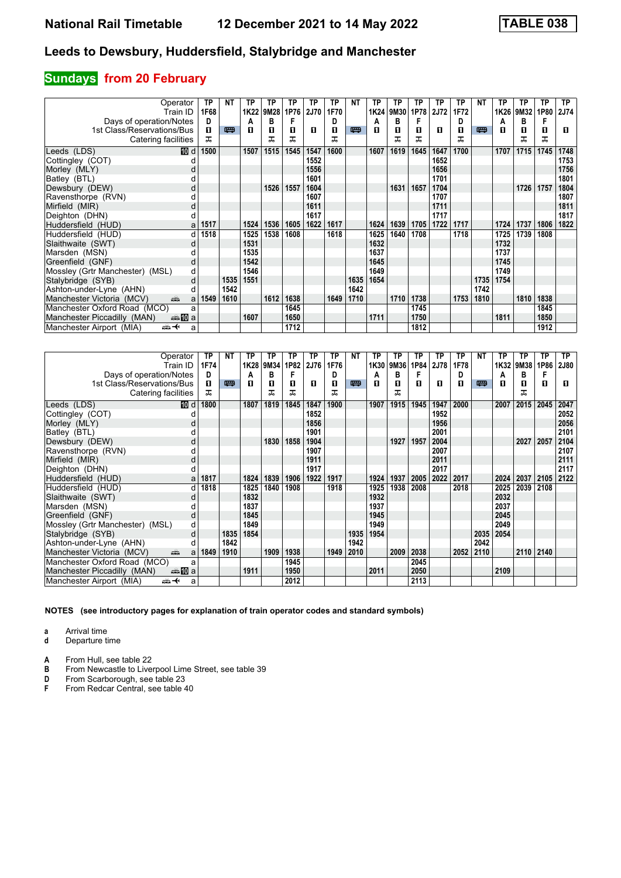# National Rail Timetable 12 December 2021 to 14 May 2022 TABLE 038

## Leeds to Dewsbury, Huddersfield, Stalybridge and Manchester

### Sundays from 20 February

| Operator | | TP | NT | TP | TP | TP | TP | TP | NT | TP | TP | TP | TP | TP | NT | TP | TP | TP | TP |
|---|---|---|---|---|---|---|---|---|---|---|---|---|---|---|---|---|---|---|---|
| Train ID | | 1F68 | | 1K22 | 9M28 | 1P76 | 2J70 | 1F70 | | 1K24 | 9M30 | 1P78 | 2J72 | 1F72 | | 1K26 | 9M32 | 1P80 | 2J74 |
| Days of operation/Notes | | D | | A | B | F | | D | | A | B | F | | D | | A | B | F | |
| 1st Class/Reservations/Bus | | ■ | 🚌 | ■ | ■ | ■ | ■ | ■ | 🚌 | ■ | ■ | ■ | ■ | ■ | 🚌 | ■ | ■ | ■ | ■ |
| Catering facilities | | ⚹ | | | ⚹ | ⚹ | | ⚹ | | | ⚹ | ⚹ | | ⚹ | | | ⚹ | ⚹ | |
| Leeds (LDS) 10 | d | 1500 | | 1507 | 1515 | 1545 | 1547 | 1600 | | 1607 | 1619 | 1645 | 1647 | 1700 | | 1707 | 1715 | 1745 | 1748 |
| Cottingley (COT) | d | | | | | | 1552 | | | | | | 1652 | | | | | | 1753 |
| Morley (MLY) | d | | | | | | 1556 | | | | | | 1656 | | | | | | 1756 |
| Batley (BTL) | d | | | | | | 1601 | | | | | | 1701 | | | | | | 1801 |
| Dewsbury (DEW) | d | | | | 1526 | 1557 | 1604 | | | | 1631 | 1657 | 1704 | | | | 1726 | 1757 | 1804 |
| Ravensthorpe (RVN) | d | | | | | | 1607 | | | | | | 1707 | | | | | | 1807 |
| Mirfield (MIR) | d | | | | | | 1611 | | | | | | 1711 | | | | | | 1811 |
| Deighton (DHN) | d | | | | | | 1617 | | | | | | 1717 | | | | | | 1817 |
| Huddersfield (HUD) | a | 1517 | | 1524 | 1536 | 1605 | 1622 | 1617 | | 1624 | 1639 | 1705 | 1722 | 1717 | | 1724 | 1737 | 1806 | 1822 |
| Huddersfield (HUD) | d | 1518 | | 1525 | 1538 | 1608 | | 1618 | | 1625 | 1640 | 1708 | | 1718 | | 1725 | 1739 | 1808 | |
| Slaithwaite (SWT) | d | | | 1531 | | | | | | 1632 | | | | | | 1732 | | | |
| Marsden (MSN) | d | | | 1535 | | | | | | 1637 | | | | | | 1737 | | | |
| Greenfield (GNF) | d | | | 1542 | | | | | | 1645 | | | | | | 1745 | | | |
| Mossley (Grtr Manchester) (MSL) | d | | | 1546 | | | | | | 1649 | | | | | | 1749 | | | |
| Stalybridge (SYB) | d | | 1535 | 1551 | | | | | 1635 | 1654 | | | | | 1735 | 1754 | | | |
| Ashton-under-Lyne (AHN) | d | | 1542 | | | | | | 1642 | | | | | | 1742 | | | | |
| Manchester Victoria (MCV) 🚋 | a | 1549 | 1610 | | 1612 | 1638 | | 1649 | 1710 | | 1710 | 1738 | | 1753 | 1810 | | 1810 | 1838 | |
| Manchester Oxford Road (MCO) | a | | | | | 1645 | | | | | | 1745 | | | | | | 1845 | |
| Manchester Piccadilly (MAN) 🚋 10 | a | | | 1607 | | 1650 | | | | 1711 | | 1750 | | | | 1811 | | 1850 | |
| Manchester Airport (MIA) 🚋✈ | a | | | | | 1712 | | | | | | 1812 | | | | | | 1912 | |

| Operator | | TP | NT | TP | TP | TP | TP | TP | NT | TP | TP | TP | TP | TP | NT | TP | TP | TP | TP |
|---|---|---|---|---|---|---|---|---|---|---|---|---|---|---|---|---|---|---|---|
| Train ID | | 1F74 | | 1K28 | 9M34 | 1P82 | 2J76 | 1F76 | | 1K30 | 9M36 | 1P84 | 2J78 | 1F78 | | 1K32 | 9M38 | 1P86 | 2J80 |
| Days of operation/Notes | | D | | A | B | F | | D | | A | B | F | | D | | A | B | F | |
| 1st Class/Reservations/Bus | | ■ | 🚌 | ■ | ■ | ■ | ■ | ■ | 🚌 | ■ | ■ | ■ | ■ | ■ | 🚌 | ■ | ■ | ■ | ■ |
| Catering facilities | | ⚹ | | | ⚹ | ⚹ | | ⚹ | | | ⚹ | | | | | | ⚹ | | |
| Leeds (LDS) 10 | d | 1800 | | 1807 | 1819 | 1845 | 1847 | 1900 | | 1907 | 1915 | 1945 | 1947 | 2000 | | 2007 | 2015 | 2045 | 2047 |
| Cottingley (COT) | d | | | | | | 1852 | | | | | | 1952 | | | | | | 2052 |
| Morley (MLY) | d | | | | | | 1856 | | | | | | 1956 | | | | | | 2056 |
| Batley (BTL) | d | | | | | | 1901 | | | | | | 2001 | | | | | | 2101 |
| Dewsbury (DEW) | d | | | | 1830 | 1858 | 1904 | | | | 1927 | 1957 | 2004 | | | | 2027 | 2057 | 2104 |
| Ravensthorpe (RVN) | d | | | | | | 1907 | | | | | | 2007 | | | | | | 2107 |
| Mirfield (MIR) | d | | | | | | 1911 | | | | | | 2011 | | | | | | 2111 |
| Deighton (DHN) | d | | | | | | 1917 | | | | | | 2017 | | | | | | 2117 |
| Huddersfield (HUD) | a | 1817 | | 1824 | 1839 | 1906 | 1922 | 1917 | | 1924 | 1937 | 2005 | 2022 | 2017 | | 2024 | 2037 | 2105 | 2122 |
| Huddersfield (HUD) | d | 1818 | | 1825 | 1840 | 1908 | | 1918 | | 1925 | 1938 | 2008 | | 2018 | | 2025 | 2039 | 2108 | |
| Slaithwaite (SWT) | d | | | 1832 | | | | | | 1932 | | | | | | 2032 | | | |
| Marsden (MSN) | d | | | 1837 | | | | | | 1937 | | | | | | 2037 | | | |
| Greenfield (GNF) | d | | | 1845 | | | | | | 1945 | | | | | | 2045 | | | |
| Mossley (Grtr Manchester) (MSL) | d | | | 1849 | | | | | | 1949 | | | | | | 2049 | | | |
| Stalybridge (SYB) | d | | 1835 | 1854 | | | | | 1935 | 1954 | | | | | 2035 | 2054 | | | |
| Ashton-under-Lyne (AHN) | d | | 1842 | | | | | | 1942 | | | | | | 2042 | | | | |
| Manchester Victoria (MCV) 🚋 | a | 1849 | 1910 | | 1909 | 1938 | | 1949 | 2010 | | 2009 | 2038 | | 2052 | 2110 | | 2110 | 2140 | |
| Manchester Oxford Road (MCO) | a | | | | | 1945 | | | | | | 2045 | | | | | | | |
| Manchester Piccadilly (MAN) 🚋 10 | a | | | 1911 | | 1950 | | | | 2011 | | 2050 | | | | 2109 | | | |
| Manchester Airport (MIA) 🚋✈ | a | | | | | 2012 | | | | | | 2113 | | | | | | | |

**NOTES (see introductory pages for explanation of train operator codes and standard symbols)**

**a** Arrival time
**d** Departure time

**A** From Hull, see table 22
**B** From Newcastle to Liverpool Lime Street, see table 39
**D** From Scarborough, see table 23
**F** From Redcar Central, see table 40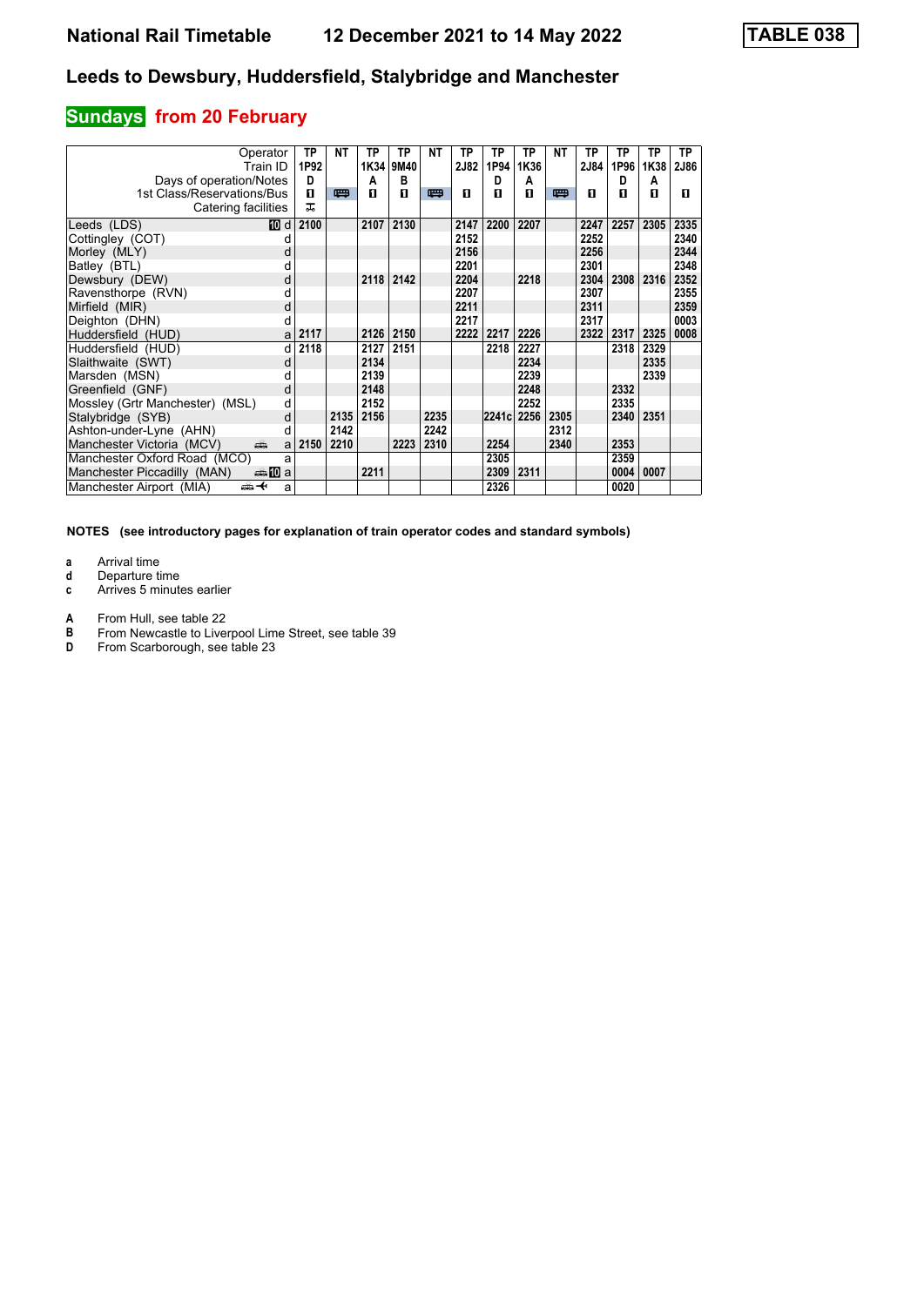# National Rail Timetable 12 December 2021 to 14 May 2022 TABLE 038

## Leeds to Dewsbury, Huddersfield, Stalybridge and Manchester

### Sundays from 20 February

| Operator | | TP | NT | TP | TP | NT | TP | TP | TP | NT | TP | TP | TP | TP |
|---|---|---|---|---|---|---|---|---|---|---|---|---|---|---|
| Train ID | | 1P92 | | 1K34 | 9M40 | | 2J82 | 1P94 | 1K36 | | 2J84 | 1P96 | 1K38 | 2J86 |
| Days of operation/Notes | | D | | A | B | | | D | A | | | D | A | |
| 1st Class/Reservations/Bus | | ■ | 🚌 | ■ | ■ | 🚌 | ■ | ■ | ■ | 🚌 | ■ | ■ | ■ | ■ |
| Catering facilities | | ⊼ | | | | | | | | | | | | |
| Leeds (LDS) | 10 d | 2100 | | 2107 | 2130 | | 2147 | 2200 | 2207 | | 2247 | 2257 | 2305 | 2335 |
| Cottingley (COT) | d | | | | | | 2152 | | | | 2252 | | | 2340 |
| Morley (MLY) | d | | | | | | 2156 | | | | 2256 | | | 2344 |
| Batley (BTL) | d | | | | | | 2201 | | | | 2301 | | | 2348 |
| Dewsbury (DEW) | d | | | 2118 | 2142 | | 2204 | | 2218 | | 2304 | 2308 | 2316 | 2352 |
| Ravensthorpe (RVN) | d | | | | | | 2207 | | | | 2307 | | | 2355 |
| Mirfield (MIR) | d | | | | | | 2211 | | | | 2311 | | | 2359 |
| Deighton (DHN) | d | | | | | | 2217 | | | | 2317 | | | 0003 |
| Huddersfield (HUD) | a | 2117 | | 2126 | 2150 | | 2222 | 2217 | 2226 | | 2322 | 2317 | 2325 | 0008 |
| Huddersfield (HUD) | d | 2118 | | 2127 | 2151 | | | 2218 | 2227 | | | 2318 | 2329 | |
| Slaithwaite (SWT) | d | | | 2134 | | | | | 2234 | | | | 2335 | |
| Marsden (MSN) | d | | | 2139 | | | | | 2239 | | | | 2339 | |
| Greenfield (GNF) | d | | | 2148 | | | | | 2248 | | | 2332 | | |
| Mossley (Grtr Manchester) (MSL) | d | | | 2152 | | | | | 2252 | | | 2335 | | |
| Stalybridge (SYB) | d | | 2135 | 2156 | | 2235 | | 2241c | 2256 | 2305 | | 2340 | 2351 | |
| Ashton-under-Lyne (AHN) | d | | 2142 | | | 2242 | | | | 2312 | | | | |
| Manchester Victoria (MCV) | a | 2150 | 2210 | | 2223 | 2310 | | 2254 | | 2340 | | 2353 | | |
| Manchester Oxford Road (MCO) | a | | | | | | | 2305 | | | | 2359 | | |
| Manchester Piccadilly (MAN) | 10 a | | | 2211 | | | | 2309 | 2311 | | | 0004 | 0007 | |
| Manchester Airport (MIA) | ✈ a | | | | | | | 2326 | | | | 0020 | | |

**NOTES (see introductory pages for explanation of train operator codes and standard symbols)**

- **a** Arrival time
- **d** Departure time
- **c** Arrives 5 minutes earlier

- **A** From Hull, see table 22
- **B** From Newcastle to Liverpool Lime Street, see table 39
- **D** From Scarborough, see table 23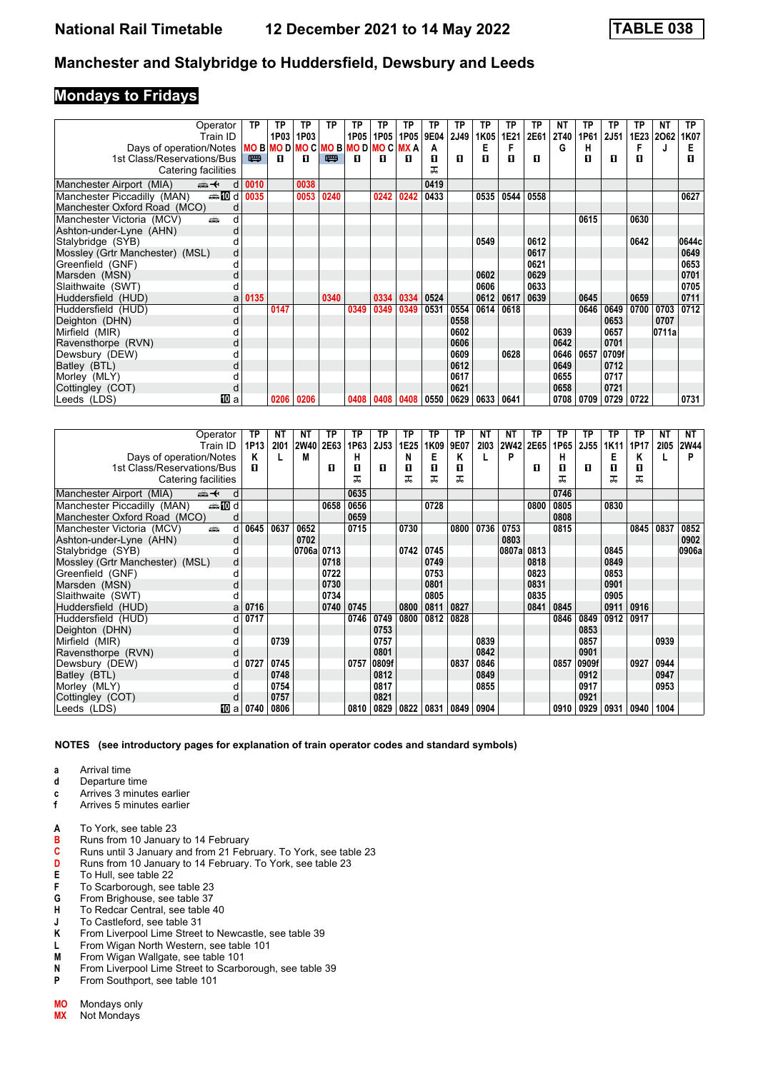# Manchester and Stalybridge to Huddersfield, Dewsbury and Leeds

## Mondays to Fridays

| Operator | TP | TP | TP | TP | TP | TP | TP | TP | TP | TP | TP | TP | NT | TP | TP | TP | NT | TP |
|---|---|---|---|---|---|---|---|---|---|---|---|---|---|---|---|---|---|---|
| Train ID | | 1P03 | 1P03 | | 1P05 | 1P05 | 1P05 | 9E04 | 2J49 | 1K05 | 1E21 | 2E61 | 2T40 | 1P61 | 2J51 | 1E23 | 2O62 | 1K07 |
| Days of operation/Notes | MO B | MO D | MO C | MO B | MO D | MO C | MX A | A | | E | F | | G | H | | F | J | E |
| 1st Class/Reservations/Bus | Bus | 1 | 1 | Bus | 1 | 1 | 1 | 1 | 1 | 1 | 1 | 1 | | 1 | 1 | 1 | | 1 |
| Catering facilities | | | | | | | | Catering | | | | | | | | | | |
| Manchester Airport (MIA) d | 0010 | | 0038 | | | | | 0419 | | | | | | | | | | |
| Manchester Piccadilly (MAN) d | 0035 | | 0053 | 0240 | | 0242 | 0242 | 0433 | | 0535 | 0544 | 0558 | | | | | | 0627 |
| Manchester Oxford Road (MCO) d | | | | | | | | | | | | | | | | | | |
| Manchester Victoria (MCV) d | | | | | | | | | | | | | | 0615 | | 0630 | | |
| Ashton-under-Lyne (AHN) d | | | | | | | | | | | | | | | | | | |
| Stalybridge (SYB) d | | | | | | | | | | 0549 | | 0612 | | | | 0642 | | 0644c |
| Mossley (Grtr Manchester) (MSL) d | | | | | | | | | | | | 0617 | | | | | | 0649 |
| Greenfield (GNF) d | | | | | | | | | | | | 0621 | | | | | | 0653 |
| Marsden (MSN) d | | | | | | | | | | 0602 | | 0629 | | | | | | 0701 |
| Slaithwaite (SWT) d | | | | | | | | | | 0606 | | 0633 | | | | | | 0705 |
| Huddersfield (HUD) a | 0135 | | | 0340 | | 0334 | 0334 | 0524 | | 0612 | 0617 | 0639 | | 0645 | | 0659 | | 0711 |
| Huddersfield (HUD) d | | 0147 | | | 0349 | 0349 | 0349 | 0531 | 0554 | 0614 | 0618 | | | 0646 | 0649 | 0700 | 0703 | 0712 |
| Deighton (DHN) d | | | | | | | | | 0558 | | | | | | 0653 | | 0707 | |
| Mirfield (MIR) d | | | | | | | | | 0602 | | | | 0639 | | 0657 | | 0711a | |
| Ravensthorpe (RVN) d | | | | | | | | | 0606 | | | | 0642 | | 0701 | | | |
| Dewsbury (DEW) d | | | | | | | | | 0609 | | 0628 | | 0646 | 0657 | 0709f | | | |
| Batley (BTL) d | | | | | | | | | 0612 | | | | 0649 | | 0712 | | | |
| Morley (MLY) d | | | | | | | | | 0617 | | | | 0655 | | 0717 | | | |
| Cottingley (COT) d | | | | | | | | | 0621 | | | | 0658 | | 0721 | | | |
| Leeds (LDS) a | | 0206 | 0206 | | 0408 | 0408 | 0408 | 0550 | 0629 | 0633 | 0641 | | 0708 | 0709 | 0729 | 0722 | | 0731 |

| Operator | TP | NT | NT | TP | TP | TP | TP | TP | TP | NT | NT | TP | TP | TP | TP | TP | NT | NT |
|---|---|---|---|---|---|---|---|---|---|---|---|---|---|---|---|---|---|---|
| Train ID | 1P13 | 2I01 | 2W40 | 2E63 | 1P63 | 2J53 | 1E25 | 1K09 | 9E07 | 2I03 | 2W42 | 2E65 | 1P65 | 2J55 | 1K11 | 1P17 | 2I05 | 2W44 |
| Days of operation/Notes | K | L | M | | H | | N | E | K | L | P | | H | | E | K | L | P |
| 1st Class/Reservations/Bus | 1 | | | 1 | 1 | 1 | 1 | 1 | 1 | | | 1 | 1 | 1 | 1 | 1 | | |
| Catering facilities | | | | | Catering | | Catering | Catering | Catering | | | | Catering | | Catering | Catering | | |
| Manchester Airport (MIA) d | | | | | 0635 | | | | | | | | 0746 | | | | | |
| Manchester Piccadilly (MAN) d | | | | 0658 | 0656 | | | 0728 | | | | 0800 | 0805 | | 0830 | | | |
| Manchester Oxford Road (MCO) d | | | | | 0659 | | | | | | | | 0808 | | | | | |
| Manchester Victoria (MCV) d | 0645 | 0637 | 0652 | | 0715 | | 0730 | | 0800 | 0736 | 0753 | | 0815 | | | 0845 | 0837 | 0852 |
| Ashton-under-Lyne (AHN) d | | | 0702 | | | | | | | | 0803 | | | | | | | 0902 |
| Stalybridge (SYB) d | | | 0706a | 0713 | | | 0742 | 0745 | | | 0807a | 0813 | | | 0845 | | | 0906a |
| Mossley (Grtr Manchester) (MSL) d | | | | 0718 | | | | 0749 | | | | 0818 | | | 0849 | | | |
| Greenfield (GNF) d | | | | 0722 | | | | 0753 | | | | 0823 | | | 0853 | | | |
| Marsden (MSN) d | | | | 0730 | | | | 0801 | | | | 0831 | | | 0901 | | | |
| Slaithwaite (SWT) d | | | | 0734 | | | | 0805 | | | | 0835 | | | 0905 | | | |
| Huddersfield (HUD) a | 0716 | | | 0740 | 0745 | | 0800 | 0811 | 0827 | | | 0841 | 0845 | | 0911 | 0916 | | |
| Huddersfield (HUD) d | 0717 | | | | 0746 | 0749 | 0800 | 0812 | 0828 | | | | 0846 | 0849 | 0912 | 0917 | | |
| Deighton (DHN) d | | | | | | 0753 | | | | | | | | 0853 | | | | |
| Mirfield (MIR) d | | 0739 | | | | 0757 | | | | 0839 | | | | 0857 | | | 0939 | |
| Ravensthorpe (RVN) d | | | | | | 0801 | | | | 0842 | | | | 0901 | | | | |
| Dewsbury (DEW) d | 0727 | 0745 | | | 0757 | 0809f | | | 0837 | 0846 | | | 0857 | 0909f | | 0927 | 0944 | |
| Batley (BTL) d | | 0748 | | | | 0812 | | | | 0849 | | | | 0912 | | | 0947 | |
| Morley (MLY) d | | 0754 | | | | 0817 | | | | 0855 | | | | 0917 | | | 0953 | |
| Cottingley (COT) d | | 0757 | | | | 0821 | | | | | | | | 0921 | | | | |
| Leeds (LDS) a | 0740 | 0806 | | | 0810 | 0829 | 0822 | 0831 | 0849 | 0904 | | | 0910 | 0929 | 0931 | 0940 | 1004 | |

**NOTES (see introductory pages for explanation of train operator codes and standard symbols)**

- **a** Arrival time
- **d** Departure time
- **c** Arrives 3 minutes earlier
- **f** Arrives 5 minutes earlier

- **A** To York, see table 23
- **B** Runs from 10 January to 14 February
- **C** Runs until 3 January and from 21 February. To York, see table 23
- **D** Runs from 10 January to 14 February. To York, see table 23
- **E** To Hull, see table 22
- **F** To Scarborough, see table 23
- **G** From Brighouse, see table 37
- **H** To Redcar Central, see table 40
- **J** To Castleford, see table 31
- **K** From Liverpool Lime Street to Newcastle, see table 39
- **L** From Wigan North Western, see table 101
- **M** From Wigan Wallgate, see table 101
- **N** From Liverpool Lime Street to Scarborough, see table 39
- **P** From Southport, see table 101

- **MO** Mondays only
- **MX** Not Mondays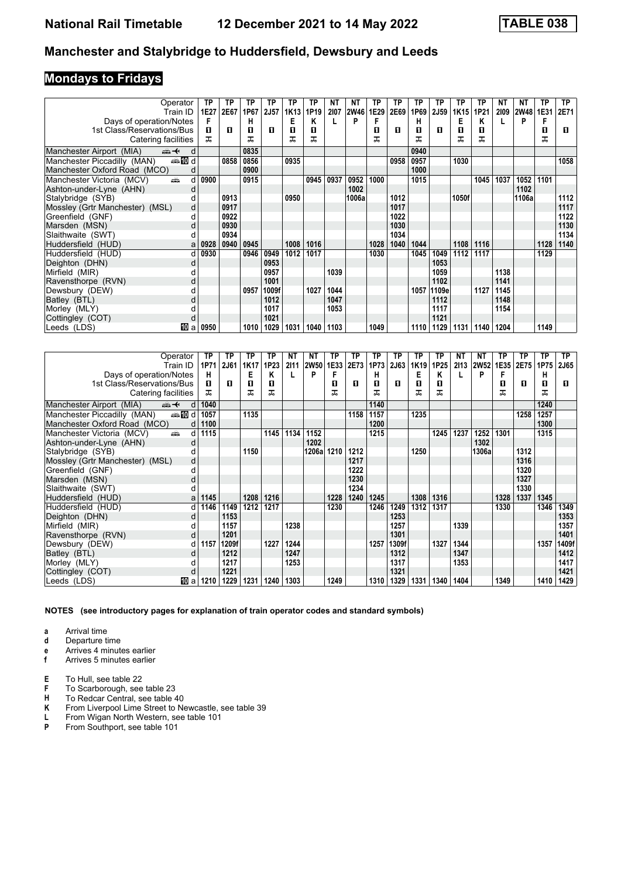# Manchester and Stalybridge to Huddersfield, Dewsbury and Leeds

**National Rail Timetable — 12 December 2021 to 14 May 2022 — TABLE 038**

## Mondays to Fridays

| Operator | | TP | TP | TP | TP | TP | TP | NT | NT | TP | TP | TP | TP | TP | TP | NT | NT | TP | TP |
|---|---|---|---|---|---|---|---|---|---|---|---|---|---|---|---|---|---|---|---|
| Train ID | | 1E27 | 2E67 | 1P67 | 2J57 | 1K13 | 1P19 | 2I07 | 2W46 | 1E29 | 2E69 | 1P69 | 2J59 | 1K15 | 1P21 | 2I09 | 2W48 | 1E31 | 2E71 |
| Days of operation/Notes | | F | | H | | E | K | L | P | F | | H | | E | K | L | P | F | |
| 1st Class/Reservations/Bus | | ■ | ■ | ■ | ■ | ■ | ■ | | | ■ | ■ | ■ | ■ | ■ | ■ | | | ■ | ■ |
| Catering facilities | | 🍴 | | 🍴 | | 🍴 | 🍴 | | | 🍴 | | 🍴 | | 🍴 | 🍴 | | | 🍴 | |
| Manchester Airport (MIA) | d | | | 0835 | | | | | | | | 0940 | | | | | | | |
| Manchester Piccadilly (MAN) | d | | 0858 | 0856 | | 0935 | | | | | 0958 | 0957 | | 1030 | | | | | 1058 |
| Manchester Oxford Road (MCO) | d | | | 0900 | | | | | | | | 1000 | | | | | | | |
| Manchester Victoria (MCV) | d | 0900 | | 0915 | | | 0945 | 0937 | 0952 | 1000 | | 1015 | | | 1045 | 1037 | 1052 | 1101 | |
| Ashton-under-Lyne (AHN) | d | | | | | | | | 1002 | | | | | | | | 1102 | | |
| Stalybridge (SYB) | d | | 0913 | | | 0950 | | | 1006a | | 1012 | | | 1050f | | | 1106a | | 1112 |
| Mossley (Grtr Manchester) (MSL) | d | | 0917 | | | | | | | | 1017 | | | | | | | | 1117 |
| Greenfield (GNF) | d | | 0922 | | | | | | | | 1022 | | | | | | | | 1122 |
| Marsden (MSN) | d | | 0930 | | | | | | | | 1030 | | | | | | | | 1130 |
| Slaithwaite (SWT) | d | | 0934 | | | | | | | | 1034 | | | | | | | | 1134 |
| Huddersfield (HUD) | a | 0928 | 0940 | 0945 | | 1008 | 1016 | | | 1028 | 1040 | 1044 | | 1108 | 1116 | | | 1128 | 1140 |
| Huddersfield (HUD) | d | 0930 | | 0946 | 0949 | 1012 | 1017 | | | 1030 | | 1045 | 1049 | 1112 | 1117 | | | 1129 | |
| Deighton (DHN) | d | | | | 0953 | | | | | | | | 1053 | | | | | | |
| Mirfield (MIR) | d | | | | 0957 | | | 1039 | | | | | 1059 | | | 1138 | | | |
| Ravensthorpe (RVN) | d | | | | 1001 | | | | | | | | 1102 | | | 1141 | | | |
| Dewsbury (DEW) | d | | | 0957 | 1009f | | 1027 | 1044 | | | | 1057 | 1109e | | 1127 | 1145 | | | |
| Batley (BTL) | d | | | | 1012 | | | 1047 | | | | | 1112 | | | 1148 | | | |
| Morley (MLY) | d | | | | 1017 | | | 1053 | | | | | 1117 | | | 1154 | | | |
| Cottingley (COT) | d | | | | 1021 | | | | | | | | 1121 | | | | | | |
| Leeds (LDS) | a | 0950 | | 1010 | 1029 | 1031 | 1040 | 1103 | | 1049 | | 1110 | 1129 | 1131 | 1140 | 1204 | | 1149 | |

| Operator | | TP | TP | TP | TP | NT | NT | TP | TP | TP | TP | TP | TP | NT | NT | TP | TP | TP | TP |
|---|---|---|---|---|---|---|---|---|---|---|---|---|---|---|---|---|---|---|---|
| Train ID | | 1P71 | 2J61 | 1K17 | 1P23 | 2I11 | 2W50 | 1E33 | 2E73 | 1P73 | 2J63 | 1K19 | 1P25 | 2I13 | 2W52 | 1E35 | 2E75 | 1P75 | 2J65 |
| Days of operation/Notes | | H | | E | K | L | P | F | | H | | E | K | L | P | F | | H | |
| 1st Class/Reservations/Bus | | ■ | ■ | ■ | ■ | | | ■ | ■ | ■ | ■ | ■ | ■ | | | ■ | ■ | ■ | ■ |
| Catering facilities | | 🍴 | | 🍴 | 🍴 | | | 🍴 | | 🍴 | | 🍴 | 🍴 | | | 🍴 | | 🍴 | |
| Manchester Airport (MIA) | d | 1040 | | | | | | | | 1140 | | | | | | | | 1240 | |
| Manchester Piccadilly (MAN) | d | 1057 | | 1135 | | | | | 1158 | 1157 | | 1235 | | | | | 1258 | 1257 | |
| Manchester Oxford Road (MCO) | d | 1100 | | | | | | | | 1200 | | | | | | | | 1300 | |
| Manchester Victoria (MCV) | d | 1115 | | | 1145 | 1134 | 1152 | | | 1215 | | | 1245 | 1237 | 1252 | 1301 | | 1315 | |
| Ashton-under-Lyne (AHN) | d | | | | | | 1202 | | | | | | | | 1302 | | | | |
| Stalybridge (SYB) | d | | | 1150 | | | 1206a | 1210 | 1212 | | | 1250 | | | 1306a | | 1312 | | |
| Mossley (Grtr Manchester) (MSL) | d | | | | | | | | 1217 | | | | | | | | 1316 | | |
| Greenfield (GNF) | d | | | | | | | | 1222 | | | | | | | | 1320 | | |
| Marsden (MSN) | d | | | | | | | | 1230 | | | | | | | | 1327 | | |
| Slaithwaite (SWT) | d | | | | | | | | 1234 | | | | | | | | 1330 | | |
| Huddersfield (HUD) | a | 1145 | | 1208 | 1216 | | | 1228 | 1240 | 1245 | | 1308 | 1316 | | | 1328 | 1337 | 1345 | |
| Huddersfield (HUD) | d | 1146 | 1149 | 1212 | 1217 | | | 1230 | | 1246 | 1249 | 1312 | 1317 | | | 1330 | | 1346 | 1349 |
| Deighton (DHN) | d | | 1153 | | | | | | | | 1253 | | | | | | | | 1353 |
| Mirfield (MIR) | d | | 1157 | | | 1238 | | | | | 1257 | | | 1339 | | | | | 1357 |
| Ravensthorpe (RVN) | d | | 1201 | | | | | | | | 1301 | | | | | | | | 1401 |
| Dewsbury (DEW) | d | 1157 | 1209f | | 1227 | 1244 | | | | 1257 | 1309f | | 1327 | 1344 | | | | 1357 | 1409f |
| Batley (BTL) | d | | 1212 | | | 1247 | | | | | 1312 | | | 1347 | | | | | 1412 |
| Morley (MLY) | d | | 1217 | | | 1253 | | | | | 1317 | | | 1353 | | | | | 1417 |
| Cottingley (COT) | d | | 1221 | | | | | | | | 1321 | | | | | | | | 1421 |
| Leeds (LDS) | a | 1210 | 1229 | 1231 | 1240 | 1303 | | 1249 | | 1310 | 1329 | 1331 | 1340 | 1404 | | 1349 | | 1410 | 1429 |

**NOTES (see introductory pages for explanation of train operator codes and standard symbols)**

- **a** Arrival time
- **d** Departure time
- **e** Arrives 4 minutes earlier
- **f** Arrives 5 minutes earlier

- **E** To Hull, see table 22
- **F** To Scarborough, see table 23
- **H** To Redcar Central, see table 40
- **K** From Liverpool Lime Street to Newcastle, see table 39
- **L** From Wigan North Western, see table 101
- **P** From Southport, see table 101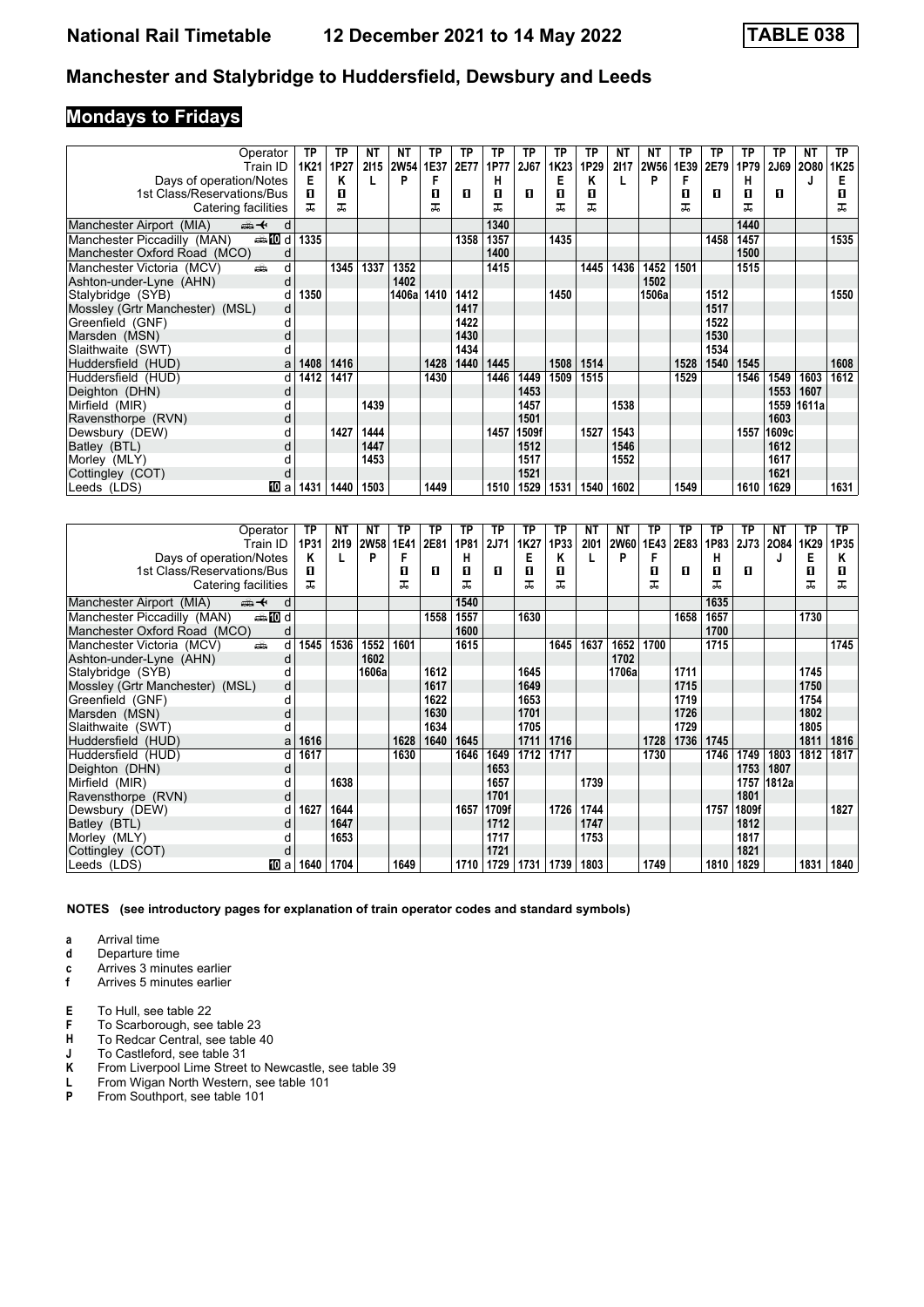# Manchester and Stalybridge to Huddersfield, Dewsbury and Leeds

## Mondays to Fridays

| Operator | | TP | TP | NT | NT | TP | TP | TP | TP | TP | TP | NT | NT | TP | TP | TP | TP | NT | TP |
|---|---|---|---|---|---|---|---|---|---|---|---|---|---|---|---|---|---|---|---|
| Train ID | | 1K21 | 1P27 | 2I15 | 2W54 | 1E37 | 2E77 | 1P77 | 2J67 | 1K23 | 1P29 | 2I17 | 2W56 | 1E39 | 2E79 | 1P79 | 2J69 | 2O80 | 1K25 |
| Days of operation/Notes | | E | K | L | P | F | | H | | E | K | L | P | F | | H | | J | E |
| 1st Class/Reservations/Bus | | ■ | ■ | | | ■ | ■ | ■ | ■ | ■ | ■ | | | ■ | ■ | ■ | ■ | | ■ |
| Catering facilities | | ⊼ | ⊼ | | | ⊼ | | ⊼ | | ⊼ | ⊼ | | | ⊼ | | ⊼ | | | ⊼ |
| Manchester Airport (MIA) | d | | | | | | | 1340 | | | | | | | | 1440 | | | |
| Manchester Piccadilly (MAN) | d | 1335 | | | | | 1358 | 1357 | | 1435 | | | | | 1458 | 1457 | | | 1535 |
| Manchester Oxford Road (MCO) | d | | | | | | | 1400 | | | | | | | | 1500 | | | |
| Manchester Victoria (MCV) | d | | 1345 | 1337 | 1352 | | | 1415 | | | 1445 | 1436 | 1452 | 1501 | | 1515 | | | |
| Ashton-under-Lyne (AHN) | d | | | | 1402 | | | | | | | | 1502 | | | | | | |
| Stalybridge (SYB) | d | 1350 | | | 1406a | 1410 | 1412 | | | 1450 | | | 1506a | | 1512 | | | | 1550 |
| Mossley (Grtr Manchester) (MSL) | d | | | | | | 1417 | | | | | | | | 1517 | | | | |
| Greenfield (GNF) | d | | | | | | 1422 | | | | | | | | 1522 | | | | |
| Marsden (MSN) | d | | | | | | 1430 | | | | | | | | 1530 | | | | |
| Slaithwaite (SWT) | d | | | | | | 1434 | | | | | | | | 1534 | | | | |
| Huddersfield (HUD) | a | 1408 | 1416 | | | 1428 | 1440 | 1445 | | 1508 | 1514 | | | 1528 | 1540 | 1545 | | | 1608 |
| Huddersfield (HUD) | d | 1412 | 1417 | | | 1430 | | 1446 | 1449 | 1509 | 1515 | | | 1529 | | 1546 | 1549 | 1603 | 1612 |
| Deighton (DHN) | d | | | | | | | | 1453 | | | | | | | | 1553 | 1607 | |
| Mirfield (MIR) | d | | | 1439 | | | | | 1457 | | | 1538 | | | | | 1559 | 1611a | |
| Ravensthorpe (RVN) | d | | | | | | | | 1501 | | | | | | | | 1603 | | |
| Dewsbury (DEW) | d | | 1427 | 1444 | | | | 1457 | 1509f | | 1527 | 1543 | | | | 1557 | 1609c | | |
| Batley (BTL) | d | | | 1447 | | | | | 1512 | | | 1546 | | | | | 1612 | | |
| Morley (MLY) | d | | | 1453 | | | | | 1517 | | | 1552 | | | | | 1617 | | |
| Cottingley (COT) | d | | | | | | | | 1521 | | | | | | | | 1621 | | |
| Leeds (LDS) | a | 1431 | 1440 | 1503 | | 1449 | | 1510 | 1529 | 1531 | 1540 | 1602 | | 1549 | | 1610 | 1629 | | 1631 |

| Operator | | TP | NT | NT | TP | TP | TP | TP | TP | TP | NT | NT | TP | TP | TP | TP | NT | TP | TP |
|---|---|---|---|---|---|---|---|---|---|---|---|---|---|---|---|---|---|---|---|
| Train ID | | 1P31 | 2I19 | 2W58 | 1E41 | 2E81 | 1P81 | 2J71 | 1K27 | 1P33 | 2I01 | 2W60 | 1E43 | 2E83 | 1P83 | 2J73 | 2O84 | 1K29 | 1P35 |
| Days of operation/Notes | | K | L | P | F | | H | | E | K | L | P | F | | H | | J | E | K |
| 1st Class/Reservations/Bus | | ■ | | | ■ | ■ | ■ | ■ | ■ | ■ | | | ■ | ■ | ■ | ■ | | ■ | ■ |
| Catering facilities | | ⊼ | | | ⊼ | | ⊼ | | ⊼ | ⊼ | | | ⊼ | | ⊼ | | | ⊼ | ⊼ |
| Manchester Airport (MIA) | d | | | | | | 1540 | | | | | | | | 1635 | | | | |
| Manchester Piccadilly (MAN) | d | | | | | 1558 | 1557 | | 1630 | | | | | 1658 | 1657 | | | 1730 | |
| Manchester Oxford Road (MCO) | d | | | | | | 1600 | | | | | | | | 1700 | | | | |
| Manchester Victoria (MCV) | d | 1545 | 1536 | 1552 | 1601 | | 1615 | | | 1645 | 1637 | 1652 | 1700 | | 1715 | | | | 1745 |
| Ashton-under-Lyne (AHN) | d | | | 1602 | | | | | | | | 1702 | | | | | | | |
| Stalybridge (SYB) | d | | | 1606a | | 1612 | | | 1645 | | | 1706a | | 1711 | | | | 1745 | |
| Mossley (Grtr Manchester) (MSL) | d | | | | | 1617 | | | 1649 | | | | | 1715 | | | | 1750 | |
| Greenfield (GNF) | d | | | | | 1622 | | | 1653 | | | | | 1719 | | | | 1754 | |
| Marsden (MSN) | d | | | | | 1630 | | | 1701 | | | | | 1726 | | | | 1802 | |
| Slaithwaite (SWT) | d | | | | | 1634 | | | 1705 | | | | | 1729 | | | | 1805 | |
| Huddersfield (HUD) | a | 1616 | | | 1628 | 1640 | 1645 | | 1711 | 1716 | | | 1728 | 1736 | 1745 | | | 1811 | 1816 |
| Huddersfield (HUD) | d | 1617 | | | 1630 | | 1646 | 1649 | 1712 | 1717 | | | 1730 | | 1746 | 1749 | 1803 | 1812 | 1817 |
| Deighton (DHN) | d | | | | | | | 1653 | | | | | | | | 1753 | 1807 | | |
| Mirfield (MIR) | d | | 1638 | | | | | 1657 | | | 1739 | | | | | 1757 | 1812a | | |
| Ravensthorpe (RVN) | d | | | | | | | 1701 | | | | | | | | 1801 | | | |
| Dewsbury (DEW) | d | 1627 | 1644 | | | | 1657 | 1709f | | 1726 | 1744 | | | | 1757 | 1809f | | | 1827 |
| Batley (BTL) | d | | 1647 | | | | | 1712 | | | 1747 | | | | | 1812 | | | |
| Morley (MLY) | d | | 1653 | | | | | 1717 | | | 1753 | | | | | 1817 | | | |
| Cottingley (COT) | d | | | | | | | 1721 | | | | | | | | 1821 | | | |
| Leeds (LDS) | a | 1640 | 1704 | | 1649 | | 1710 | 1729 | 1731 | 1739 | 1803 | | 1749 | | 1810 | 1829 | | 1831 | 1840 |

**NOTES (see introductory pages for explanation of train operator codes and standard symbols)**

- **a** Arrival time
- **d** Departure time
- **c** Arrives 3 minutes earlier
- **f** Arrives 5 minutes earlier

- **E** To Hull, see table 22
- **F** To Scarborough, see table 23
- **H** To Redcar Central, see table 40
- **J** To Castleford, see table 31
- **K** From Liverpool Lime Street to Newcastle, see table 39
- **L** From Wigan North Western, see table 101
- **P** From Southport, see table 101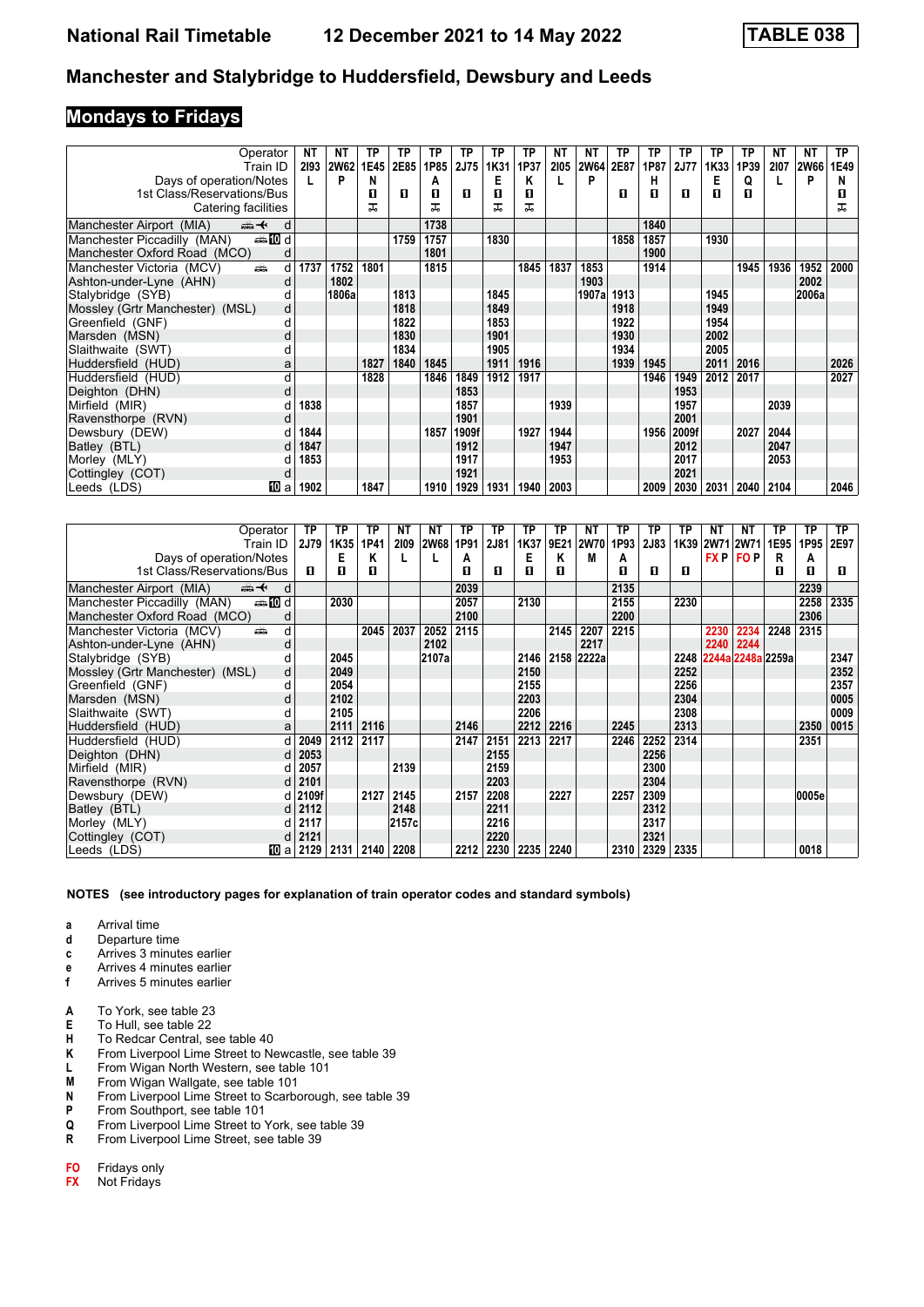# National Rail Timetable — 12 December 2021 to 14 May 2022 — TABLE 038

## Manchester and Stalybridge to Huddersfield, Dewsbury and Leeds

## Mondays to Fridays

| Operator | | NT | NT | TP | TP | TP | TP | TP | TP | NT | NT | TP | TP | TP | TP | TP | NT | NT | TP |
|---|---|---|---|---|---|---|---|---|---|---|---|---|---|---|---|---|---|---|---|
| Train ID | | 2I93 | 2W62 | 1E45 | 2E85 | 1P85 | 2J75 | 1K31 | 1P37 | 2I05 | 2W64 | 2E87 | 1P87 | 2J77 | 1K33 | 1P39 | 2I07 | 2W66 | 1E49 |
| Days of operation/Notes | | L | P | N | | A | | E | K | L | P | | H | | E | Q | L | P | N |
| 1st Class/Reservations/Bus | | | | 1 | 1 | 1 | 1 | 1 | 1 | | | 1 | 1 | 1 | 1 | 1 | | | 1 |
| Catering facilities | | | | 🍴 | | 🍴 | | 🍴 | 🍴 | | | | | | | | | | 🍴 |
| Manchester Airport (MIA) | d | | | | | 1738 | | | | | | | 1840 | | | | | | |
| Manchester Piccadilly (MAN) | d | | | | 1759 | 1757 | | 1830 | | | | 1858 | 1857 | | 1930 | | | | |
| Manchester Oxford Road (MCO) | d | | | | | 1801 | | | | | | | 1900 | | | | | | |
| Manchester Victoria (MCV) | d | 1737 | 1752 | 1801 | | 1815 | | | 1845 | 1837 | 1853 | | 1914 | | | 1945 | 1936 | 1952 | 2000 |
| Ashton-under-Lyne (AHN) | d | | 1802 | | | | | | | | 1903 | | | | | | | 2002 | |
| Stalybridge (SYB) | d | | 1806a | | 1813 | | | 1845 | | | 1907a | 1913 | | | 1945 | | | 2006a | |
| Mossley (Grtr Manchester) (MSL) | d | | | | 1818 | | | 1849 | | | | 1918 | | | 1949 | | | | |
| Greenfield (GNF) | d | | | | 1822 | | | 1853 | | | | 1922 | | | 1954 | | | | |
| Marsden (MSN) | d | | | | 1830 | | | 1901 | | | | 1930 | | | 2002 | | | | |
| Slaithwaite (SWT) | d | | | | 1834 | | | 1905 | | | | 1934 | | | 2005 | | | | |
| Huddersfield (HUD) | a | | | 1827 | 1840 | 1845 | | 1911 | 1916 | | | 1939 | 1945 | | 2011 | 2016 | | | 2026 |
| Huddersfield (HUD) | d | | | 1828 | | 1846 | 1849 | 1912 | 1917 | | | | 1946 | 1949 | 2012 | 2017 | | | 2027 |
| Deighton (DHN) | d | | | | | | 1853 | | | | | | | 1953 | | | | | |
| Mirfield (MIR) | d | 1838 | | | | | 1857 | | | 1939 | | | | 1957 | | | 2039 | | |
| Ravensthorpe (RVN) | d | | | | | | 1901 | | | | | | | 2001 | | | | | |
| Dewsbury (DEW) | d | 1844 | | | | 1857 | 1909f | | 1927 | 1944 | | | 1956 | 2009f | | 2027 | 2044 | | |
| Batley (BTL) | d | 1847 | | | | | 1912 | | | 1947 | | | | 2012 | | | 2047 | | |
| Morley (MLY) | d | 1853 | | | | | 1917 | | | 1953 | | | | 2017 | | | 2053 | | |
| Cottingley (COT) | d | | | | | | 1921 | | | | | | | 2021 | | | | | |
| Leeds (LDS) | a | 1902 | | 1847 | | 1910 | 1929 | 1931 | 1940 | 2003 | | | 2009 | 2030 | 2031 | 2040 | 2104 | | 2046 |

| Operator | | TP | TP | TP | NT | NT | TP | TP | TP | TP | NT | TP | TP | TP | NT | NT | TP | TP | TP |
|---|---|---|---|---|---|---|---|---|---|---|---|---|---|---|---|---|---|---|---|
| Train ID | | 2J79 | 1K35 | 1P41 | 2I09 | 2W68 | 1P91 | 2J81 | 1K37 | 9E21 | 2W70 | 1P93 | 2J83 | 1K39 | 2W71 | 2W71 | 1E95 | 1P95 | 2E97 |
| Days of operation/Notes | | | E | K | L | L | A | | E | K | M | A | | | FX P | FO P | R | A | |
| 1st Class/Reservations/Bus | | 1 | 1 | 1 | | | 1 | 1 | 1 | 1 | | 1 | 1 | 1 | | | 1 | 1 | 1 |
| Manchester Airport (MIA) | d | | | | | | 2039 | | | | | 2135 | | | | | | 2239 | |
| Manchester Piccadilly (MAN) | d | | 2030 | | | | 2057 | | 2130 | | | 2155 | | 2230 | | | | 2258 | 2335 |
| Manchester Oxford Road (MCO) | d | | | | | | 2100 | | | | | 2200 | | | | | | 2306 | |
| Manchester Victoria (MCV) | d | | | 2045 | 2037 | 2052 | 2115 | | | 2145 | 2207 | 2215 | | | 2230 | 2234 | 2248 | 2315 | |
| Ashton-under-Lyne (AHN) | d | | | | | 2102 | | | | | 2217 | | | | 2240 | 2244 | | | |
| Stalybridge (SYB) | d | | 2045 | | | 2107a | | | 2146 | 2158 | 2222a | | | 2248 | 2244a | 2248a | 2259a | | 2347 |
| Mossley (Grtr Manchester) (MSL) | d | | 2049 | | | | | | 2150 | | | | | 2252 | | | | | 2352 |
| Greenfield (GNF) | d | | 2054 | | | | | | 2155 | | | | | 2256 | | | | | 2357 |
| Marsden (MSN) | d | | 2102 | | | | | | 2203 | | | | | 2304 | | | | | 0005 |
| Slaithwaite (SWT) | d | | 2105 | | | | | | 2206 | | | | | 2308 | | | | | 0009 |
| Huddersfield (HUD) | a | | 2111 | 2116 | | | 2146 | | 2212 | 2216 | | 2245 | | 2313 | | | | 2350 | 0015 |
| Huddersfield (HUD) | d | 2049 | 2112 | 2117 | | | 2147 | 2151 | 2213 | 2217 | | 2246 | 2252 | 2314 | | | | 2351 | |
| Deighton (DHN) | d | 2053 | | | | | | 2155 | | | | | 2256 | | | | | | |
| Mirfield (MIR) | d | 2057 | | | 2139 | | | 2159 | | | | | 2300 | | | | | | |
| Ravensthorpe (RVN) | d | 2101 | | | | | | 2203 | | | | | 2304 | | | | | | |
| Dewsbury (DEW) | d | 2109f | | 2127 | 2145 | | 2157 | 2208 | | 2227 | | 2257 | 2309 | | | | | 0005e | |
| Batley (BTL) | d | 2112 | | | 2148 | | | 2211 | | | | | 2312 | | | | | | |
| Morley (MLY) | d | 2117 | | | 2157c | | | 2216 | | | | | 2317 | | | | | | |
| Cottingley (COT) | d | 2121 | | | | | | 2220 | | | | | 2321 | | | | | | |
| Leeds (LDS) | a | 2129 | 2131 | 2140 | 2208 | | 2212 | 2230 | 2235 | 2240 | | 2310 | 2329 | 2335 | | | | 0018 | |

**NOTES (see introductory pages for explanation of train operator codes and standard symbols)**

- **a** Arrival time
- **d** Departure time
- **c** Arrives 3 minutes earlier
- **e** Arrives 4 minutes earlier
- **f** Arrives 5 minutes earlier

- **A** To York, see table 23
- **E** To Hull, see table 22
- **H** To Redcar Central, see table 40
- **K** From Liverpool Lime Street to Newcastle, see table 39
- **L** From Wigan North Western, see table 101
- **M** From Wigan Wallgate, see table 101
- **N** From Liverpool Lime Street to Scarborough, see table 39
- **P** From Southport, see table 101
- **Q** From Liverpool Lime Street to York, see table 39
- **R** From Liverpool Lime Street, see table 39

- **FO** Fridays only
- **FX** Not Fridays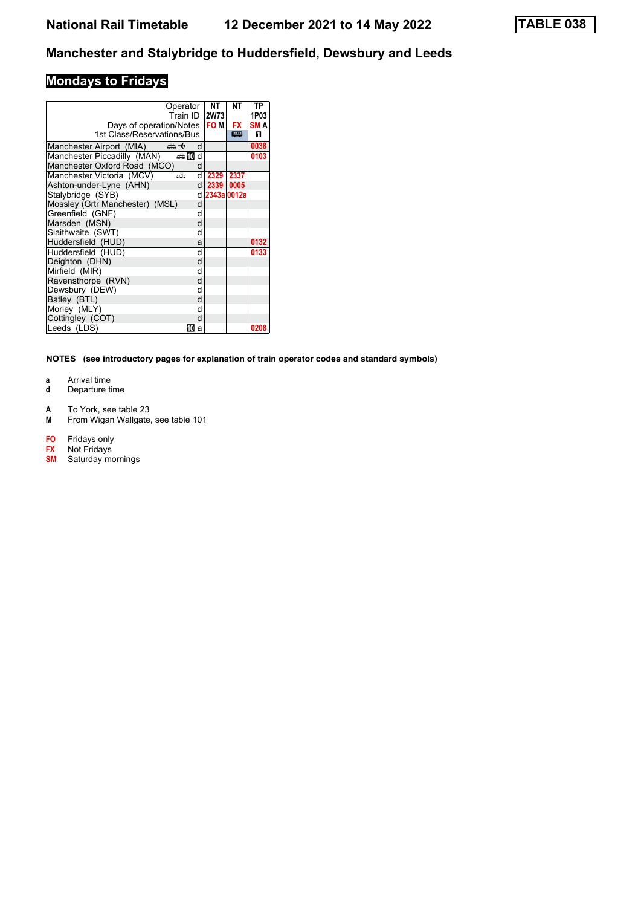# National Rail Timetable 12 December 2021 to 14 May 2022 TABLE 038

## Manchester and Stalybridge to Huddersfield, Dewsbury and Leeds

### Mondays to Fridays

| Operator | | NT | NT | TP |
|---|---|---|---|---|
| Train ID | | 2W73 | | 1P03 |
| Days of operation/Notes | | FO M | FX | SM A |
| 1st Class/Reservations/Bus | | | 🚌 | 1 |
| Manchester Airport (MIA) | d | | | 0038 |
| Manchester Piccadilly (MAN) | d | | | 0103 |
| Manchester Oxford Road (MCO) | d | | | |
| Manchester Victoria (MCV) | d | 2329 | 2337 | |
| Ashton-under-Lyne (AHN) | d | 2339 | 0005 | |
| Stalybridge (SYB) | d | 2343a | 0012a | |
| Mossley (Grtr Manchester) (MSL) | d | | | |
| Greenfield (GNF) | d | | | |
| Marsden (MSN) | d | | | |
| Slaithwaite (SWT) | d | | | |
| Huddersfield (HUD) | a | | | 0132 |
| Huddersfield (HUD) | d | | | 0133 |
| Deighton (DHN) | d | | | |
| Mirfield (MIR) | d | | | |
| Ravensthorpe (RVN) | d | | | |
| Dewsbury (DEW) | d | | | |
| Batley (BTL) | d | | | |
| Morley (MLY) | d | | | |
| Cottingley (COT) | d | | | |
| Leeds (LDS) | a | | | 0208 |

**NOTES (see introductory pages for explanation of train operator codes and standard symbols)**

- **a** Arrival time
- **d** Departure time

- **A** To York, see table 23
- **M** From Wigan Wallgate, see table 101

- **FO** Fridays only
- **FX** Not Fridays
- **SM** Saturday mornings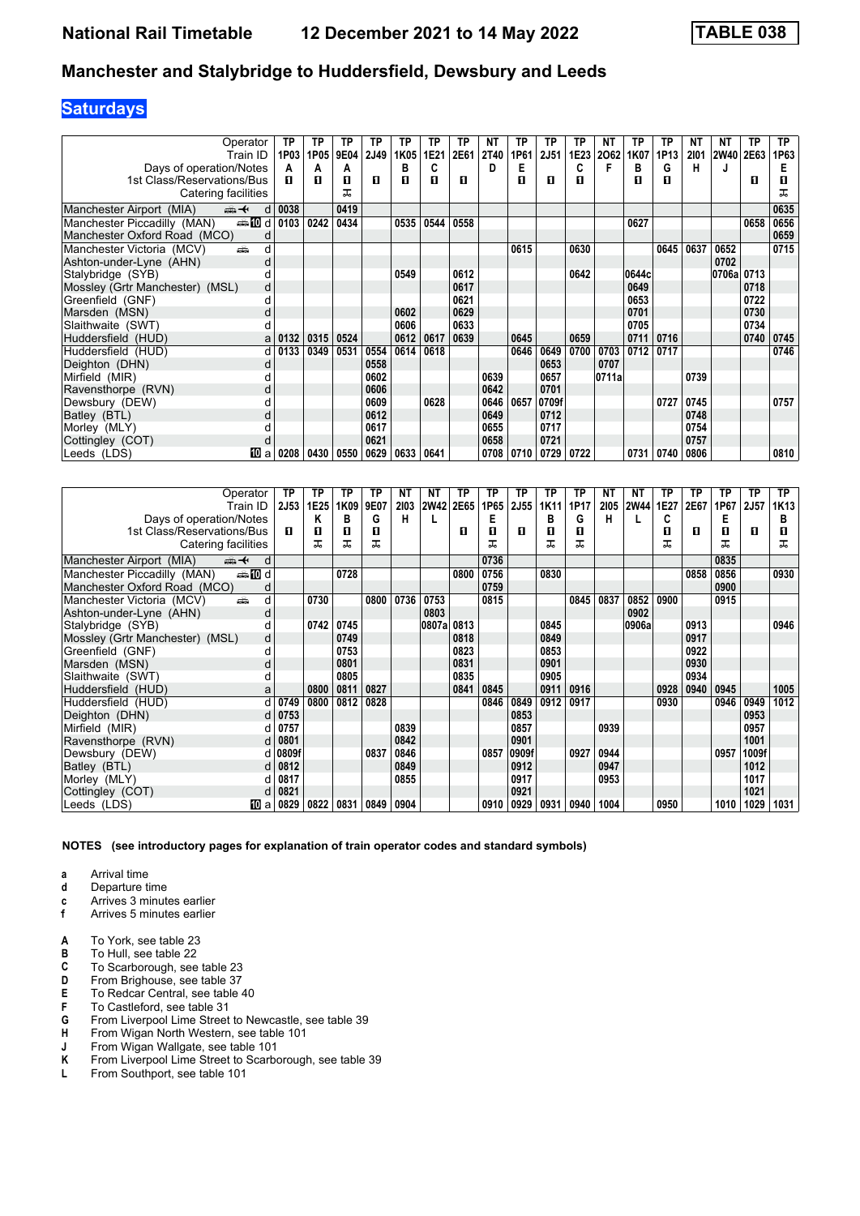# Manchester and Stalybridge to Huddersfield, Dewsbury and Leeds

National Rail Timetable 12 December 2021 to 14 May 2022 — TABLE 038

## Saturdays

| Operator | | TP | TP | TP | TP | TP | TP | TP | NT | TP | TP | TP | NT | TP | TP | NT | NT | TP | TP |
|---|---|---|---|---|---|---|---|---|---|---|---|---|---|---|---|---|---|---|---|
| Train ID | | 1P03 | 1P05 | 9E04 | 2J49 | 1K05 | 1E21 | 2E61 | 2T40 | 1P61 | 2J51 | 1E23 | 2O62 | 1K07 | 1P13 | 2I01 | 2W40 | 2E63 | 1P63 |
| Days of operation/Notes | | A | A | A | | B | C | | D | E | | C | F | B | G | H | J | | E |
| 1st Class/Reservations/Bus | | ■ | ■ | ■ | ■ | ■ | ■ | ■ | | ■ | ■ | ■ | | ■ | ■ | | | ■ | ■ |
| Catering facilities | | | | 🛒 | | | | | | | | | | | | | | | 🛒 |
| Manchester Airport (MIA) | d | 0038 | | 0419 | | | | | | | | | | | | | | | 0635 |
| Manchester Piccadilly (MAN) | d | 0103 | 0242 | 0434 | | 0535 | 0544 | 0558 | | | | | | 0627 | | | | 0658 | 0656 |
| Manchester Oxford Road (MCO) | d | | | | | | | | | | | | | | | | | | 0659 |
| Manchester Victoria (MCV) | d | | | | | | | | | 0615 | | 0630 | | | 0645 | 0637 | 0652 | | 0715 |
| Ashton-under-Lyne (AHN) | d | | | | | | | | | | | | | | | | 0702 | | |
| Stalybridge (SYB) | d | | | | | 0549 | | 0612 | | | | 0642 | | 0644c | | | 0706a | 0713 | |
| Mossley (Grtr Manchester) (MSL) | d | | | | | | | 0617 | | | | | | 0649 | | | | 0718 | |
| Greenfield (GNF) | d | | | | | | | 0621 | | | | | | 0653 | | | | 0722 | |
| Marsden (MSN) | d | | | | | 0602 | | 0629 | | | | | | 0701 | | | | 0730 | |
| Slaithwaite (SWT) | d | | | | | 0606 | | 0633 | | | | | | 0705 | | | | 0734 | |
| Huddersfield (HUD) | a | 0132 | 0315 | 0524 | | 0612 | 0617 | 0639 | | 0645 | | 0659 | | 0711 | 0716 | | | 0740 | 0745 |
| Huddersfield (HUD) | d | 0133 | 0349 | 0531 | 0554 | 0614 | 0618 | | | 0646 | 0649 | 0700 | 0703 | 0712 | 0717 | | | | 0746 |
| Deighton (DHN) | d | | | | 0558 | | | | | | 0653 | | 0707 | | | | | | |
| Mirfield (MIR) | d | | | | 0602 | | | | 0639 | | 0657 | | 0711a | | | 0739 | | | |
| Ravensthorpe (RVN) | d | | | | 0606 | | | | 0642 | | 0701 | | | | | | | | |
| Dewsbury (DEW) | d | | | | 0609 | | 0628 | | 0646 | 0657 | 0709f | | | | 0727 | 0745 | | | 0757 |
| Batley (BTL) | d | | | | 0612 | | | | 0649 | | 0712 | | | | | 0748 | | | |
| Morley (MLY) | d | | | | 0617 | | | | 0655 | | 0717 | | | | | 0754 | | | |
| Cottingley (COT) | d | | | | 0621 | | | | 0658 | | 0721 | | | | | 0757 | | | |
| Leeds (LDS) | a | 0208 | 0430 | 0550 | 0629 | 0633 | 0641 | | 0708 | 0710 | 0729 | 0722 | | 0731 | 0740 | 0806 | | | 0810 |

| Operator | | TP | TP | TP | TP | NT | NT | TP | TP | TP | TP | TP | NT | NT | TP | TP | TP | TP | TP |
|---|---|---|---|---|---|---|---|---|---|---|---|---|---|---|---|---|---|---|---|
| Train ID | | 2J53 | 1E25 | 1K09 | 9E07 | 2I03 | 2W42 | 2E65 | 1P65 | 2J55 | 1K11 | 1P17 | 2I05 | 2W44 | 1E27 | 2E67 | 1P67 | 2J57 | 1K13 |
| Days of operation/Notes | | | K | B | G | H | L | | E | | B | G | H | L | C | | E | | B |
| 1st Class/Reservations/Bus | | ■ | ■ | ■ | ■ | | | ■ | ■ | ■ | ■ | ■ | | | ■ | ■ | ■ | ■ | ■ |
| Catering facilities | | | 🛒 | 🛒 | 🛒 | | | | 🛒 | | 🛒 | 🛒 | | | 🛒 | | 🛒 | | 🛒 |
| Manchester Airport (MIA) | d | | | | | | | | 0736 | | | | | | | | 0835 | | |
| Manchester Piccadilly (MAN) | d | | | 0728 | | | | 0800 | 0756 | | 0830 | | | | | 0858 | 0856 | | 0930 |
| Manchester Oxford Road (MCO) | d | | | | | | | | 0759 | | | | | | | | 0900 | | |
| Manchester Victoria (MCV) | d | | 0730 | | 0800 | 0736 | 0753 | | 0815 | | | 0845 | 0837 | 0852 | 0900 | | 0915 | | |
| Ashton-under-Lyne (AHN) | d | | | | | | 0803 | | | | | | | 0902 | | | | | |
| Stalybridge (SYB) | d | | 0742 | 0745 | | | 0807a | 0813 | | | 0845 | | | 0906a | | 0913 | | | 0946 |
| Mossley (Grtr Manchester) (MSL) | d | | | 0749 | | | | 0818 | | | 0849 | | | | | 0917 | | | |
| Greenfield (GNF) | d | | | 0753 | | | | 0823 | | | 0853 | | | | | 0922 | | | |
| Marsden (MSN) | d | | | 0801 | | | | 0831 | | | 0901 | | | | | 0930 | | | |
| Slaithwaite (SWT) | d | | | 0805 | | | | 0835 | | | 0905 | | | | | 0934 | | | |
| Huddersfield (HUD) | a | | 0800 | 0811 | 0827 | | | 0841 | 0845 | | 0911 | 0916 | | | 0928 | 0940 | 0945 | | 1005 |
| Huddersfield (HUD) | d | 0749 | 0800 | 0812 | 0828 | | | | 0846 | 0849 | 0912 | 0917 | | | 0930 | | 0946 | 0949 | 1012 |
| Deighton (DHN) | d | 0753 | | | | | | | | 0853 | | | | | | | | 0953 | |
| Mirfield (MIR) | d | 0757 | | | | 0839 | | | | 0857 | | | 0939 | | | | | 0957 | |
| Ravensthorpe (RVN) | d | 0801 | | | | 0842 | | | | 0901 | | | | | | | | 1001 | |
| Dewsbury (DEW) | d | 0809f | | | 0837 | 0846 | | | 0857 | 0909f | | 0927 | 0944 | | | | 0957 | 1009f | |
| Batley (BTL) | d | 0812 | | | | 0849 | | | | 0912 | | | 0947 | | | | | 1012 | |
| Morley (MLY) | d | 0817 | | | | 0855 | | | | 0917 | | | 0953 | | | | | 1017 | |
| Cottingley (COT) | d | 0821 | | | | | | | | 0921 | | | | | | | | 1021 | |
| Leeds (LDS) | a | 0829 | 0822 | 0831 | 0849 | 0904 | | | 0910 | 0929 | 0931 | 0940 | 1004 | | 0950 | | 1010 | 1029 | 1031 |

**NOTES (see introductory pages for explanation of train operator codes and standard symbols)**

- **a** Arrival time
- **d** Departure time
- **c** Arrives 3 minutes earlier
- **f** Arrives 5 minutes earlier

- **A** To York, see table 23
- **B** To Hull, see table 22
- **C** To Scarborough, see table 23
- **D** From Brighouse, see table 37
- **E** To Redcar Central, see table 40
- **F** To Castleford, see table 31
- **G** From Liverpool Lime Street to Newcastle, see table 39
- **H** From Wigan North Western, see table 101
- **J** From Wigan Wallgate, see table 101
- **K** From Liverpool Lime Street to Scarborough, see table 39
- **L** From Southport, see table 101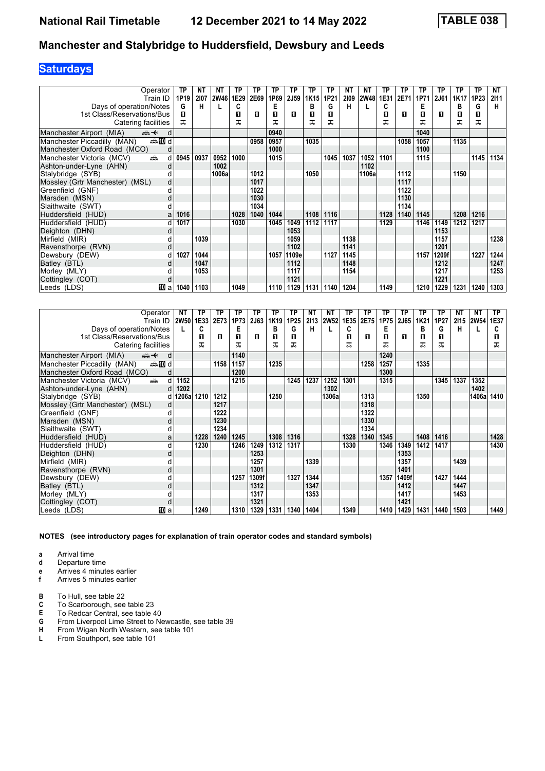# National Rail Timetable 12 December 2021 to 14 May 2022 TABLE 038

## Manchester and Stalybridge to Huddersfield, Dewsbury and Leeds

### Saturdays

| Operator | | TP | NT | NT | TP | TP | TP | TP | TP | TP | NT | NT | TP | TP | TP | TP | TP | TP | NT |
|---|---|---|---|---|---|---|---|---|---|---|---|---|---|---|---|---|---|---|---|
| Train ID | | 1P19 | 2I07 | 2W46 | 1E29 | 2E69 | 1P69 | 2J59 | 1K15 | 1P21 | 2I09 | 2W48 | 1E31 | 2E71 | 1P71 | 2J61 | 1K17 | 1P23 | 2I11 |
| Days of operation/Notes | | G | H | L | C | | E | | B | G | H | L | C | | E | | B | G | H |
| 1st Class/Reservations/Bus | | 1 | | | 1 | 1 | 1 | 1 | 1 | 1 | | | 1 | 1 | 1 | 1 | 1 | 1 | |
| Catering facilities | | ⚌ | | | ⚌ | | ⚌ | | ⚌ | ⚌ | | | ⚌ | | ⚌ | | ⚌ | ⚌ | |
| Manchester Airport (MIA) | d | | | | | | 0940 | | | | | | | | 1040 | | | | |
| Manchester Piccadilly (MAN) | d | | | | | 0958 | 0957 | | 1035 | | | | | 1058 | 1057 | | 1135 | | |
| Manchester Oxford Road (MCO) | d | | | | | | 1000 | | | | | | | | 1100 | | | | |
| Manchester Victoria (MCV) | d | 0945 | 0937 | 0952 | 1000 | | 1015 | | | 1045 | 1037 | 1052 | 1101 | | 1115 | | | 1145 | 1134 |
| Ashton-under-Lyne (AHN) | d | | | 1002 | | | | | | | | 1102 | | | | | | | |
| Stalybridge (SYB) | d | | | 1006a | | 1012 | | | 1050 | | | 1106a | | 1112 | | | 1150 | | |
| Mossley (Grtr Manchester) (MSL) | d | | | | | 1017 | | | | | | | | 1117 | | | | | |
| Greenfield (GNF) | d | | | | | 1022 | | | | | | | | 1122 | | | | | |
| Marsden (MSN) | d | | | | | 1030 | | | | | | | | 1130 | | | | | |
| Slaithwaite (SWT) | d | | | | | 1034 | | | | | | | | 1134 | | | | | |
| Huddersfield (HUD) | a | 1016 | | | 1028 | 1040 | 1044 | | 1108 | 1116 | | | 1128 | 1140 | 1145 | | 1208 | 1216 | |
| Huddersfield (HUD) | d | 1017 | | | 1030 | | 1045 | 1049 | 1112 | 1117 | | | 1129 | | 1146 | 1149 | 1212 | 1217 | |
| Deighton (DHN) | d | | | | | | | 1053 | | | | | | | | 1153 | | | |
| Mirfield (MIR) | d | | 1039 | | | | | 1059 | | | 1138 | | | | | 1157 | | | 1238 |
| Ravensthorpe (RVN) | d | | | | | | | 1102 | | | 1141 | | | | | 1201 | | | |
| Dewsbury (DEW) | d | 1027 | 1044 | | | | 1057 | 1109e | | 1127 | 1145 | | | | 1157 | 1209f | | 1227 | 1244 |
| Batley (BTL) | d | | 1047 | | | | | 1112 | | | 1148 | | | | | 1212 | | | 1247 |
| Morley (MLY) | d | | 1053 | | | | | 1117 | | | 1154 | | | | | 1217 | | | 1253 |
| Cottingley (COT) | d | | | | | | | 1121 | | | | | | | | 1221 | | | |
| Leeds (LDS) | a | 1040 | 1103 | | 1049 | | 1110 | 1129 | 1131 | 1140 | 1204 | | 1149 | | 1210 | 1229 | 1231 | 1240 | 1303 |

| Operator | | NT | TP | TP | TP | TP | TP | TP | NT | NT | TP | TP | TP | TP | TP | TP | NT | NT | TP |
|---|---|---|---|---|---|---|---|---|---|---|---|---|---|---|---|---|---|---|---|
| Train ID | | 2W50 | 1E33 | 2E73 | 1P73 | 2J63 | 1K19 | 1P25 | 2I13 | 2W52 | 1E35 | 2E75 | 1P75 | 2J65 | 1K21 | 1P27 | 2I15 | 2W54 | 1E37 |
| Days of operation/Notes | | L | C | | E | | B | G | H | L | C | | E | | B | G | H | L | C |
| 1st Class/Reservations/Bus | | | 1 | 1 | 1 | 1 | 1 | 1 | | | 1 | 1 | 1 | 1 | 1 | 1 | | | 1 |
| Catering facilities | | | ⚌ | | ⚌ | | ⚌ | ⚌ | | | ⚌ | | ⚌ | | ⚌ | ⚌ | | | ⚌ |
| Manchester Airport (MIA) | d | | | | 1140 | | | | | | | | 1240 | | | | | | |
| Manchester Piccadilly (MAN) | d | | | 1158 | 1157 | | 1235 | | | | | 1258 | 1257 | | 1335 | | | | |
| Manchester Oxford Road (MCO) | d | | | | 1200 | | | | | | | | 1300 | | | | | | |
| Manchester Victoria (MCV) | d | 1152 | | | 1215 | | | 1245 | 1237 | 1252 | 1301 | | 1315 | | | 1345 | 1337 | 1352 | |
| Ashton-under-Lyne (AHN) | d | 1202 | | | | | | | | 1302 | | | | | | | | 1402 | |
| Stalybridge (SYB) | d | 1206a | 1210 | 1212 | | | 1250 | | | 1306a | | 1313 | | | 1350 | | | 1406a | 1410 |
| Mossley (Grtr Manchester) (MSL) | d | | | 1217 | | | | | | | | 1318 | | | | | | | |
| Greenfield (GNF) | d | | | 1222 | | | | | | | | 1322 | | | | | | | |
| Marsden (MSN) | d | | | 1230 | | | | | | | | 1330 | | | | | | | |
| Slaithwaite (SWT) | d | | | 1234 | | | | | | | | 1334 | | | | | | | |
| Huddersfield (HUD) | a | | 1228 | 1240 | 1245 | | 1308 | 1316 | | | 1328 | 1340 | 1345 | | 1408 | 1416 | | | 1428 |
| Huddersfield (HUD) | d | | 1230 | | 1246 | 1249 | 1312 | 1317 | | | 1330 | | 1346 | 1349 | 1412 | 1417 | | | 1430 |
| Deighton (DHN) | d | | | | | 1253 | | | | | | | | 1353 | | | | | |
| Mirfield (MIR) | d | | | | | 1257 | | | 1339 | | | | | 1357 | | | 1439 | | |
| Ravensthorpe (RVN) | d | | | | | 1301 | | | | | | | | 1401 | | | | | |
| Dewsbury (DEW) | d | | | | 1257 | 1309f | | 1327 | 1344 | | | | 1357 | 1409f | | 1427 | 1444 | | |
| Batley (BTL) | d | | | | | 1312 | | | 1347 | | | | | 1412 | | | 1447 | | |
| Morley (MLY) | d | | | | | 1317 | | | 1353 | | | | | 1417 | | | 1453 | | |
| Cottingley (COT) | d | | | | | 1321 | | | | | | | | 1421 | | | | | |
| Leeds (LDS) | a | | 1249 | | 1310 | 1329 | 1331 | 1340 | 1404 | | 1349 | | 1410 | 1429 | 1431 | 1440 | 1503 | | 1449 |

**NOTES (see introductory pages for explanation of train operator codes and standard symbols)**

- **a** Arrival time
- **d** Departure time
- **e** Arrives 4 minutes earlier
- **f** Arrives 5 minutes earlier

- **B** To Hull, see table 22
- **C** To Scarborough, see table 23
- **E** To Redcar Central, see table 40
- **G** From Liverpool Lime Street to Newcastle, see table 39
- **H** From Wigan North Western, see table 101
- **L** From Southport, see table 101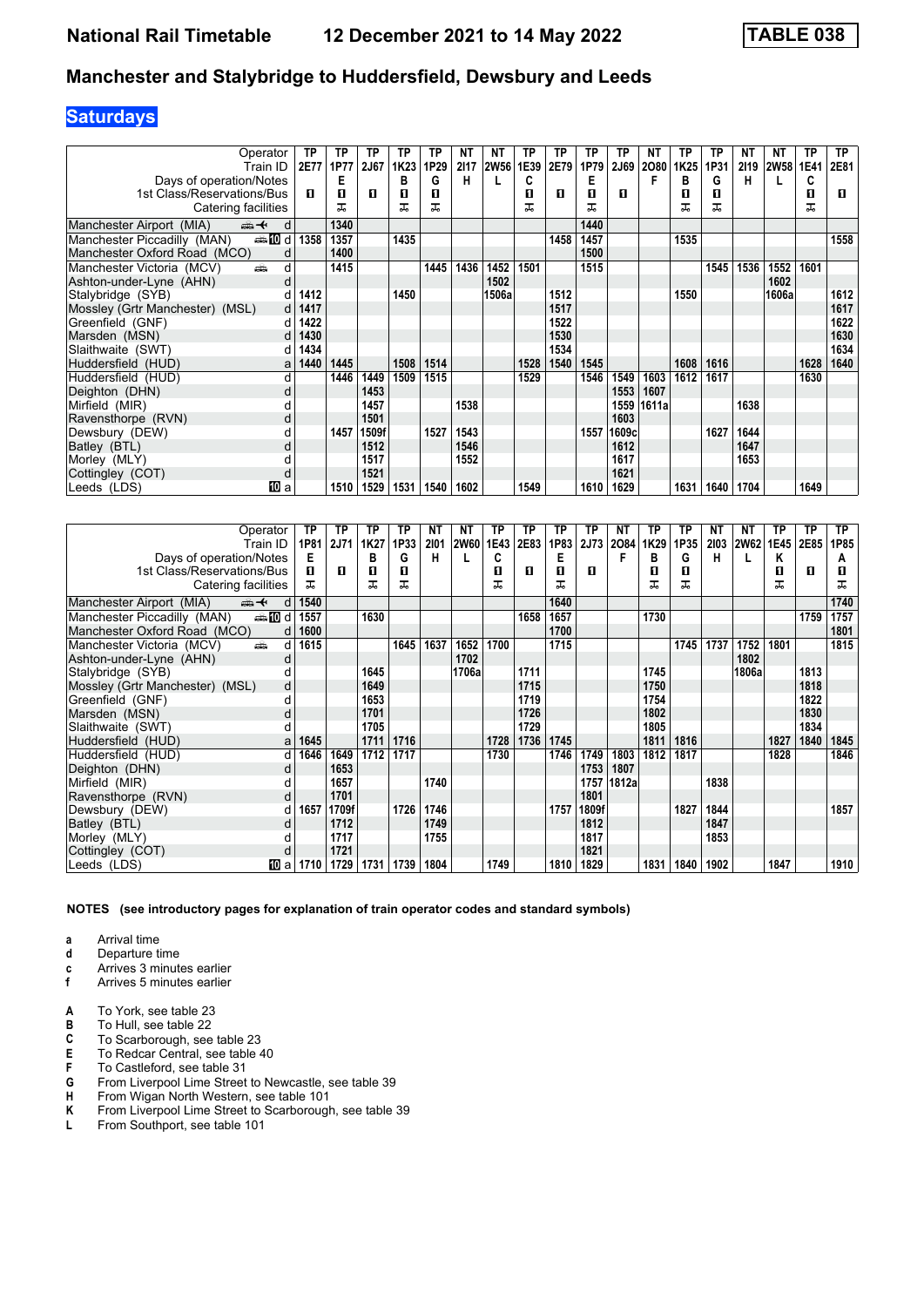# National Rail Timetable — 12 December 2021 to 14 May 2022 — TABLE 038

## Manchester and Stalybridge to Huddersfield, Dewsbury and Leeds

### Saturdays

| Operator | TP | TP | TP | TP | TP | NT | NT | TP | TP | TP | TP | NT | TP | TP | NT | NT | TP | TP |
|---|---|---|---|---|---|---|---|---|---|---|---|---|---|---|---|---|---|---|
| Train ID | 2E77 | 1P77 | 2J67 | 1K23 | 1P29 | 2I17 | 2W56 | 1E39 | 2E79 | 1P79 | 2J69 | 2O80 | 1K25 | 1P31 | 2I19 | 2W58 | 1E41 | 2E81 |
| Days of operation/Notes | | E | | B | G | H | L | C | | E | | F | B | G | H | L | C | |
| 1st Class/Reservations/Bus | ■ | ■ | ■ | ■ | ■ | | | ■ | ■ | ■ | ■ | | ■ | ■ | | | ■ | ■ |
| Catering facilities | | ✕ | | ✕ | ✕ | | | ✕ | | ✕ | | | ✕ | ✕ | | | ✕ | |
| Manchester Airport (MIA) d | | 1340 | | | | | | | | 1440 | | | | | | | | |
| Manchester Piccadilly (MAN) d | 1358 | 1357 | | 1435 | | | | | 1458 | 1457 | | | 1535 | | | | | 1558 |
| Manchester Oxford Road (MCO) d | | 1400 | | | | | | | | 1500 | | | | | | | | |
| Manchester Victoria (MCV) d | | 1415 | | | 1445 | 1436 | 1452 | 1501 | | 1515 | | | | 1545 | 1536 | 1552 | 1601 | |
| Ashton-under-Lyne (AHN) d | | | | | | | 1502 | | | | | | | | | 1602 | | |
| Stalybridge (SYB) d | 1412 | | | 1450 | | | 1506a | | 1512 | | | | 1550 | | | 1606a | | 1612 |
| Mossley (Grtr Manchester) (MSL) d | 1417 | | | | | | | | 1517 | | | | | | | | | 1617 |
| Greenfield (GNF) d | 1422 | | | | | | | | 1522 | | | | | | | | | 1622 |
| Marsden (MSN) d | 1430 | | | | | | | | 1530 | | | | | | | | | 1630 |
| Slaithwaite (SWT) d | 1434 | | | | | | | | 1534 | | | | | | | | | 1634 |
| Huddersfield (HUD) a | 1440 | 1445 | | 1508 | 1514 | | | 1528 | 1540 | 1545 | | | 1608 | 1616 | | | 1628 | 1640 |
| Huddersfield (HUD) d | | 1446 | 1449 | 1509 | 1515 | | | 1529 | | 1546 | 1549 | 1603 | 1612 | 1617 | | | 1630 | |
| Deighton (DHN) d | | | 1453 | | | | | | | | 1553 | 1607 | | | | | | |
| Mirfield (MIR) d | | | 1457 | | | 1538 | | | | | 1559 | 1611a | | | 1638 | | | |
| Ravensthorpe (RVN) d | | | 1501 | | | | | | | | 1603 | | | | | | | |
| Dewsbury (DEW) d | | 1457 | 1509f | | 1527 | 1543 | | | | 1557 | 1609c | | | 1627 | 1644 | | | |
| Batley (BTL) d | | | 1512 | | | 1546 | | | | | 1612 | | | | 1647 | | | |
| Morley (MLY) d | | | 1517 | | | 1552 | | | | | 1617 | | | | 1653 | | | |
| Cottingley (COT) d | | | 1521 | | | | | | | | 1621 | | | | | | | |
| Leeds (LDS) a | | 1510 | 1529 | 1531 | 1540 | 1602 | | 1549 | | 1610 | 1629 | | 1631 | 1640 | 1704 | | 1649 | |

| Operator | TP | TP | TP | TP | NT | NT | TP | TP | TP | TP | NT | TP | TP | NT | NT | TP | TP | TP |
|---|---|---|---|---|---|---|---|---|---|---|---|---|---|---|---|---|---|---|
| Train ID | 1P81 | 2J71 | 1K27 | 1P33 | 2I01 | 2W60 | 1E43 | 2E83 | 1P83 | 2J73 | 2O84 | 1K29 | 1P35 | 2I03 | 2W62 | 1E45 | 2E85 | 1P85 |
| Days of operation/Notes | E | | B | G | H | L | C | | E | | F | B | G | H | L | K | | A |
| 1st Class/Reservations/Bus | ■ | ■ | ■ | ■ | | | ■ | ■ | ■ | ■ | | ■ | ■ | | | ■ | ■ | ■ |
| Catering facilities | ✕ | | ✕ | ✕ | | | ✕ | | ✕ | | | ✕ | ✕ | | | ✕ | | ✕ |
| Manchester Airport (MIA) d | 1540 | | | | | | | | 1640 | | | | | | | | | 1740 |
| Manchester Piccadilly (MAN) d | 1557 | | 1630 | | | | | 1658 | 1657 | | | 1730 | | | | | 1759 | 1757 |
| Manchester Oxford Road (MCO) d | 1600 | | | | | | | | 1700 | | | | | | | | | 1801 |
| Manchester Victoria (MCV) d | 1615 | | | 1645 | 1637 | 1652 | 1700 | | 1715 | | | | 1745 | 1737 | 1752 | 1801 | | 1815 |
| Ashton-under-Lyne (AHN) d | | | | | | 1702 | | | | | | | | | 1802 | | | |
| Stalybridge (SYB) d | | | 1645 | | | 1706a | | 1711 | | | | 1745 | | | 1806a | | 1813 | |
| Mossley (Grtr Manchester) (MSL) d | | | 1649 | | | | | 1715 | | | | 1750 | | | | | 1818 | |
| Greenfield (GNF) d | | | 1653 | | | | | 1719 | | | | 1754 | | | | | 1822 | |
| Marsden (MSN) d | | | 1701 | | | | | 1726 | | | | 1802 | | | | | 1830 | |
| Slaithwaite (SWT) d | | | 1705 | | | | | 1729 | | | | 1805 | | | | | 1834 | |
| Huddersfield (HUD) a | 1645 | | 1711 | 1716 | | | 1728 | 1736 | 1745 | | | 1811 | 1816 | | | 1827 | 1840 | 1845 |
| Huddersfield (HUD) d | 1646 | 1649 | 1712 | 1717 | | | 1730 | | 1746 | 1749 | 1803 | 1812 | 1817 | | | 1828 | | 1846 |
| Deighton (DHN) d | | 1653 | | | | | | | | 1753 | 1807 | | | | | | | |
| Mirfield (MIR) d | | 1657 | | | 1740 | | | | | 1757 | 1812a | | | 1838 | | | | |
| Ravensthorpe (RVN) d | | 1701 | | | | | | | | 1801 | | | | | | | | |
| Dewsbury (DEW) d | 1657 | 1709f | | 1726 | 1746 | | | | 1757 | 1809f | | | 1827 | 1844 | | | | 1857 |
| Batley (BTL) d | | 1712 | | | 1749 | | | | | 1812 | | | | 1847 | | | | |
| Morley (MLY) d | | 1717 | | | 1755 | | | | | 1817 | | | | 1853 | | | | |
| Cottingley (COT) d | | 1721 | | | | | | | | 1821 | | | | | | | | |
| Leeds (LDS) a | 1710 | 1729 | 1731 | 1739 | 1804 | | 1749 | | 1810 | 1829 | | 1831 | 1840 | 1902 | | 1847 | | 1910 |

**NOTES (see introductory pages for explanation of train operator codes and standard symbols)**

- **a** Arrival time
- **d** Departure time
- **c** Arrives 3 minutes earlier
- **f** Arrives 5 minutes earlier

- **A** To York, see table 23
- **B** To Hull, see table 22
- **C** To Scarborough, see table 23
- **E** To Redcar Central, see table 40
- **F** To Castleford, see table 31
- **G** From Liverpool Lime Street to Newcastle, see table 39
- **H** From Wigan North Western, see table 101
- **K** From Liverpool Lime Street to Scarborough, see table 39
- **L** From Southport, see table 101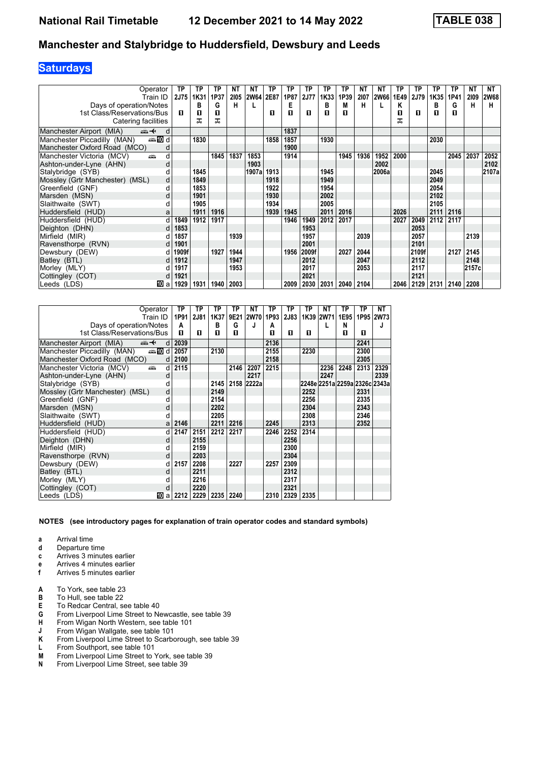# National Rail Timetable — 12 December 2021 to 14 May 2022 — TABLE 038

## Manchester and Stalybridge to Huddersfield, Dewsbury and Leeds

### Saturdays

| Operator | | TP | TP | TP | NT | NT | TP | TP | TP | TP | TP | NT | NT | TP | TP | TP | TP | NT | NT |
|---|---|---|---|---|---|---|---|---|---|---|---|---|---|---|---|---|---|---|---|
| Train ID | | 2J75 | 1K31 | 1P37 | 2I05 | 2W64 | 2E87 | 1P87 | 2J77 | 1K33 | 1P39 | 2I07 | 2W66 | 1E49 | 2J79 | 1K35 | 1P41 | 2I09 | 2W68 |
| Days of operation/Notes | | | B | G | H | L | | E | | B | M | H | L | K | | B | G | H | H |
| 1st Class/Reservations/Bus | | ■ | ■ | ■ | | | ■ | ■ | ■ | ■ | ■ | | | ■ | ■ | ■ | ■ | | |
| Catering facilities | | | 🍴 | 🍴 | | | | | | | | | | 🍴 | | | | | |
| Manchester Airport (MIA) ✈ | d | | | | | | | 1837 | | | | | | | | | | | |
| Manchester Piccadilly (MAN) 🚌 10 | d | | 1830 | | | | 1858 | 1857 | | 1930 | | | | | | 2030 | | | |
| Manchester Oxford Road (MCO) | d | | | | | | | 1900 | | | | | | | | | | | |
| Manchester Victoria (MCV) 🚌 | d | | | 1845 | 1837 | 1853 | | 1914 | | | 1945 | 1936 | 1952 | 2000 | | | 2045 | 2037 | 2052 |
| Ashton-under-Lyne (AHN) | d | | | | | 1903 | | | | | | | 2002 | | | | | | 2102 |
| Stalybridge (SYB) | d | | 1845 | | | 1907a | 1913 | | | 1945 | | | 2006a | | | 2045 | | | 2107a |
| Mossley (Grtr Manchester) (MSL) | d | | 1849 | | | | 1918 | | | 1949 | | | | | | 2049 | | | |
| Greenfield (GNF) | d | | 1853 | | | | 1922 | | | 1954 | | | | | | 2054 | | | |
| Marsden (MSN) | d | | 1901 | | | | 1930 | | | 2002 | | | | | | 2102 | | | |
| Slaithwaite (SWT) | d | | 1905 | | | | 1934 | | | 2005 | | | | | | 2105 | | | |
| Huddersfield (HUD) | a | | 1911 | 1916 | | | 1939 | 1945 | | 2011 | 2016 | | | 2026 | | 2111 | 2116 | | |
| Huddersfield (HUD) | d | 1849 | 1912 | 1917 | | | | 1946 | 1949 | 2012 | 2017 | | | 2027 | 2049 | 2112 | 2117 | | |
| Deighton (DHN) | d | 1853 | | | | | | | 1953 | | | | | | 2053 | | | | |
| Mirfield (MIR) | d | 1857 | | | 1939 | | | | 1957 | | | 2039 | | | 2057 | | | 2139 | |
| Ravensthorpe (RVN) | d | 1901 | | | | | | | 2001 | | | | | | 2101 | | | | |
| Dewsbury (DEW) | d | 1909f | | 1927 | 1944 | | | 1956 | 2009f | | 2027 | 2044 | | | 2109f | | 2127 | 2145 | |
| Batley (BTL) | d | 1912 | | | 1947 | | | | 2012 | | | 2047 | | | 2112 | | | 2148 | |
| Morley (MLY) | d | 1917 | | | 1953 | | | | 2017 | | | 2053 | | | 2117 | | | 2157c | |
| Cottingley (COT) | d | 1921 | | | | | | | 2021 | | | | | | 2121 | | | | |
| Leeds (LDS) 10 | a | 1929 | 1931 | 1940 | 2003 | | | 2009 | 2030 | 2031 | 2040 | 2104 | | 2046 | 2129 | 2131 | 2140 | 2208 | |

| Operator | | TP | TP | TP | TP | NT | TP | TP | TP | NT | TP | TP | NT |
|---|---|---|---|---|---|---|---|---|---|---|---|---|---|
| Train ID | | 1P91 | 2J81 | 1K37 | 9E21 | 2W70 | 1P93 | 2J83 | 1K39 | 2W71 | 1E95 | 1P95 | 2W73 |
| Days of operation/Notes | | A | | B | G | J | A | | | L | N | | J |
| 1st Class/Reservations/Bus | | ■ | ■ | ■ | ■ | | ■ | ■ | ■ | | ■ | ■ | |
| Manchester Airport (MIA) ✈ | d | 2039 | | | | | 2136 | | | | | 2241 | |
| Manchester Piccadilly (MAN) 🚌 10 | d | 2057 | | 2130 | | | 2155 | | 2230 | | | 2300 | |
| Manchester Oxford Road (MCO) | d | 2100 | | | | | 2158 | | | | | 2305 | |
| Manchester Victoria (MCV) 🚌 | d | 2115 | | | 2146 | 2207 | 2215 | | | 2236 | 2248 | 2313 | 2329 |
| Ashton-under-Lyne (AHN) | d | | | | | 2217 | | | | 2247 | | | 2339 |
| Stalybridge (SYB) | d | | | 2145 | 2158 | 2222a | | | 2248e | 2251a | 2259a | 2326c | 2343a |
| Mossley (Grtr Manchester) (MSL) | d | | | 2149 | | | | | 2252 | | | 2331 | |
| Greenfield (GNF) | d | | | 2154 | | | | | 2256 | | | 2335 | |
| Marsden (MSN) | d | | | 2202 | | | | | 2304 | | | 2343 | |
| Slaithwaite (SWT) | d | | | 2205 | | | | | 2308 | | | 2346 | |
| Huddersfield (HUD) | a | 2146 | | 2211 | 2216 | | 2245 | | 2313 | | | 2352 | |
| Huddersfield (HUD) | d | 2147 | 2151 | 2212 | 2217 | | 2246 | 2252 | 2314 | | | | |
| Deighton (DHN) | d | | 2155 | | | | | 2256 | | | | | |
| Mirfield (MIR) | d | | 2159 | | | | | 2300 | | | | | |
| Ravensthorpe (RVN) | d | | 2203 | | | | | 2304 | | | | | |
| Dewsbury (DEW) | d | 2157 | 2208 | | 2227 | | 2257 | 2309 | | | | | |
| Batley (BTL) | d | | 2211 | | | | | 2312 | | | | | |
| Morley (MLY) | d | | 2216 | | | | | 2317 | | | | | |
| Cottingley (COT) | d | | 2220 | | | | | 2321 | | | | | |
| Leeds (LDS) 10 | a | 2212 | 2229 | 2235 | 2240 | | 2310 | 2329 | 2335 | | | | |

**NOTES (see introductory pages for explanation of train operator codes and standard symbols)**

- **a** Arrival time
- **d** Departure time
- **c** Arrives 3 minutes earlier
- **e** Arrives 4 minutes earlier
- **f** Arrives 5 minutes earlier

- **A** To York, see table 23
- **B** To Hull, see table 22
- **E** To Redcar Central, see table 40
- **G** From Liverpool Lime Street to Newcastle, see table 39
- **H** From Wigan North Western, see table 101
- **J** From Wigan Wallgate, see table 101
- **K** From Liverpool Lime Street to Scarborough, see table 39
- **L** From Southport, see table 101
- **M** From Liverpool Lime Street to York, see table 39
- **N** From Liverpool Lime Street, see table 39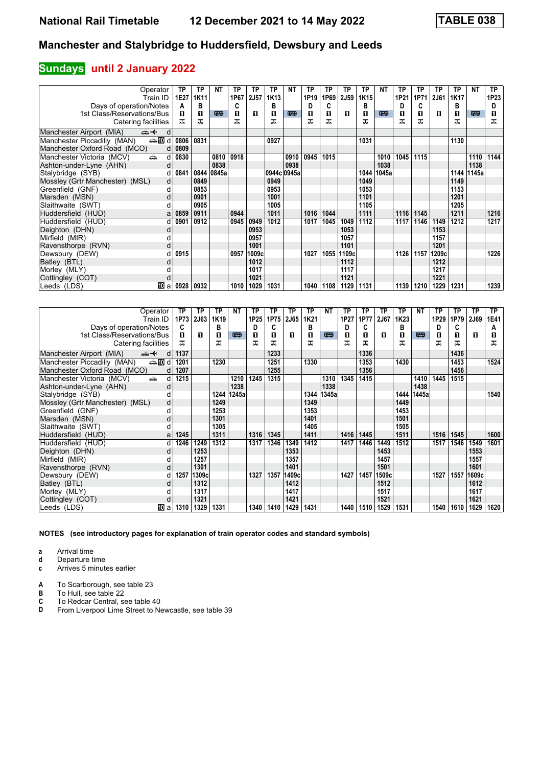# National Rail Timetable — 12 December 2021 to 14 May 2022 — TABLE 038

## Manchester and Stalybridge to Huddersfield, Dewsbury and Leeds

### Sundays until 2 January 2022

| Operator | | TP | TP | NT | TP | TP | TP | NT | TP | TP | TP | TP | NT | TP | TP | TP | TP | NT | TP |
|---|---|---|---|---|---|---|---|---|---|---|---|---|---|---|---|---|---|---|---|
| Train ID | | 1E27 | 1K11 | | 1P67 | 2J57 | 1K13 | | 1P19 | 1P69 | 2J59 | 1K15 | | 1P21 | 1P71 | 2J61 | 1K17 | | 1P23 |
| Days of operation/Notes | | A | B | | C | | B | | D | C | | B | | D | C | | B | | D |
| 1st Class/Reservations/Bus | | ■ | ■ | 🚌 | ■ | ■ | ■ | 🚌 | ■ | ■ | ■ | ■ | 🚌 | ■ | ■ | ■ | ■ | 🚌 | ■ |
| Catering facilities | | ✠ | ✠ | | ✠ | | ✠ | | ✠ | ✠ | | ✠ | | ✠ | ✠ | | ✠ | | ✠ |
| Manchester Airport (MIA) ✈ | d | | | | | | | | | | | | | | | | | | |
| Manchester Piccadilly (MAN) 10 | d | 0806 | 0831 | | | | 0927 | | | | | 1031 | | | | | 1130 | | |
| Manchester Oxford Road (MCO) | d | 0809 | | | | | | | | | | | | | | | | | |
| Manchester Victoria (MCV) | d | 0830 | | 0810 | 0918 | | | 0910 | 0945 | 1015 | | | 1010 | 1045 | 1115 | | | 1110 | 1144 |
| Ashton-under-Lyne (AHN) | d | | | 0838 | | | | 0938 | | | | | 1038 | | | | | 1138 | |
| Stalybridge (SYB) | d | 0841 | 0844 | 0845a | | | 0944c | 0945a | | | | 1044 | 1045a | | | | 1144 | 1145a | |
| Mossley (Grtr Manchester) (MSL) | d | | 0849 | | | | 0949 | | | | | 1049 | | | | | 1149 | | |
| Greenfield (GNF) | d | | 0853 | | | | 0953 | | | | | 1053 | | | | | 1153 | | |
| Marsden (MSN) | d | | 0901 | | | | 1001 | | | | | 1101 | | | | | 1201 | | |
| Slaithwaite (SWT) | d | | 0905 | | | | 1005 | | | | | 1105 | | | | | 1205 | | |
| Huddersfield (HUD) | a | 0859 | 0911 | | 0944 | | 1011 | | 1016 | 1044 | | 1111 | | 1116 | 1145 | | 1211 | | 1216 |
| Huddersfield (HUD) | d | 0901 | 0912 | | 0945 | 0949 | 1012 | | 1017 | 1045 | 1049 | 1112 | | 1117 | 1146 | 1149 | 1212 | | 1217 |
| Deighton (DHN) | d | | | | | 0953 | | | | | 1053 | | | | | 1153 | | | |
| Mirfield (MIR) | d | | | | | 0957 | | | | | 1057 | | | | | 1157 | | | |
| Ravensthorpe (RVN) | d | | | | | 1001 | | | | | 1101 | | | | | 1201 | | | |
| Dewsbury (DEW) | d | 0915 | | | 0957 | 1009c | | | 1027 | 1055 | 1109c | | | 1126 | 1157 | 1209c | | | 1226 |
| Batley (BTL) | d | | | | | 1012 | | | | | 1112 | | | | | 1212 | | | |
| Morley (MLY) | d | | | | | 1017 | | | | | 1117 | | | | | 1217 | | | |
| Cottingley (COT) | d | | | | | 1021 | | | | | 1121 | | | | | 1221 | | | |
| Leeds (LDS) 10 | a | 0928 | 0932 | | 1010 | 1029 | 1031 | | 1040 | 1108 | 1129 | 1131 | | 1139 | 1210 | 1229 | 1231 | | 1239 |

| Operator | | TP | TP | TP | NT | TP | TP | TP | TP | NT | TP | TP | TP | TP | NT | TP | TP | TP | TP |
|---|---|---|---|---|---|---|---|---|---|---|---|---|---|---|---|---|---|---|---|
| Train ID | | 1P73 | 2J63 | 1K19 | | 1P25 | 1P75 | 2J65 | 1K21 | | 1P27 | 1P77 | 2J67 | 1K23 | | 1P29 | 1P79 | 2J69 | 1E41 |
| Days of operation/Notes | | C | | B | | D | C | | B | | D | C | | B | | D | C | | A |
| 1st Class/Reservations/Bus | | ■ | ■ | ■ | 🚌 | ■ | ■ | ■ | ■ | 🚌 | ■ | ■ | ■ | ■ | 🚌 | ■ | ■ | ■ | ■ |
| Catering facilities | | ✠ | | ✠ | | ✠ | ✠ | | ✠ | | ✠ | ✠ | | ✠ | | ✠ | ✠ | | ✠ |
| Manchester Airport (MIA) ✈ | d | 1137 | | | | | 1233 | | | | | 1336 | | | | | 1436 | | |
| Manchester Piccadilly (MAN) 10 | d | 1201 | | 1230 | | | 1251 | | 1330 | | | 1353 | | 1430 | | | 1453 | | 1524 |
| Manchester Oxford Road (MCO) | d | 1207 | | | | | 1255 | | | | | 1356 | | | | | 1456 | | |
| Manchester Victoria (MCV) | d | 1215 | | | 1210 | 1245 | 1315 | | | 1310 | 1345 | 1415 | | | 1410 | 1445 | 1515 | | |
| Ashton-under-Lyne (AHN) | d | | | | 1238 | | | | | 1338 | | | | | 1438 | | | | |
| Stalybridge (SYB) | d | | | 1244 | 1245a | | | | 1344 | 1345a | | | | 1444 | 1445a | | | | 1540 |
| Mossley (Grtr Manchester) (MSL) | d | | | 1249 | | | | | 1349 | | | | | 1449 | | | | | |
| Greenfield (GNF) | d | | | 1253 | | | | | 1353 | | | | | 1453 | | | | | |
| Marsden (MSN) | d | | | 1301 | | | | | 1401 | | | | | 1501 | | | | | |
| Slaithwaite (SWT) | d | | | 1305 | | | | | 1405 | | | | | 1505 | | | | | |
| Huddersfield (HUD) | a | 1245 | | 1311 | | 1316 | 1345 | | 1411 | | 1416 | 1445 | | 1511 | | 1516 | 1545 | | 1600 |
| Huddersfield (HUD) | d | 1246 | 1249 | 1312 | | 1317 | 1346 | 1349 | 1412 | | 1417 | 1446 | 1449 | 1512 | | 1517 | 1546 | 1549 | 1601 |
| Deighton (DHN) | d | | 1253 | | | | | 1353 | | | | | 1453 | | | | | 1553 | |
| Mirfield (MIR) | d | | 1257 | | | | | 1357 | | | | | 1457 | | | | | 1557 | |
| Ravensthorpe (RVN) | d | | 1301 | | | | | 1401 | | | | | 1501 | | | | | 1601 | |
| Dewsbury (DEW) | d | 1257 | 1309c | | | 1327 | 1357 | 1409c | | | 1427 | 1457 | 1509c | | | 1527 | 1557 | 1609c | |
| Batley (BTL) | d | | 1312 | | | | | 1412 | | | | | 1512 | | | | | 1612 | |
| Morley (MLY) | d | | 1317 | | | | | 1417 | | | | | 1517 | | | | | 1617 | |
| Cottingley (COT) | d | | 1321 | | | | | 1421 | | | | | 1521 | | | | | 1621 | |
| Leeds (LDS) 10 | a | 1310 | 1329 | 1331 | | 1340 | 1410 | 1429 | 1431 | | 1440 | 1510 | 1529 | 1531 | | 1540 | 1610 | 1629 | 1620 |

**NOTES (see introductory pages for explanation of train operator codes and standard symbols)**

- **a** Arrival time
- **d** Departure time
- **c** Arrives 5 minutes earlier

- **A** To Scarborough, see table 23
- **B** To Hull, see table 22
- **C** To Redcar Central, see table 40
- **D** From Liverpool Lime Street to Newcastle, see table 39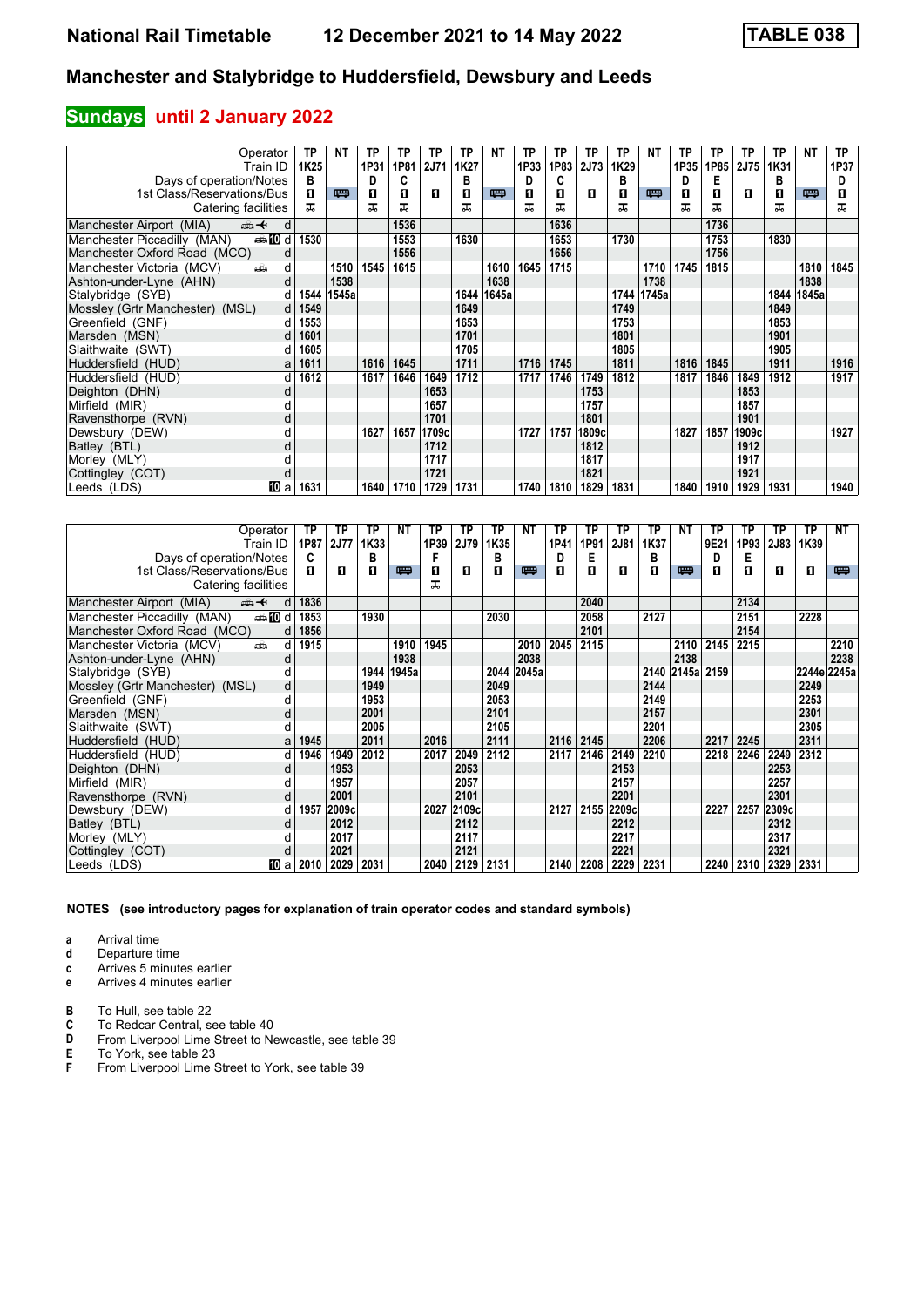# National Rail Timetable 12 December 2021 to 14 May 2022 TABLE 038

## Manchester and Stalybridge to Huddersfield, Dewsbury and Leeds

### Sundays until 2 January 2022

| Operator | | TP | NT | TP | TP | TP | TP | NT | TP | TP | TP | TP | NT | TP | TP | TP | TP | NT | TP |
|---|---|---|---|---|---|---|---|---|---|---|---|---|---|---|---|---|---|---|---|
| Train ID | | 1K25 | | 1P31 | 1P81 | 2J71 | 1K27 | | 1P33 | 1P83 | 2J73 | 1K29 | | 1P35 | 1P85 | 2J75 | 1K31 | | 1P37 |
| Days of operation/Notes | | B | | D | C | | B | | D | C | | B | | D | E | | B | | D |
| 1st Class/Reservations/Bus | | ■ | 🚌 | ■ | ■ | ■ | ■ | 🚌 | ■ | ■ | ■ | ■ | 🚌 | ■ | ■ | ■ | ■ | 🚌 | ■ |
| Catering facilities | | ⚹ | | ⚹ | ⚹ | | ⚹ | | ⚹ | ⚹ | | ⚹ | | ⚹ | ⚹ | | ⚹ | | ⚹ |
| Manchester Airport (MIA) | d | | | | 1536 | | | | | 1636 | | | | | 1736 | | | | |
| Manchester Piccadilly (MAN) | d | 1530 | | | 1553 | | 1630 | | | 1653 | | 1730 | | | 1753 | | 1830 | | |
| Manchester Oxford Road (MCO) | d | | | | 1556 | | | | | 1656 | | | | | 1756 | | | | |
| Manchester Victoria (MCV) | d | | 1510 | 1545 | 1615 | | | 1610 | 1645 | 1715 | | | 1710 | 1745 | 1815 | | | 1810 | 1845 |
| Ashton-under-Lyne (AHN) | d | | 1538 | | | | | 1638 | | | | | 1738 | | | | | 1838 | |
| Stalybridge (SYB) | d | 1544 | 1545a | | | | 1644 | 1645a | | | | 1744 | 1745a | | | | 1844 | 1845a | |
| Mossley (Grtr Manchester) (MSL) | d | 1549 | | | | | 1649 | | | | | 1749 | | | | | 1849 | | |
| Greenfield (GNF) | d | 1553 | | | | | 1653 | | | | | 1753 | | | | | 1853 | | |
| Marsden (MSN) | d | 1601 | | | | | 1701 | | | | | 1801 | | | | | 1901 | | |
| Slaithwaite (SWT) | d | 1605 | | | | | 1705 | | | | | 1805 | | | | | 1905 | | |
| Huddersfield (HUD) | a | 1611 | | 1616 | 1645 | | 1711 | | 1716 | 1745 | | 1811 | | 1816 | 1845 | | 1911 | | 1916 |
| Huddersfield (HUD) | d | 1612 | | 1617 | 1646 | 1649 | 1712 | | 1717 | 1746 | 1749 | 1812 | | 1817 | 1846 | 1849 | 1912 | | 1917 |
| Deighton (DHN) | d | | | | | 1653 | | | | | 1753 | | | | | 1853 | | | |
| Mirfield (MIR) | d | | | | | 1657 | | | | | 1757 | | | | | 1857 | | | |
| Ravensthorpe (RVN) | d | | | | | 1701 | | | | | 1801 | | | | | 1901 | | | |
| Dewsbury (DEW) | d | | | 1627 | 1657 | 1709c | | | 1727 | 1757 | 1809c | | | 1827 | 1857 | 1909c | | | 1927 |
| Batley (BTL) | d | | | | | 1712 | | | | | 1812 | | | | | 1912 | | | |
| Morley (MLY) | d | | | | | 1717 | | | | | 1817 | | | | | 1917 | | | |
| Cottingley (COT) | d | | | | | 1721 | | | | | 1821 | | | | | 1921 | | | |
| Leeds (LDS) | a | 1631 | | 1640 | 1710 | 1729 | 1731 | | 1740 | 1810 | 1829 | 1831 | | 1840 | 1910 | 1929 | 1931 | | 1940 |

| Operator | | TP | TP | TP | NT | TP | TP | TP | NT | TP | TP | TP | TP | NT | TP | TP | TP | TP | NT |
|---|---|---|---|---|---|---|---|---|---|---|---|---|---|---|---|---|---|---|---|
| Train ID | | 1P87 | 2J77 | 1K33 | | 1P39 | 2J79 | 1K35 | | 1P41 | 1P91 | 2J81 | 1K37 | | 9E21 | 1P93 | 2J83 | 1K39 | |
| Days of operation/Notes | | C | | B | | F | | B | | D | E | | B | | D | E | | | |
| 1st Class/Reservations/Bus | | ■ | ■ | ■ | 🚌 | ■ | ■ | ■ | 🚌 | ■ | ■ | ■ | ■ | 🚌 | ■ | ■ | ■ | ■ | 🚌 |
| Catering facilities | | | | | | ⚹ | | | | | | | | | | | | | |
| Manchester Airport (MIA) | d | 1836 | | | | | | | | | 2040 | | | | | 2134 | | | |
| Manchester Piccadilly (MAN) | d | 1853 | | 1930 | | | | 2030 | | | 2058 | | 2127 | | | 2151 | | 2228 | |
| Manchester Oxford Road (MCO) | d | 1856 | | | | | | | | | 2101 | | | | | 2154 | | | |
| Manchester Victoria (MCV) | d | 1915 | | | 1910 | 1945 | | | 2010 | 2045 | 2115 | | | 2110 | 2145 | 2215 | | | 2210 |
| Ashton-under-Lyne (AHN) | d | | | | 1938 | | | | 2038 | | | | | 2138 | | | | | 2238 |
| Stalybridge (SYB) | d | | | 1944 | 1945a | | | 2044 | 2045a | | | | 2140 | 2145a | 2159 | | | 2244e | 2245a |
| Mossley (Grtr Manchester) (MSL) | d | | | 1949 | | | | 2049 | | | | | 2144 | | | | | 2249 | |
| Greenfield (GNF) | d | | | 1953 | | | | 2053 | | | | | 2149 | | | | | 2253 | |
| Marsden (MSN) | d | | | 2001 | | | | 2101 | | | | | 2157 | | | | | 2301 | |
| Slaithwaite (SWT) | d | | | 2005 | | | | 2105 | | | | | 2201 | | | | | 2305 | |
| Huddersfield (HUD) | a | 1945 | | 2011 | | 2016 | | 2111 | | 2116 | 2145 | | 2206 | | 2217 | 2245 | | 2311 | |
| Huddersfield (HUD) | d | 1946 | 1949 | 2012 | | 2017 | 2049 | 2112 | | 2117 | 2146 | 2149 | 2210 | | 2218 | 2246 | 2249 | 2312 | |
| Deighton (DHN) | d | | 1953 | | | | 2053 | | | | | 2153 | | | | | 2253 | | |
| Mirfield (MIR) | d | | 1957 | | | | 2057 | | | | | 2157 | | | | | 2257 | | |
| Ravensthorpe (RVN) | d | | 2001 | | | | 2101 | | | | | 2201 | | | | | 2301 | | |
| Dewsbury (DEW) | d | 1957 | 2009c | | | 2027 | 2109c | | | 2127 | 2155 | 2209c | | | 2227 | 2257 | 2309c | | |
| Batley (BTL) | d | | 2012 | | | | 2112 | | | | | 2212 | | | | | 2312 | | |
| Morley (MLY) | d | | 2017 | | | | 2117 | | | | | 2217 | | | | | 2317 | | |
| Cottingley (COT) | d | | 2021 | | | | 2121 | | | | | 2221 | | | | | 2321 | | |
| Leeds (LDS) | a | 2010 | 2029 | 2031 | | 2040 | 2129 | 2131 | | 2140 | 2208 | 2229 | 2231 | | 2240 | 2310 | 2329 | 2331 | |

**NOTES (see introductory pages for explanation of train operator codes and standard symbols)**

- **a** Arrival time
- **d** Departure time
- **c** Arrives 5 minutes earlier
- **e** Arrives 4 minutes earlier

- **B** To Hull, see table 22
- **C** To Redcar Central, see table 40
- **D** From Liverpool Lime Street to Newcastle, see table 39
- **E** To York, see table 23
- **F** From Liverpool Lime Street to York, see table 39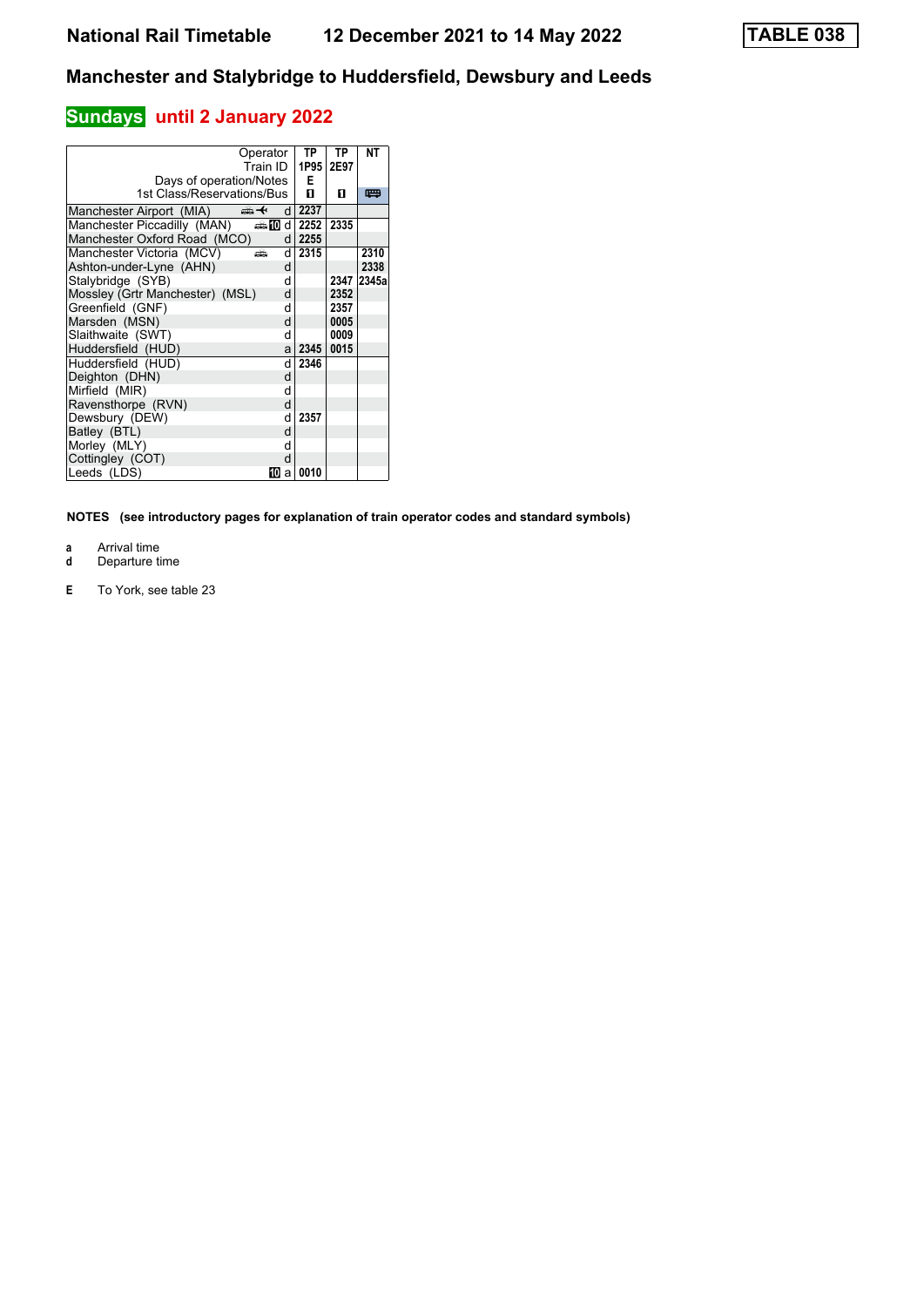## National Rail Timetable 12 December 2021 to 14 May 2022

**TABLE 038**

# Manchester and Stalybridge to Huddersfield, Dewsbury and Leeds

## Sundays until 2 January 2022

| Operator | | TP | TP | NT |
|---|---|---|---|---|
| Train ID | | 1P95 | 2E97 | |
| Days of operation/Notes | | E | | |
| 1st Class/Reservations/Bus | | 1 | 1 | Bus |
| Manchester Airport (MIA) | d | 2237 | | |
| Manchester Piccadilly (MAN) | d | 2252 | 2335 | |
| Manchester Oxford Road (MCO) | d | 2255 | | |
| Manchester Victoria (MCV) | d | 2315 | | 2310 |
| Ashton-under-Lyne (AHN) | d | | | 2338 |
| Stalybridge (SYB) | d | | 2347 | 2345a |
| Mossley (Grtr Manchester) (MSL) | d | | 2352 | |
| Greenfield (GNF) | d | | 2357 | |
| Marsden (MSN) | d | | 0005 | |
| Slaithwaite (SWT) | d | | 0009 | |
| Huddersfield (HUD) | a | 2345 | 0015 | |
| Huddersfield (HUD) | d | 2346 | | |
| Deighton (DHN) | d | | | |
| Mirfield (MIR) | d | | | |
| Ravensthorpe (RVN) | d | | | |
| Dewsbury (DEW) | d | 2357 | | |
| Batley (BTL) | d | | | |
| Morley (MLY) | d | | | |
| Cottingley (COT) | d | | | |
| Leeds (LDS) | a | 0010 | | |

**NOTES (see introductory pages for explanation of train operator codes and standard symbols)**

**a** Arrival time
**d** Departure time

**E** To York, see table 23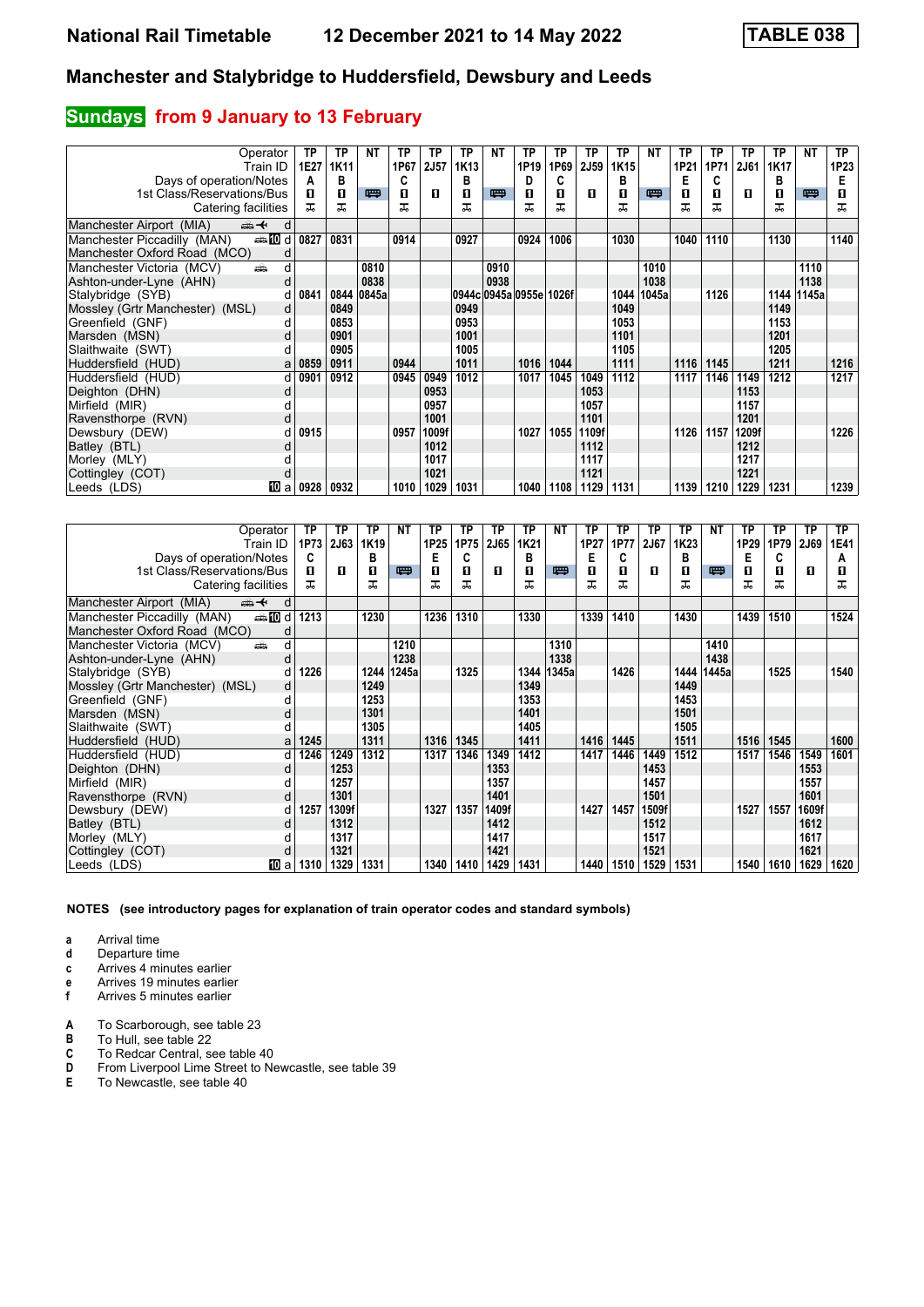# National Rail Timetable — 12 December 2021 to 14 May 2022 — TABLE 038

## Manchester and Stalybridge to Huddersfield, Dewsbury and Leeds

### Sundays from 9 January to 13 February

| Operator | | TP | TP | NT | TP | TP | TP | NT | TP | TP | TP | TP | NT | TP | TP | TP | TP | NT | TP |
|---|---|---|---|---|---|---|---|---|---|---|---|---|---|---|---|---|---|---|---|
| Train ID | | 1E27 | 1K11 | | 1P67 | 2J57 | 1K13 | | 1P19 | 1P69 | 2J59 | 1K15 | | 1P21 | 1P71 | 2J61 | 1K17 | | 1P23 |
| Days of operation/Notes | | A | B | | C | | B | | D | C | | B | | E | C | | B | | E |
| 1st Class/Reservations/Bus | | ■ | ■ | 🚌 | ■ | ■ | ■ | 🚌 | ■ | ■ | ■ | ■ | 🚌 | ■ | ■ | ■ | ■ | 🚌 | ■ |
| Catering facilities | | ✕ | ✕ | | ✕ | | ✕ | | ✕ | ✕ | | ✕ | | ✕ | ✕ | | ✕ | | ✕ |
| Manchester Airport (MIA) | d | | | | | | | | | | | | | | | | | | |
| Manchester Piccadilly (MAN) | d | 0827 | 0831 | | 0914 | | 0927 | | 0924 | 1006 | | 1030 | | 1040 | 1110 | | 1130 | | 1140 |
| Manchester Oxford Road (MCO) | d | | | | | | | | | | | | | | | | | | |
| Manchester Victoria (MCV) | d | | | 0810 | | | | 0910 | | | | | 1010 | | | | | 1110 | |
| Ashton-under-Lyne (AHN) | d | | | 0838 | | | | 0938 | | | | | 1038 | | | | | 1138 | |
| Stalybridge (SYB) | d | 0841 | 0844 | 0845a | | | 0944c | 0945a | 0955e | 1026f | | 1044 | 1045a | | 1126 | | 1144 | 1145a | |
| Mossley (Grtr Manchester) (MSL) | d | | 0849 | | | | 0949 | | | | | 1049 | | | | | 1149 | | |
| Greenfield (GNF) | d | | 0853 | | | | 0953 | | | | | 1053 | | | | | 1153 | | |
| Marsden (MSN) | d | | 0901 | | | | 1001 | | | | | 1101 | | | | | 1201 | | |
| Slaithwaite (SWT) | d | | 0905 | | | | 1005 | | | | | 1105 | | | | | 1205 | | |
| Huddersfield (HUD) | a | 0859 | 0911 | | 0944 | | 1011 | | 1016 | 1044 | | 1111 | | 1116 | 1145 | | 1211 | | 1216 |
| Huddersfield (HUD) | d | 0901 | 0912 | | 0945 | 0949 | 1012 | | 1017 | 1045 | 1049 | 1112 | | 1117 | 1146 | 1149 | 1212 | | 1217 |
| Deighton (DHN) | d | | | | | 0953 | | | | | 1053 | | | | | 1153 | | | |
| Mirfield (MIR) | d | | | | | 0957 | | | | | 1057 | | | | | 1157 | | | |
| Ravensthorpe (RVN) | d | | | | | 1001 | | | | | 1101 | | | | | 1201 | | | |
| Dewsbury (DEW) | d | 0915 | | | 0957 | 1009f | | | 1027 | 1055 | 1109f | | | 1126 | 1157 | 1209f | | | 1226 |
| Batley (BTL) | d | | | | | 1012 | | | | | 1112 | | | | | 1212 | | | |
| Morley (MLY) | d | | | | | 1017 | | | | | 1117 | | | | | 1217 | | | |
| Cottingley (COT) | d | | | | | 1021 | | | | | 1121 | | | | | 1221 | | | |
| Leeds (LDS) | a | 0928 | 0932 | | 1010 | 1029 | 1031 | | 1040 | 1108 | 1129 | 1131 | | 1139 | 1210 | 1229 | 1231 | | 1239 |

| Operator | | TP | TP | TP | NT | TP | TP | TP | TP | NT | TP | TP | TP | TP | NT | TP | TP | TP | TP |
|---|---|---|---|---|---|---|---|---|---|---|---|---|---|---|---|---|---|---|---|
| Train ID | | 1P73 | 2J63 | 1K19 | | 1P25 | 1P75 | 2J65 | 1K21 | | 1P27 | 1P77 | 2J67 | 1K23 | | 1P29 | 1P79 | 2J69 | 1E41 |
| Days of operation/Notes | | C | | B | | E | C | | B | | E | C | | B | | E | C | | A |
| 1st Class/Reservations/Bus | | ■ | ■ | ■ | 🚌 | ■ | ■ | ■ | ■ | 🚌 | ■ | ■ | ■ | ■ | 🚌 | ■ | ■ | ■ | ■ |
| Catering facilities | | ✕ | | ✕ | | ✕ | ✕ | | ✕ | | ✕ | ✕ | | ✕ | | ✕ | ✕ | | ✕ |
| Manchester Airport (MIA) | d | | | | | | | | | | | | | | | | | | |
| Manchester Piccadilly (MAN) | d | 1213 | | 1230 | | 1236 | 1310 | | 1330 | | 1339 | 1410 | | 1430 | | 1439 | 1510 | | 1524 |
| Manchester Oxford Road (MCO) | d | | | | | | | | | | | | | | | | | | |
| Manchester Victoria (MCV) | d | | | | 1210 | | | | | 1310 | | | | | 1410 | | | | |
| Ashton-under-Lyne (AHN) | d | | | | 1238 | | | | | 1338 | | | | | 1438 | | | | |
| Stalybridge (SYB) | d | 1226 | | 1244 | 1245a | | 1325 | | 1344 | 1345a | | 1426 | | 1444 | 1445a | | 1525 | | 1540 |
| Mossley (Grtr Manchester) (MSL) | d | | | 1249 | | | | | 1349 | | | | | 1449 | | | | | |
| Greenfield (GNF) | d | | | 1253 | | | | | 1353 | | | | | 1453 | | | | | |
| Marsden (MSN) | d | | | 1301 | | | | | 1401 | | | | | 1501 | | | | | |
| Slaithwaite (SWT) | d | | | 1305 | | | | | 1405 | | | | | 1505 | | | | | |
| Huddersfield (HUD) | a | 1245 | | 1311 | | 1316 | 1345 | | 1411 | | 1416 | 1445 | | 1511 | | 1516 | 1545 | | 1600 |
| Huddersfield (HUD) | d | 1246 | 1249 | 1312 | | 1317 | 1346 | 1349 | 1412 | | 1417 | 1446 | 1449 | 1512 | | 1517 | 1546 | 1549 | 1601 |
| Deighton (DHN) | d | | 1253 | | | | | 1353 | | | | | 1453 | | | | | 1553 | |
| Mirfield (MIR) | d | | 1257 | | | | | 1357 | | | | | 1457 | | | | | 1557 | |
| Ravensthorpe (RVN) | d | | 1301 | | | | | 1401 | | | | | 1501 | | | | | 1601 | |
| Dewsbury (DEW) | d | 1257 | 1309f | | | 1327 | 1357 | 1409f | | | 1427 | 1457 | 1509f | | | 1527 | 1557 | 1609f | |
| Batley (BTL) | d | | 1312 | | | | | 1412 | | | | | 1512 | | | | | 1612 | |
| Morley (MLY) | d | | 1317 | | | | | 1417 | | | | | 1517 | | | | | 1617 | |
| Cottingley (COT) | d | | 1321 | | | | | 1421 | | | | | 1521 | | | | | 1621 | |
| Leeds (LDS) | a | 1310 | 1329 | 1331 | | 1340 | 1410 | 1429 | 1431 | | 1440 | 1510 | 1529 | 1531 | | 1540 | 1610 | 1629 | 1620 |

**NOTES (see introductory pages for explanation of train operator codes and standard symbols)**

- **a** Arrival time
- **d** Departure time
- **c** Arrives 4 minutes earlier
- **e** Arrives 19 minutes earlier
- **f** Arrives 5 minutes earlier

- **A** To Scarborough, see table 23
- **B** To Hull, see table 22
- **C** To Redcar Central, see table 40
- **D** From Liverpool Lime Street to Newcastle, see table 39
- **E** To Newcastle, see table 40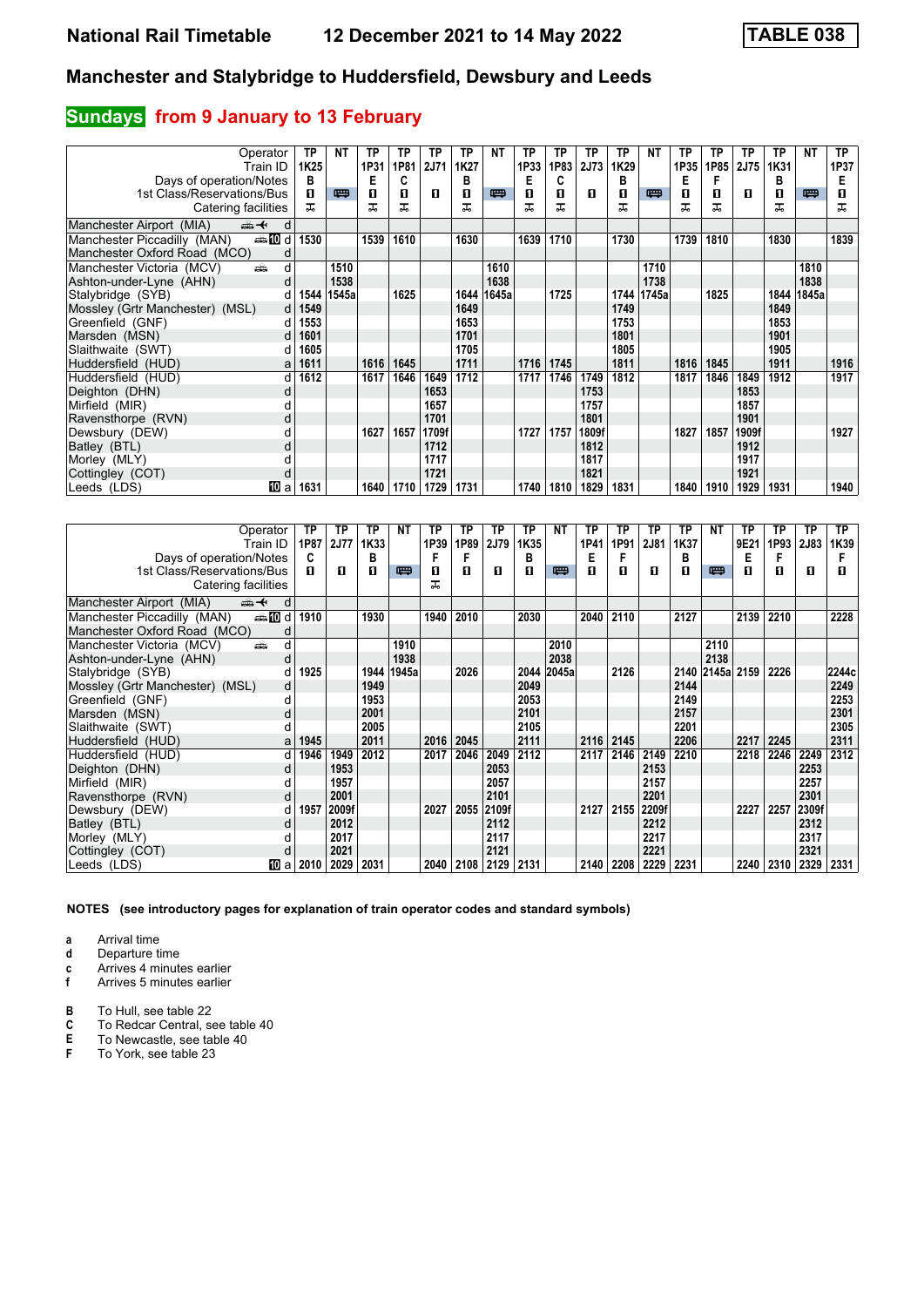# National Rail Timetable 12 December 2021 to 14 May 2022 TABLE 038

## Manchester and Stalybridge to Huddersfield, Dewsbury and Leeds

### Sundays from 9 January to 13 February

| Operator | | TP | NT | TP | TP | TP | TP | NT | TP | TP | TP | TP | NT | TP | TP | TP | TP | NT | TP |
|---|---|---|---|---|---|---|---|---|---|---|---|---|---|---|---|---|---|---|---|
| Train ID | | 1K25 | | 1P31 | 1P81 | 2J71 | 1K27 | | 1P33 | 1P83 | 2J73 | 1K29 | | 1P35 | 1P85 | 2J75 | 1K31 | | 1P37 |
| Days of operation/Notes | | B | | E | C | | B | | E | C | | B | | E | F | | B | | E |
| 1st Class/Reservations/Bus | | ◨ | 🚌 | ◨ | ◨ | ◨ | ◨ | 🚌 | ◨ | ◨ | ◨ | ◨ | 🚌 | ◨ | ◨ | ◨ | ◨ | 🚌 | ◨ |
| Catering facilities | | ⊼ | | ⊼ | ⊼ | | ⊼ | | ⊼ | ⊼ | | ⊼ | | ⊼ | ⊼ | | ⊼ | | ⊼ |
| Manchester Airport (MIA) | d | | | | | | | | | | | | | | | | | | |
| Manchester Piccadilly (MAN) | d | 1530 | | 1539 | 1610 | | 1630 | | 1639 | 1710 | | 1730 | | 1739 | 1810 | | 1830 | | 1839 |
| Manchester Oxford Road (MCO) | d | | | | | | | | | | | | | | | | | | |
| Manchester Victoria (MCV) | d | | 1510 | | | | | 1610 | | | | | 1710 | | | | | 1810 | |
| Ashton-under-Lyne (AHN) | d | | 1538 | | | | | 1638 | | | | | 1738 | | | | | 1838 | |
| Stalybridge (SYB) | d | 1544 | 1545a | | 1625 | | 1644 | 1645a | | 1725 | | 1744 | 1745a | | 1825 | | 1844 | 1845a | |
| Mossley (Grtr Manchester) (MSL) | d | 1549 | | | | | 1649 | | | | | 1749 | | | | | 1849 | | |
| Greenfield (GNF) | d | 1553 | | | | | 1653 | | | | | 1753 | | | | | 1853 | | |
| Marsden (MSN) | d | 1601 | | | | | 1701 | | | | | 1801 | | | | | 1901 | | |
| Slaithwaite (SWT) | d | 1605 | | | | | 1705 | | | | | 1805 | | | | | 1905 | | |
| Huddersfield (HUD) | a | 1611 | | 1616 | 1645 | | 1711 | | 1716 | 1745 | | 1811 | | 1816 | 1845 | | 1911 | | 1916 |
| Huddersfield (HUD) | d | 1612 | | 1617 | 1646 | 1649 | 1712 | | 1717 | 1746 | 1749 | 1812 | | 1817 | 1846 | 1849 | 1912 | | 1917 |
| Deighton (DHN) | d | | | | | 1653 | | | | | 1753 | | | | | 1853 | | | |
| Mirfield (MIR) | d | | | | | 1657 | | | | | 1757 | | | | | 1857 | | | |
| Ravensthorpe (RVN) | d | | | | | 1701 | | | | | 1801 | | | | | 1901 | | | |
| Dewsbury (DEW) | d | | | 1627 | 1657 | 1709f | | | 1727 | 1757 | 1809f | | | 1827 | 1857 | 1909f | | | 1927 |
| Batley (BTL) | d | | | | | 1712 | | | | | 1812 | | | | | 1912 | | | |
| Morley (MLY) | d | | | | | 1717 | | | | | 1817 | | | | | 1917 | | | |
| Cottingley (COT) | d | | | | | 1721 | | | | | 1821 | | | | | 1921 | | | |
| Leeds (LDS) | a | 1631 | | 1640 | 1710 | 1729 | 1731 | | 1740 | 1810 | 1829 | 1831 | | 1840 | 1910 | 1929 | 1931 | | 1940 |

| Operator | | TP | TP | TP | NT | TP | TP | TP | TP | NT | TP | TP | TP | TP | NT | TP | TP | TP | TP |
|---|---|---|---|---|---|---|---|---|---|---|---|---|---|---|---|---|---|---|---|
| Train ID | | 1P87 | 2J77 | 1K33 | | 1P39 | 1P89 | 2J79 | 1K35 | | 1P41 | 1P91 | 2J81 | 1K37 | | 9E21 | 1P93 | 2J83 | 1K39 |
| Days of operation/Notes | | C | | B | | F | F | | B | | E | F | | B | | E | F | | F |
| 1st Class/Reservations/Bus | | ◨ | ◨ | ◨ | 🚌 | ◨ | ◨ | ◨ | ◨ | 🚌 | ◨ | ◨ | ◨ | ◨ | 🚌 | ◨ | ◨ | ◨ | ◨ |
| Catering facilities | | | | | | ⊼ | | | | | | | | | | | | | |
| Manchester Airport (MIA) | d | | | | | | | | | | | | | | | | | | |
| Manchester Piccadilly (MAN) | d | 1910 | | 1930 | | 1940 | 2010 | | 2030 | | 2040 | 2110 | | 2127 | | 2139 | 2210 | | 2228 |
| Manchester Oxford Road (MCO) | d | | | | | | | | | | | | | | | | | | |
| Manchester Victoria (MCV) | d | | | | 1910 | | | | | 2010 | | | | | 2110 | | | | |
| Ashton-under-Lyne (AHN) | d | | | | 1938 | | | | | 2038 | | | | | 2138 | | | | |
| Stalybridge (SYB) | d | 1925 | | 1944 | 1945a | | 2026 | | 2044 | 2045a | | 2126 | | 2140 | 2145a | 2159 | 2226 | | 2244c |
| Mossley (Grtr Manchester) (MSL) | d | | | 1949 | | | | | 2049 | | | | | 2144 | | | | | 2249 |
| Greenfield (GNF) | d | | | 1953 | | | | | 2053 | | | | | 2149 | | | | | 2253 |
| Marsden (MSN) | d | | | 2001 | | | | | 2101 | | | | | 2157 | | | | | 2301 |
| Slaithwaite (SWT) | d | | | 2005 | | | | | 2105 | | | | | 2201 | | | | | 2305 |
| Huddersfield (HUD) | a | 1945 | | 2011 | | 2016 | 2045 | | 2111 | | 2116 | 2145 | | 2206 | | 2217 | 2245 | | 2311 |
| Huddersfield (HUD) | d | 1946 | 1949 | 2012 | | 2017 | 2046 | 2049 | 2112 | | 2117 | 2146 | 2149 | 2210 | | 2218 | 2246 | 2249 | 2312 |
| Deighton (DHN) | d | | 1953 | | | | | 2053 | | | | | 2153 | | | | | 2253 | |
| Mirfield (MIR) | d | | 1957 | | | | | 2057 | | | | | 2157 | | | | | 2257 | |
| Ravensthorpe (RVN) | d | | 2001 | | | | | 2101 | | | | | 2201 | | | | | 2301 | |
| Dewsbury (DEW) | d | 1957 | 2009f | | | 2027 | 2055 | 2109f | | | 2127 | 2155 | 2209f | | | 2227 | 2257 | 2309f | |
| Batley (BTL) | d | | 2012 | | | | | 2112 | | | | | 2212 | | | | | 2312 | |
| Morley (MLY) | d | | 2017 | | | | | 2117 | | | | | 2217 | | | | | 2317 | |
| Cottingley (COT) | d | | 2021 | | | | | 2121 | | | | | 2221 | | | | | 2321 | |
| Leeds (LDS) | a | 2010 | 2029 | 2031 | | 2040 | 2108 | 2129 | 2131 | | 2140 | 2208 | 2229 | 2231 | | 2240 | 2310 | 2329 | 2331 |

**NOTES (see introductory pages for explanation of train operator codes and standard symbols)**

- **a** Arrival time
- **d** Departure time
- **c** Arrives 4 minutes earlier
- **f** Arrives 5 minutes earlier

- **B** To Hull, see table 22
- **C** To Redcar Central, see table 40
- **E** To Newcastle, see table 40
- **F** To York, see table 23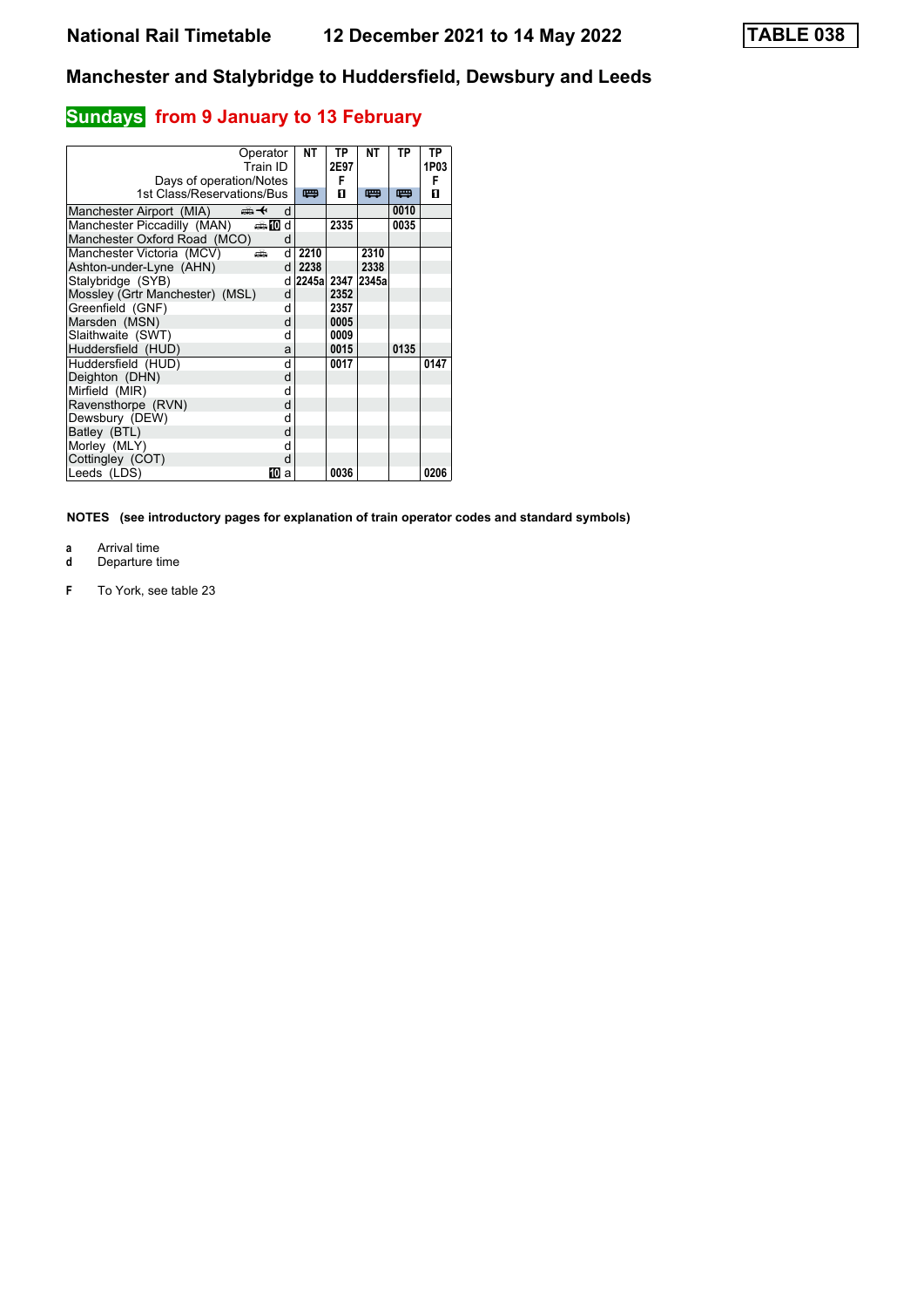# National Rail Timetable 12 December 2021 to 14 May 2022

**TABLE 038**

## Manchester and Stalybridge to Huddersfield, Dewsbury and Leeds

### Sundays from 9 January to 13 February

| Operator | | NT | TP | NT | TP | TP |
|---|---|---|---|---|---|---|
| Train ID | | | 2E97 | | | 1P03 |
| Days of operation/Notes | | | F | | | F |
| 1st Class/Reservations/Bus | | 🚌 | 🅁 | 🚌 | 🚌 | 🅁 |
| Manchester Airport (MIA) | d | | | | 0010 | |
| Manchester Piccadilly (MAN) | d | | 2335 | | 0035 | |
| Manchester Oxford Road (MCO) | d | | | | | |
| Manchester Victoria (MCV) | d | 2210 | | 2310 | | |
| Ashton-under-Lyne (AHN) | d | 2238 | | 2338 | | |
| Stalybridge (SYB) | d | 2245a | 2347 | 2345a | | |
| Mossley (Grtr Manchester) (MSL) | d | | 2352 | | | |
| Greenfield (GNF) | d | | 2357 | | | |
| Marsden (MSN) | d | | 0005 | | | |
| Slaithwaite (SWT) | d | | 0009 | | | |
| Huddersfield (HUD) | a | | 0015 | | 0135 | |
| Huddersfield (HUD) | d | | 0017 | | | 0147 |
| Deighton (DHN) | d | | | | | |
| Mirfield (MIR) | d | | | | | |
| Ravensthorpe (RVN) | d | | | | | |
| Dewsbury (DEW) | d | | | | | |
| Batley (BTL) | d | | | | | |
| Morley (MLY) | d | | | | | |
| Cottingley (COT) | d | | | | | |
| Leeds (LDS) | a | | 0036 | | | 0206 |

**NOTES (see introductory pages for explanation of train operator codes and standard symbols)**

- **a** Arrival time
- **d** Departure time

- **F** To York, see table 23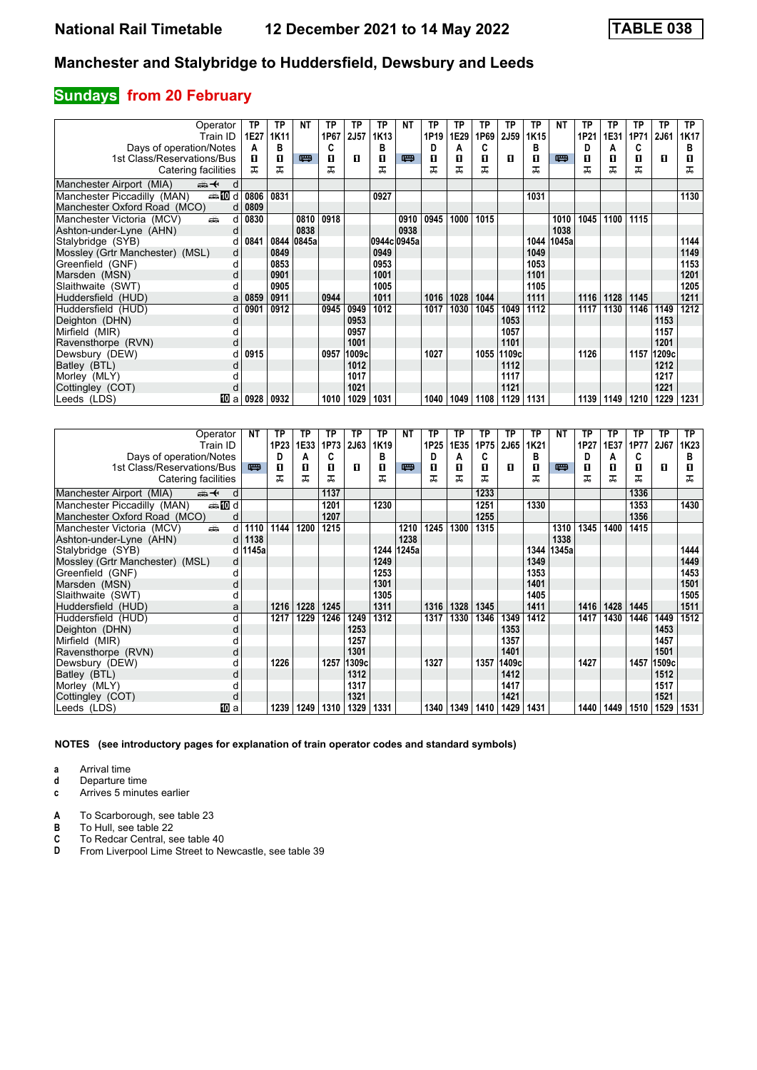# National Rail Timetable — 12 December 2021 to 14 May 2022 — TABLE 038

## Manchester and Stalybridge to Huddersfield, Dewsbury and Leeds

### Sundays from 20 February

| Operator | | TP | TP | NT | TP | TP | TP | NT | TP | TP | TP | TP | TP | NT | TP | TP | TP | TP | TP |
|---|---|---|---|---|---|---|---|---|---|---|---|---|---|---|---|---|---|---|---|
| Train ID | | 1E27 | 1K11 | | 1P67 | 2J57 | 1K13 | | 1P19 | 1E29 | 1P69 | 2J59 | 1K15 | | 1P21 | 1E31 | 1P71 | 2J61 | 1K17 |
| Days of operation/Notes | | A | B | | C | | B | | D | A | C | | B | | D | A | C | | B |
| 1st Class/Reservations/Bus | | ■ | ■ | 🚌 | ■ | ■ | ■ | 🚌 | ■ | ■ | ■ | ■ | ■ | 🚌 | ■ | ■ | ■ | ■ | ■ |
| Catering facilities | | 🛒 | 🛒 | | 🛒 | | 🛒 | | 🛒 | 🛒 | 🛒 | | 🛒 | | 🛒 | 🛒 | 🛒 | | 🛒 |
| Manchester Airport (MIA) | d | | | | | | | | | | | | | | | | | | |
| Manchester Piccadilly (MAN) | d | 0806 | 0831 | | | | 0927 | | | | | | 1031 | | | | | | 1130 |
| Manchester Oxford Road (MCO) | d | 0809 | | | | | | | | | | | | | | | | | |
| Manchester Victoria (MCV) | d | 0830 | | 0810 | 0918 | | | 0910 | 0945 | 1000 | 1015 | | | 1010 | 1045 | 1100 | 1115 | | |
| Ashton-under-Lyne (AHN) | d | | | 0838 | | | | 0938 | | | | | | 1038 | | | | | |
| Stalybridge (SYB) | d | 0841 | 0844 | 0845a | | | 0944c | 0945a | | | | | 1044 | 1045a | | | | | 1144 |
| Mossley (Grtr Manchester) (MSL) | d | | 0849 | | | | 0949 | | | | | | 1049 | | | | | | 1149 |
| Greenfield (GNF) | d | | 0853 | | | | 0953 | | | | | | 1053 | | | | | | 1153 |
| Marsden (MSN) | d | | 0901 | | | | 1001 | | | | | | 1101 | | | | | | 1201 |
| Slaithwaite (SWT) | d | | 0905 | | | | 1005 | | | | | | 1105 | | | | | | 1205 |
| Huddersfield (HUD) | a | 0859 | 0911 | | 0944 | | 1011 | | 1016 | 1028 | 1044 | | 1111 | | 1116 | 1128 | 1145 | | 1211 |
| Huddersfield (HUD) | d | 0901 | 0912 | | 0945 | 0949 | 1012 | | 1017 | 1030 | 1045 | 1049 | 1112 | | 1117 | 1130 | 1146 | 1149 | 1212 |
| Deighton (DHN) | d | | | | | 0953 | | | | | | 1053 | | | | | | 1153 | |
| Mirfield (MIR) | d | | | | | 0957 | | | | | | 1057 | | | | | | 1157 | |
| Ravensthorpe (RVN) | d | | | | | 1001 | | | | | | 1101 | | | | | | 1201 | |
| Dewsbury (DEW) | d | 0915 | | | 0957 | 1009c | | | 1027 | | 1055 | 1109c | | | 1126 | | 1157 | 1209c | |
| Batley (BTL) | d | | | | | 1012 | | | | | | 1112 | | | | | | 1212 | |
| Morley (MLY) | d | | | | | 1017 | | | | | | 1117 | | | | | | 1217 | |
| Cottingley (COT) | d | | | | | 1021 | | | | | | 1121 | | | | | | 1221 | |
| Leeds (LDS) | a | 0928 | 0932 | | 1010 | 1029 | 1031 | | 1040 | 1049 | 1108 | 1129 | 1131 | | 1139 | 1149 | 1210 | 1229 | 1231 |

| Operator | | NT | TP | TP | TP | TP | TP | NT | TP | TP | TP | TP | TP | NT | TP | TP | TP | TP | TP |
|---|---|---|---|---|---|---|---|---|---|---|---|---|---|---|---|---|---|---|---|
| Train ID | | | 1P23 | 1E33 | 1P73 | 2J63 | 1K19 | | 1P25 | 1E35 | 1P75 | 2J65 | 1K21 | | 1P27 | 1E37 | 1P77 | 2J67 | 1K23 |
| Days of operation/Notes | | | D | A | C | | B | | D | A | C | | B | | D | A | C | | B |
| 1st Class/Reservations/Bus | | 🚌 | ■ | ■ | ■ | ■ | ■ | 🚌 | ■ | ■ | ■ | ■ | ■ | 🚌 | ■ | ■ | ■ | ■ | ■ |
| Catering facilities | | | 🛒 | 🛒 | 🛒 | | 🛒 | | 🛒 | 🛒 | 🛒 | | 🛒 | | 🛒 | 🛒 | 🛒 | | 🛒 |
| Manchester Airport (MIA) | d | | | | 1137 | | | | | | 1233 | | | | | | 1336 | | |
| Manchester Piccadilly (MAN) | d | | | | 1201 | | 1230 | | | | 1251 | | 1330 | | | | 1353 | | 1430 |
| Manchester Oxford Road (MCO) | d | | | | 1207 | | | | | | 1255 | | | | | | 1356 | | |
| Manchester Victoria (MCV) | d | 1110 | 1144 | 1200 | 1215 | | | 1210 | 1245 | 1300 | 1315 | | | 1310 | 1345 | 1400 | 1415 | | |
| Ashton-under-Lyne (AHN) | d | 1138 | | | | | | 1238 | | | | | | 1338 | | | | | |
| Stalybridge (SYB) | d | 1145a | | | | | 1244 | 1245a | | | | | 1344 | 1345a | | | | | 1444 |
| Mossley (Grtr Manchester) (MSL) | d | | | | | | 1249 | | | | | | 1349 | | | | | | 1449 |
| Greenfield (GNF) | d | | | | | | 1253 | | | | | | 1353 | | | | | | 1453 |
| Marsden (MSN) | d | | | | | | 1301 | | | | | | 1401 | | | | | | 1501 |
| Slaithwaite (SWT) | d | | | | | | 1305 | | | | | | 1405 | | | | | | 1505 |
| Huddersfield (HUD) | a | | 1216 | 1228 | 1245 | | 1311 | | 1316 | 1328 | 1345 | | 1411 | | 1416 | 1428 | 1445 | | 1511 |
| Huddersfield (HUD) | d | | 1217 | 1229 | 1246 | 1249 | 1312 | | 1317 | 1330 | 1346 | 1349 | 1412 | | 1417 | 1430 | 1446 | 1449 | 1512 |
| Deighton (DHN) | d | | | | | 1253 | | | | | | 1353 | | | | | | 1453 | |
| Mirfield (MIR) | d | | | | | 1257 | | | | | | 1357 | | | | | | 1457 | |
| Ravensthorpe (RVN) | d | | | | | 1301 | | | | | | 1401 | | | | | | 1501 | |
| Dewsbury (DEW) | d | | 1226 | | 1257 | 1309c | | | 1327 | | 1357 | 1409c | | | 1427 | | 1457 | 1509c | |
| Batley (BTL) | d | | | | | 1312 | | | | | | 1412 | | | | | | 1512 | |
| Morley (MLY) | d | | | | | 1317 | | | | | | 1417 | | | | | | 1517 | |
| Cottingley (COT) | d | | | | | 1321 | | | | | | 1421 | | | | | | 1521 | |
| Leeds (LDS) | a | | 1239 | 1249 | 1310 | 1329 | 1331 | | 1340 | 1349 | 1410 | 1429 | 1431 | | 1440 | 1449 | 1510 | 1529 | 1531 |

**NOTES (see introductory pages for explanation of train operator codes and standard symbols)**

- **a** Arrival time
- **d** Departure time
- **c** Arrives 5 minutes earlier

- **A** To Scarborough, see table 23
- **B** To Hull, see table 22
- **C** To Redcar Central, see table 40
- **D** From Liverpool Lime Street to Newcastle, see table 39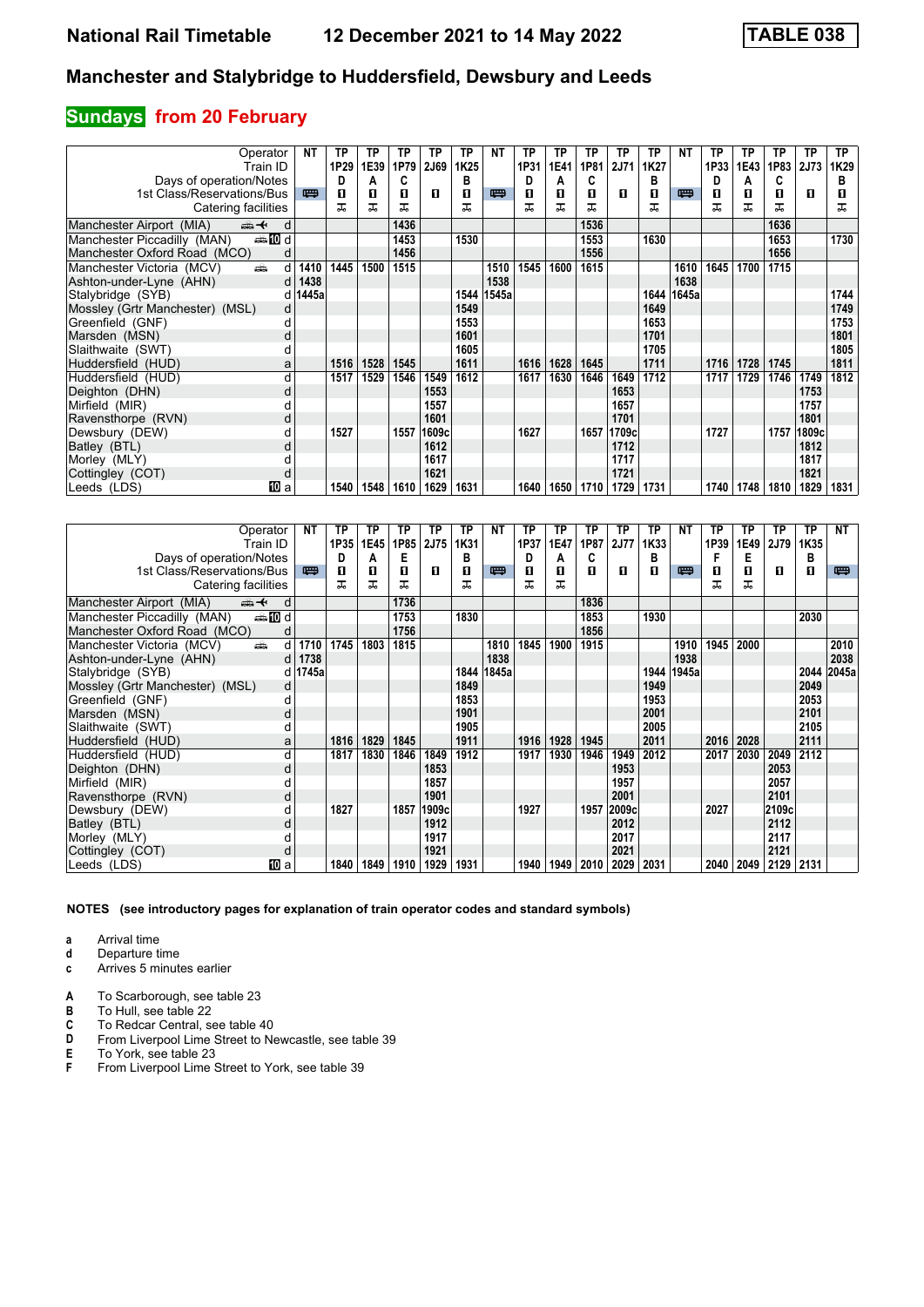# National Rail Timetable 12 December 2021 to 14 May 2022 TABLE 038

## Manchester and Stalybridge to Huddersfield, Dewsbury and Leeds

### Sundays from 20 February

| Operator | | NT | TP | TP | TP | TP | TP | NT | TP | TP | TP | TP | TP | NT | TP | TP | TP | TP | TP |
|---|---|---|---|---|---|---|---|---|---|---|---|---|---|---|---|---|---|---|---|
| Train ID | | | 1P29 | 1E39 | 1P79 | 2J69 | 1K25 | | 1P31 | 1E41 | 1P81 | 2J71 | 1K27 | | 1P33 | 1E43 | 1P83 | 2J73 | 1K29 |
| Days of operation/Notes | | | D | A | C | | B | | D | A | C | | B | | D | A | C | | B |
| 1st Class/Reservations/Bus | | 🚌 | ■ | ■ | ■ | ■ | ■ | 🚌 | ■ | ■ | ■ | ■ | ■ | 🚌 | ■ | ■ | ■ | ■ | ■ |
| Catering facilities | | | ⊼ | ⊼ | ⊼ | | ⊼ | | ⊼ | ⊼ | ⊼ | | ⊼ | | ⊼ | ⊼ | ⊼ | | ⊼ |
| Manchester Airport (MIA) | d | | | | 1436 | | | | | | 1536 | | | | | | 1636 | | |
| Manchester Piccadilly (MAN) | d | | | | 1453 | | 1530 | | | | 1553 | | 1630 | | | | 1653 | | 1730 |
| Manchester Oxford Road (MCO) | d | | | | 1456 | | | | | | 1556 | | | | | | 1656 | | |
| Manchester Victoria (MCV) | d | 1410 | 1445 | 1500 | 1515 | | | 1510 | 1545 | 1600 | 1615 | | | 1610 | 1645 | 1700 | 1715 | | |
| Ashton-under-Lyne (AHN) | d | 1438 | | | | | | 1538 | | | | | | 1638 | | | | | |
| Stalybridge (SYB) | d | 1445a | | | | | 1544 | 1545a | | | | | 1644 | 1645a | | | | | 1744 |
| Mossley (Grtr Manchester) (MSL) | d | | | | | | 1549 | | | | | | 1649 | | | | | | 1749 |
| Greenfield (GNF) | d | | | | | | 1553 | | | | | | 1653 | | | | | | 1753 |
| Marsden (MSN) | d | | | | | | 1601 | | | | | | 1701 | | | | | | 1801 |
| Slaithwaite (SWT) | d | | | | | | 1605 | | | | | | 1705 | | | | | | 1805 |
| Huddersfield (HUD) | a | | 1516 | 1528 | 1545 | | 1611 | | 1616 | 1628 | 1645 | | 1711 | | 1716 | 1728 | 1745 | | 1811 |
| Huddersfield (HUD) | d | | 1517 | 1529 | 1546 | 1549 | 1612 | | 1617 | 1630 | 1646 | 1649 | 1712 | | 1717 | 1729 | 1746 | 1749 | 1812 |
| Deighton (DHN) | d | | | | | 1553 | | | | | | 1653 | | | | | | 1753 | |
| Mirfield (MIR) | d | | | | | 1557 | | | | | | 1657 | | | | | | 1757 | |
| Ravensthorpe (RVN) | d | | | | | 1601 | | | | | | 1701 | | | | | | 1801 | |
| Dewsbury (DEW) | d | | 1527 | | 1557 | 1609c | | | 1627 | | 1657 | 1709c | | | 1727 | | 1757 | 1809c | |
| Batley (BTL) | d | | | | | 1612 | | | | | | 1712 | | | | | | 1812 | |
| Morley (MLY) | d | | | | | 1617 | | | | | | 1717 | | | | | | 1817 | |
| Cottingley (COT) | d | | | | | 1621 | | | | | | 1721 | | | | | | 1821 | |
| Leeds (LDS) | a | | 1540 | 1548 | 1610 | 1629 | 1631 | | 1640 | 1650 | 1710 | 1729 | 1731 | | 1740 | 1748 | 1810 | 1829 | 1831 |

| Operator | | NT | TP | TP | TP | TP | TP | NT | TP | TP | TP | TP | TP | NT | TP | TP | TP | TP | NT |
|---|---|---|---|---|---|---|---|---|---|---|---|---|---|---|---|---|---|---|---|
| Train ID | | | 1P35 | 1E45 | 1P85 | 2J75 | 1K31 | | 1P37 | 1E47 | 1P87 | 2J77 | 1K33 | | 1P39 | 1E49 | 2J79 | 1K35 | |
| Days of operation/Notes | | | D | A | E | | B | | D | A | C | | B | | F | E | | B | |
| 1st Class/Reservations/Bus | | 🚌 | ■ | ■ | ■ | ■ | ■ | 🚌 | ■ | ■ | ■ | ■ | ■ | 🚌 | ■ | ■ | ■ | ■ | 🚌 |
| Catering facilities | | | ⊼ | ⊼ | ⊼ | | ⊼ | | ⊼ | ⊼ | | | | | ⊼ | ⊼ | | | |
| Manchester Airport (MIA) | d | | | | 1736 | | | | | | 1836 | | | | | | | | |
| Manchester Piccadilly (MAN) | d | | | | 1753 | | 1830 | | | | 1853 | | 1930 | | | | | 2030 | |
| Manchester Oxford Road (MCO) | d | | | | 1756 | | | | | | 1856 | | | | | | | | |
| Manchester Victoria (MCV) | d | 1710 | 1745 | 1803 | 1815 | | | 1810 | 1845 | 1900 | 1915 | | | 1910 | 1945 | 2000 | | | 2010 |
| Ashton-under-Lyne (AHN) | d | 1738 | | | | | | 1838 | | | | | | 1938 | | | | | 2038 |
| Stalybridge (SYB) | d | 1745a | | | | | 1844 | 1845a | | | | | 1944 | 1945a | | | | 2044 | 2045a |
| Mossley (Grtr Manchester) (MSL) | d | | | | | | 1849 | | | | | | 1949 | | | | | 2049 | |
| Greenfield (GNF) | d | | | | | | 1853 | | | | | | 1953 | | | | | 2053 | |
| Marsden (MSN) | d | | | | | | 1901 | | | | | | 2001 | | | | | 2101 | |
| Slaithwaite (SWT) | d | | | | | | 1905 | | | | | | 2005 | | | | | 2105 | |
| Huddersfield (HUD) | a | | 1816 | 1829 | 1845 | | 1911 | | 1916 | 1928 | 1945 | | 2011 | | 2016 | 2028 | | 2111 | |
| Huddersfield (HUD) | d | | 1817 | 1830 | 1846 | 1849 | 1912 | | 1917 | 1930 | 1946 | 1949 | 2012 | | 2017 | 2030 | 2049 | 2112 | |
| Deighton (DHN) | d | | | | | 1853 | | | | | | 1953 | | | | | 2053 | | |
| Mirfield (MIR) | d | | | | | 1857 | | | | | | 1957 | | | | | 2057 | | |
| Ravensthorpe (RVN) | d | | | | | 1901 | | | | | | 2001 | | | | | 2101 | | |
| Dewsbury (DEW) | d | | 1827 | | 1857 | 1909c | | | 1927 | | 1957 | 2009c | | | 2027 | | 2109c | | |
| Batley (BTL) | d | | | | | 1912 | | | | | | 2012 | | | | | 2112 | | |
| Morley (MLY) | d | | | | | 1917 | | | | | | 2017 | | | | | 2117 | | |
| Cottingley (COT) | d | | | | | 1921 | | | | | | 2021 | | | | | 2121 | | |
| Leeds (LDS) | a | | 1840 | 1849 | 1910 | 1929 | 1931 | | 1940 | 1949 | 2010 | 2029 | 2031 | | 2040 | 2049 | 2129 | 2131 | |

**NOTES (see introductory pages for explanation of train operator codes and standard symbols)**

- **a** Arrival time
- **d** Departure time
- **c** Arrives 5 minutes earlier

- **A** To Scarborough, see table 23
- **B** To Hull, see table 22
- **C** To Redcar Central, see table 40
- **D** From Liverpool Lime Street to Newcastle, see table 39
- **E** To York, see table 23
- **F** From Liverpool Lime Street to York, see table 39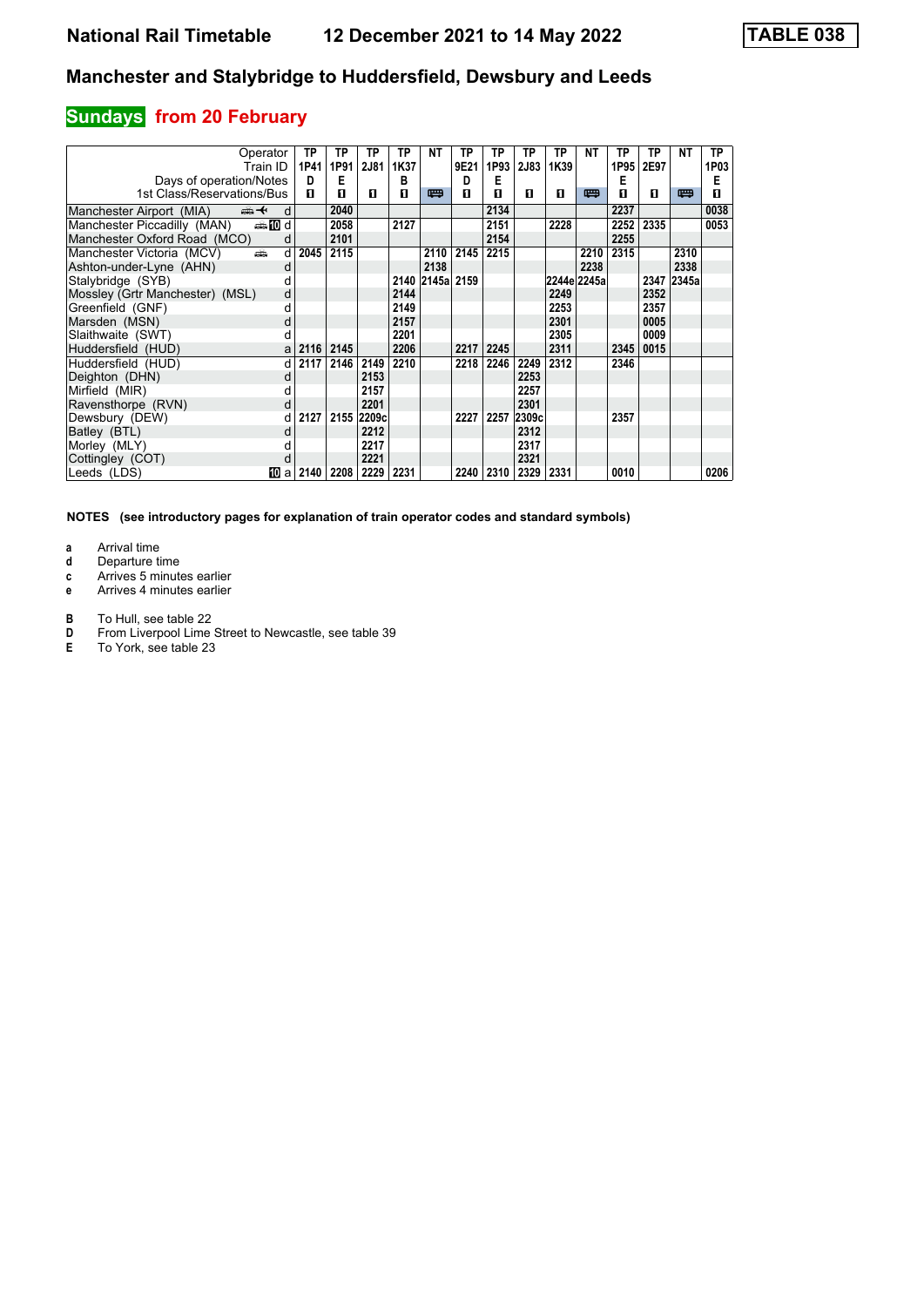# National Rail Timetable 12 December 2021 to 14 May 2022 TABLE 038

## Manchester and Stalybridge to Huddersfield, Dewsbury and Leeds

### Sundays from 20 February

| Operator | | TP | TP | TP | TP | NT | TP | TP | TP | TP | NT | TP | TP | NT | TP |
|---|---|---|---|---|---|---|---|---|---|---|---|---|---|---|---|
| Train ID | | 1P41 | 1P91 | 2J81 | 1K37 | | 9E21 | 1P93 | 2J83 | 1K39 | | 1P95 | 2E97 | | 1P03 |
| Days of operation/Notes | | D | E | | B | | D | E | | | | E | | | E |
| 1st Class/Reservations/Bus | | 1 | 1 | 1 | 1 | 🚌 | 1 | 1 | 1 | 1 | 🚌 | 1 | 1 | 🚌 | 1 |
| Manchester Airport (MIA) | d | | 2040 | | | | | 2134 | | | | 2237 | | | 0038 |
| Manchester Piccadilly (MAN) | d | | 2058 | | 2127 | | | 2151 | | 2228 | | 2252 | 2335 | | 0053 |
| Manchester Oxford Road (MCO) | d | | 2101 | | | | | 2154 | | | | 2255 | | | |
| Manchester Victoria (MCV) | d | 2045 | 2115 | | | 2110 | 2145 | 2215 | | | 2210 | 2315 | | 2310 | |
| Ashton-under-Lyne (AHN) | d | | | | | 2138 | | | | | 2238 | | | 2338 | |
| Stalybridge (SYB) | d | | | | 2140 | 2145a | 2159 | | | 2244e | 2245a | | 2347 | 2345a | |
| Mossley (Grtr Manchester) (MSL) | d | | | | 2144 | | | | | 2249 | | | 2352 | | |
| Greenfield (GNF) | d | | | | 2149 | | | | | 2253 | | | 2357 | | |
| Marsden (MSN) | d | | | | 2157 | | | | | 2301 | | | 0005 | | |
| Slaithwaite (SWT) | d | | | | 2201 | | | | | 2305 | | | 0009 | | |
| Huddersfield (HUD) | a | 2116 | 2145 | | 2206 | | 2217 | 2245 | | 2311 | | 2345 | 0015 | | |
| Huddersfield (HUD) | d | 2117 | 2146 | 2149 | 2210 | | 2218 | 2246 | 2249 | 2312 | | 2346 | | | |
| Deighton (DHN) | d | | | 2153 | | | | | 2253 | | | | | | |
| Mirfield (MIR) | d | | | 2157 | | | | | 2257 | | | | | | |
| Ravensthorpe (RVN) | d | | | 2201 | | | | | 2301 | | | | | | |
| Dewsbury (DEW) | d | 2127 | 2155 | 2209c | | | 2227 | 2257 | 2309c | | | 2357 | | | |
| Batley (BTL) | d | | | 2212 | | | | | 2312 | | | | | | |
| Morley (MLY) | d | | | 2217 | | | | | 2317 | | | | | | |
| Cottingley (COT) | d | | | 2221 | | | | | 2321 | | | | | | |
| Leeds (LDS) | a | 2140 | 2208 | 2229 | 2231 | | 2240 | 2310 | 2329 | 2331 | | 0010 | | | 0206 |

**NOTES (see introductory pages for explanation of train operator codes and standard symbols)**

- **a** Arrival time
- **d** Departure time
- **c** Arrives 5 minutes earlier
- **e** Arrives 4 minutes earlier

- **B** To Hull, see table 22
- **D** From Liverpool Lime Street to Newcastle, see table 39
- **E** To York, see table 23